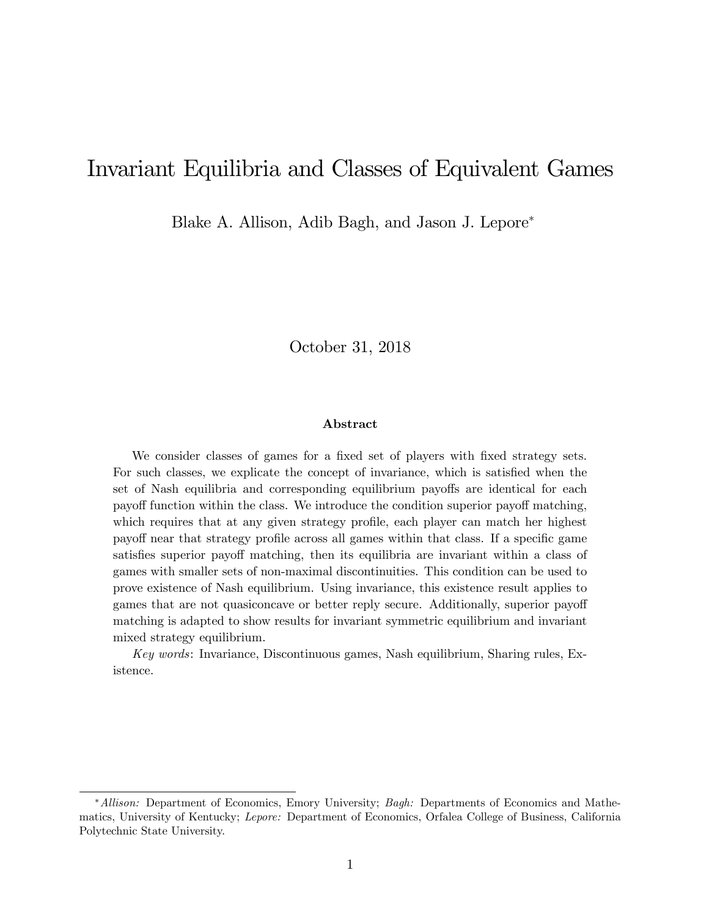# Invariant Equilibria and Classes of Equivalent Games

Blake A. Allison, Adib Bagh, and Jason J. Lepore*

October 31, 2018

### Abstract

We consider classes of games for a fixed set of players with fixed strategy sets. For such classes, we explicate the concept of invariance, which is satisfied when the set of Nash equilibria and corresponding equilibrium payoffs are identical for each payoff function within the class. We introduce the condition superior payoff matching, which requires that at any given strategy profile, each player can match her highest payoff near that strategy profile across all games within that class. If a specific game satisfies superior payoff matching, then its equilibria are invariant within a class of games with smaller sets of non-maximal discontinuities. This condition can be used to prove existence of Nash equilibrium. Using invariance, this existence result applies to games that are not quasiconcave or better reply secure. Additionally, superior payoff matching is adapted to show results for invariant symmetric equilibrium and invariant mixed strategy equilibrium.

*Key words*: Invariance, Discontinuous games, Nash equilibrium, Sharing rules, Existence.

---

*Allison:* Department of Economics, Emory University; *Bagh:* Departments of Economics and Mathematics, University of Kentucky; *Lepore:* Department of Economics, Orfalea College of Business, California Polytechnic State University.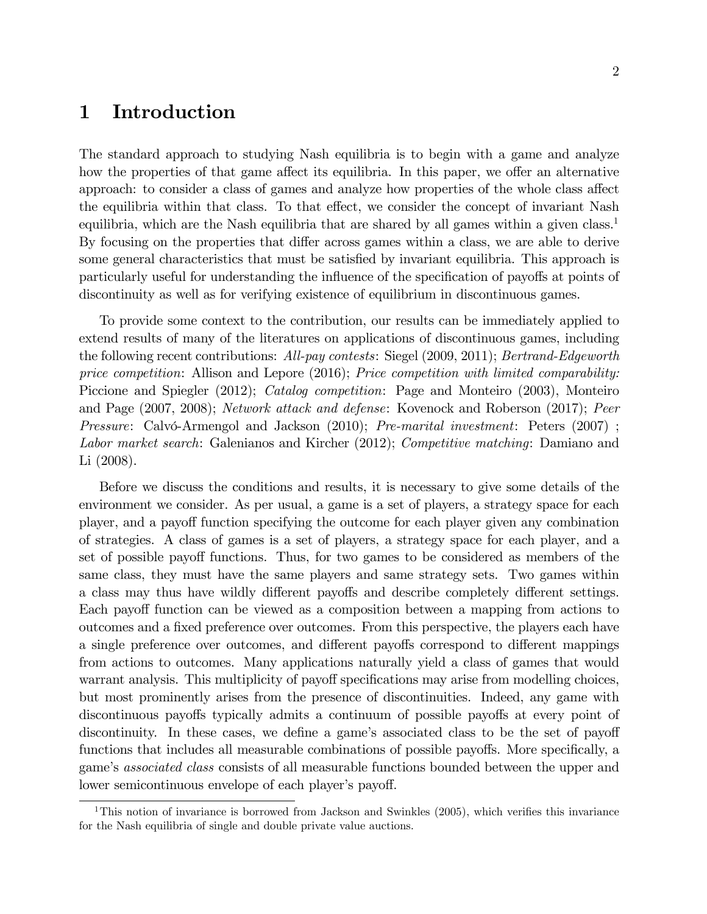# 1 Introduction

The standard approach to studying Nash equilibria is to begin with a game and analyze how the properties of that game affect its equilibria. In this paper, we offer an alternative approach: to consider a class of games and analyze how properties of the whole class affect the equilibria within that class. To that effect, we consider the concept of invariant Nash equilibria, which are the Nash equilibria that are shared by all games within a given class.[1] By focusing on the properties that differ across games within a class, we are able to derive some general characteristics that must be satisfied by invariant equilibria. This approach is particularly useful for understanding the influence of the specification of payoffs at points of discontinuity as well as for verifying existence of equilibrium in discontinuous games.

To provide some context to the contribution, our results can be immediately applied to extend results of many of the literatures on applications of discontinuous games, including the following recent contributions: *All-pay contests*: Siegel (2009, 2011); *Bertrand-Edgeworth price competition*: Allison and Lepore (2016); *Price competition with limited comparability:* Piccione and Spiegler (2012); *Catalog competition*: Page and Monteiro (2003), Monteiro and Page (2007, 2008); *Network attack and defense*: Kovenock and Roberson (2017); *Peer Pressure*: Calvó-Armengol and Jackson (2010); *Pre-marital investment*: Peters (2007) ; *Labor market search*: Galenianos and Kircher (2012); *Competitive matching*: Damiano and Li (2008).

Before we discuss the conditions and results, it is necessary to give some details of the environment we consider. As per usual, a game is a set of players, a strategy space for each player, and a payoff function specifying the outcome for each player given any combination of strategies. A class of games is a set of players, a strategy space for each player, and a set of possible payoff functions. Thus, for two games to be considered as members of the same class, they must have the same players and same strategy sets. Two games within a class may thus have wildly different payoffs and describe completely different settings. Each payoff function can be viewed as a composition between a mapping from actions to outcomes and a fixed preference over outcomes. From this perspective, the players each have a single preference over outcomes, and different payoffs correspond to different mappings from actions to outcomes. Many applications naturally yield a class of games that would warrant analysis. This multiplicity of payoff specifications may arise from modelling choices, but most prominently arises from the presence of discontinuities. Indeed, any game with discontinuous payoffs typically admits a continuum of possible payoffs at every point of discontinuity. In these cases, we define a game's associated class to be the set of payoff functions that includes all measurable combinations of possible payoffs. More specifically, a game's *associated class* consists of all measurable functions bounded between the upper and lower semicontinuous envelope of each player's payoff.

[1] This notion of invariance is borrowed from Jackson and Swinkles (2005), which verifies this invariance for the Nash equilibria of single and double private value auctions.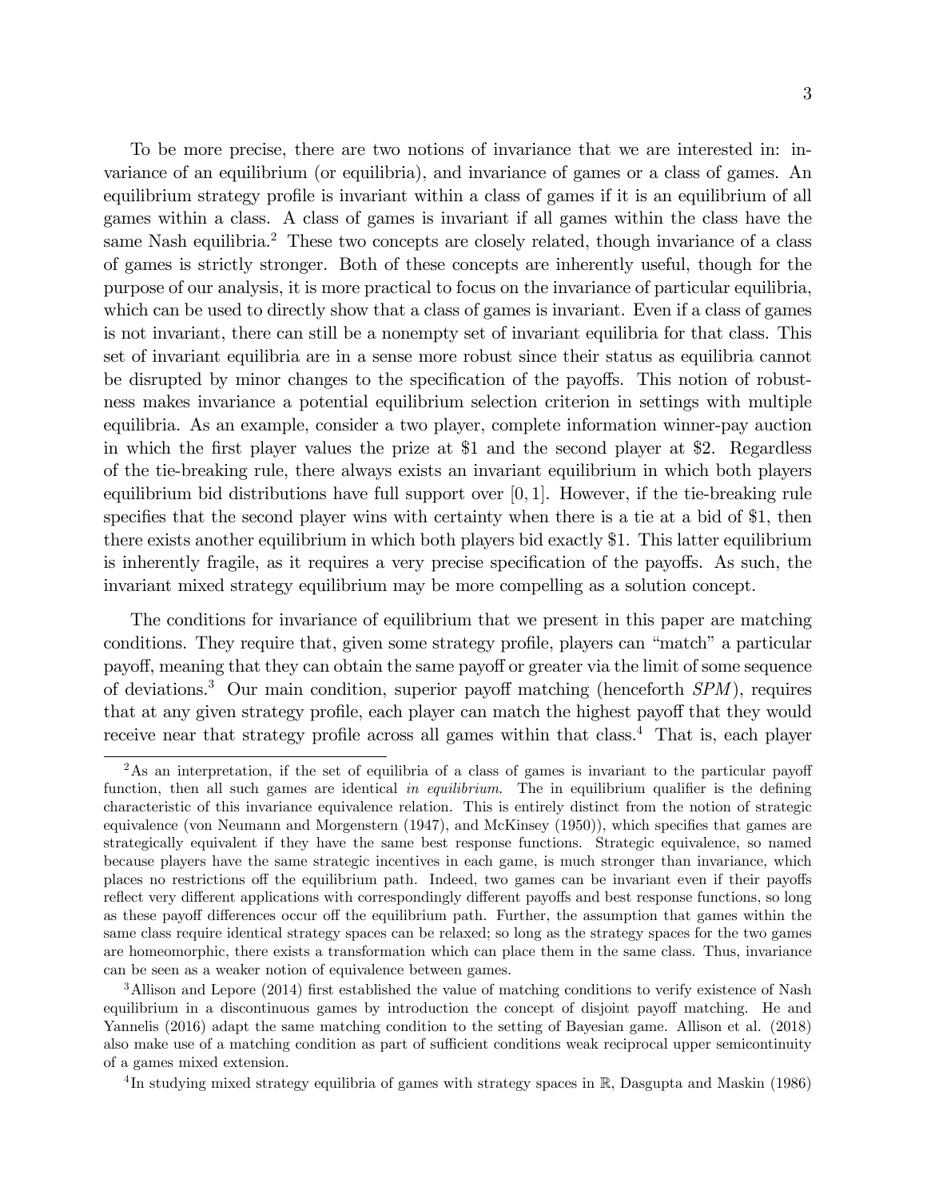To be more precise, there are two notions of invariance that we are interested in: invariance of an equilibrium (or equilibria), and invariance of games or a class of games. An equilibrium strategy profile is invariant within a class of games if it is an equilibrium of all games within a class. A class of games is invariant if all games within the class have the same Nash equilibria.[2] These two concepts are closely related, though invariance of a class of games is strictly stronger. Both of these concepts are inherently useful, though for the purpose of our analysis, it is more practical to focus on the invariance of particular equilibria, which can be used to directly show that a class of games is invariant. Even if a class of games is not invariant, there can still be a nonempty set of invariant equilibria for that class. This set of invariant equilibria are in a sense more robust since their status as equilibria cannot be disrupted by minor changes to the specification of the payoffs. This notion of robustness makes invariance a potential equilibrium selection criterion in settings with multiple equilibria. As an example, consider a two player, complete information winner-pay auction in which the first player values the prize at \$1 and the second player at \$2. Regardless of the tie-breaking rule, there always exists an invariant equilibrium in which both players equilibrium bid distributions have full support over $[0, 1]$. However, if the tie-breaking rule specifies that the second player wins with certainty when there is a tie at a bid of \$1, then there exists another equilibrium in which both players bid exactly \$1. This latter equilibrium is inherently fragile, as it requires a very precise specification of the payoffs. As such, the invariant mixed strategy equilibrium may be more compelling as a solution concept.

The conditions for invariance of equilibrium that we present in this paper are matching conditions. They require that, given some strategy profile, players can "match" a particular payoff, meaning that they can obtain the same payoff or greater via the limit of some sequence of deviations.[3] Our main condition, superior payoff matching (henceforth *SPM*), requires that at any given strategy profile, each player can match the highest payoff that they would receive near that strategy profile across all games within that class.[4] That is, each player

---

[2] As an interpretation, if the set of equilibria of a class of games is invariant to the particular payoff function, then all such games are identical *in equilibrium*. The in equilibrium qualifier is the defining characteristic of this invariance equivalence relation. This is entirely distinct from the notion of strategic equivalence (von Neumann and Morgenstern (1947), and McKinsey (1950)), which specifies that games are strategically equivalent if they have the same best response functions. Strategic equivalence, so named because players have the same strategic incentives in each game, is much stronger than invariance, which places no restrictions off the equilibrium path. Indeed, two games can be invariant even if their payoffs reflect very different applications with correspondingly different payoffs and best response functions, so long as these payoff differences occur off the equilibrium path. Further, the assumption that games within the same class require identical strategy spaces can be relaxed; so long as the strategy spaces for the two games are homeomorphic, there exists a transformation which can place them in the same class. Thus, invariance can be seen as a weaker notion of equivalence between games.

[3] Allison and Lepore (2014) first established the value of matching conditions to verify existence of Nash equilibrium in a discontinuous games by introduction the concept of disjoint payoff matching. He and Yannelis (2016) adapt the same matching condition to the setting of Bayesian game. Allison et al. (2018) also make use of a matching condition as part of sufficient conditions weak reciprocal upper semicontinuity of a games mixed extension.

[4] In studying mixed strategy equilibria of games with strategy spaces in $\mathbb{R}$, Dasgupta and Maskin (1986)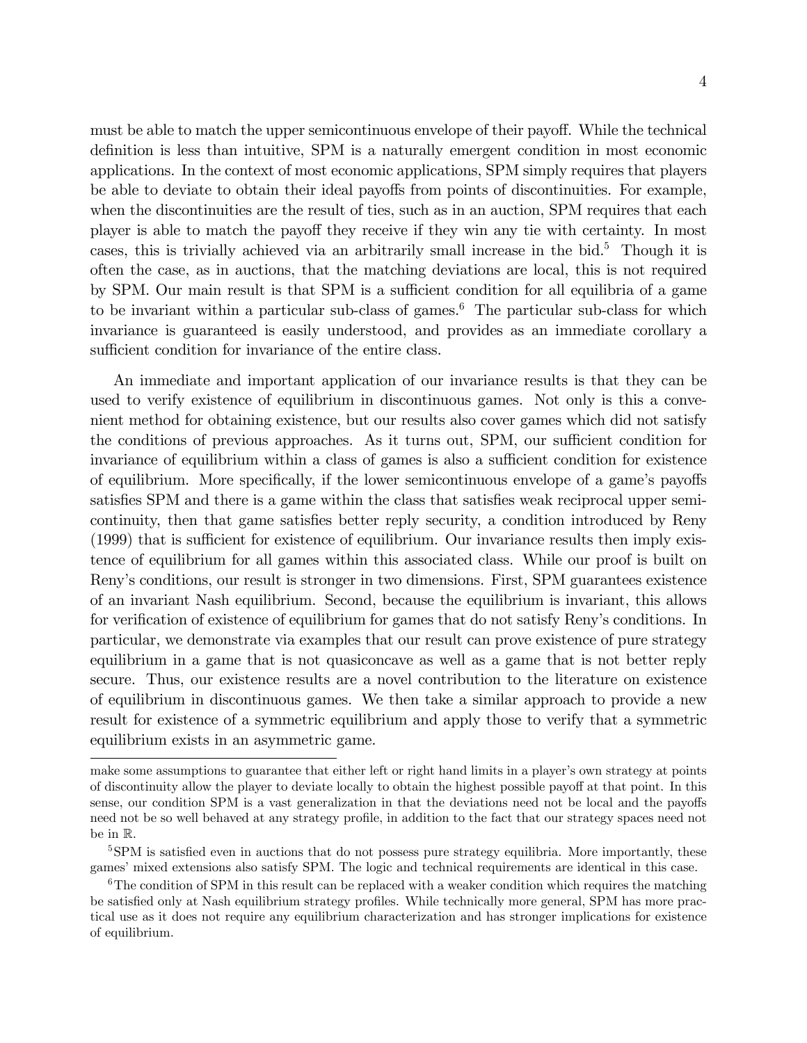must be able to match the upper semicontinuous envelope of their payoff. While the technical definition is less than intuitive, SPM is a naturally emergent condition in most economic applications. In the context of most economic applications, SPM simply requires that players be able to deviate to obtain their ideal payoffs from points of discontinuities. For example, when the discontinuities are the result of ties, such as in an auction, SPM requires that each player is able to match the payoff they receive if they win any tie with certainty. In most cases, this is trivially achieved via an arbitrarily small increase in the bid.[5] Though it is often the case, as in auctions, that the matching deviations are local, this is not required by SPM. Our main result is that SPM is a sufficient condition for all equilibria of a game to be invariant within a particular sub-class of games.[6] The particular sub-class for which invariance is guaranteed is easily understood, and provides as an immediate corollary a sufficient condition for invariance of the entire class.

An immediate and important application of our invariance results is that they can be used to verify existence of equilibrium in discontinuous games. Not only is this a convenient method for obtaining existence, but our results also cover games which did not satisfy the conditions of previous approaches. As it turns out, SPM, our sufficient condition for invariance of equilibrium within a class of games is also a sufficient condition for existence of equilibrium. More specifically, if the lower semicontinuous envelope of a game's payoffs satisfies SPM and there is a game within the class that satisfies weak reciprocal upper semicontinuity, then that game satisfies better reply security, a condition introduced by Reny (1999) that is sufficient for existence of equilibrium. Our invariance results then imply existence of equilibrium for all games within this associated class. While our proof is built on Reny's conditions, our result is stronger in two dimensions. First, SPM guarantees existence of an invariant Nash equilibrium. Second, because the equilibrium is invariant, this allows for verification of existence of equilibrium for games that do not satisfy Reny's conditions. In particular, we demonstrate via examples that our result can prove existence of pure strategy equilibrium in a game that is not quasiconcave as well as a game that is not better reply secure. Thus, our existence results are a novel contribution to the literature on existence of equilibrium in discontinuous games. We then take a similar approach to provide a new result for existence of a symmetric equilibrium and apply those to verify that a symmetric equilibrium exists in an asymmetric game.

---

make some assumptions to guarantee that either left or right hand limits in a player's own strategy at points of discontinuity allow the player to deviate locally to obtain the highest possible payoff at that point. In this sense, our condition SPM is a vast generalization in that the deviations need not be local and the payoffs need not be so well behaved at any strategy profile, in addition to the fact that our strategy spaces need not be in $\mathbb{R}$.

[5] SPM is satisfied even in auctions that do not possess pure strategy equilibria. More importantly, these games' mixed extensions also satisfy SPM. The logic and technical requirements are identical in this case.

[6] The condition of SPM in this result can be replaced with a weaker condition which requires the matching be satisfied only at Nash equilibrium strategy profiles. While technically more general, SPM has more practical use as it does not require any equilibrium characterization and has stronger implications for existence of equilibrium.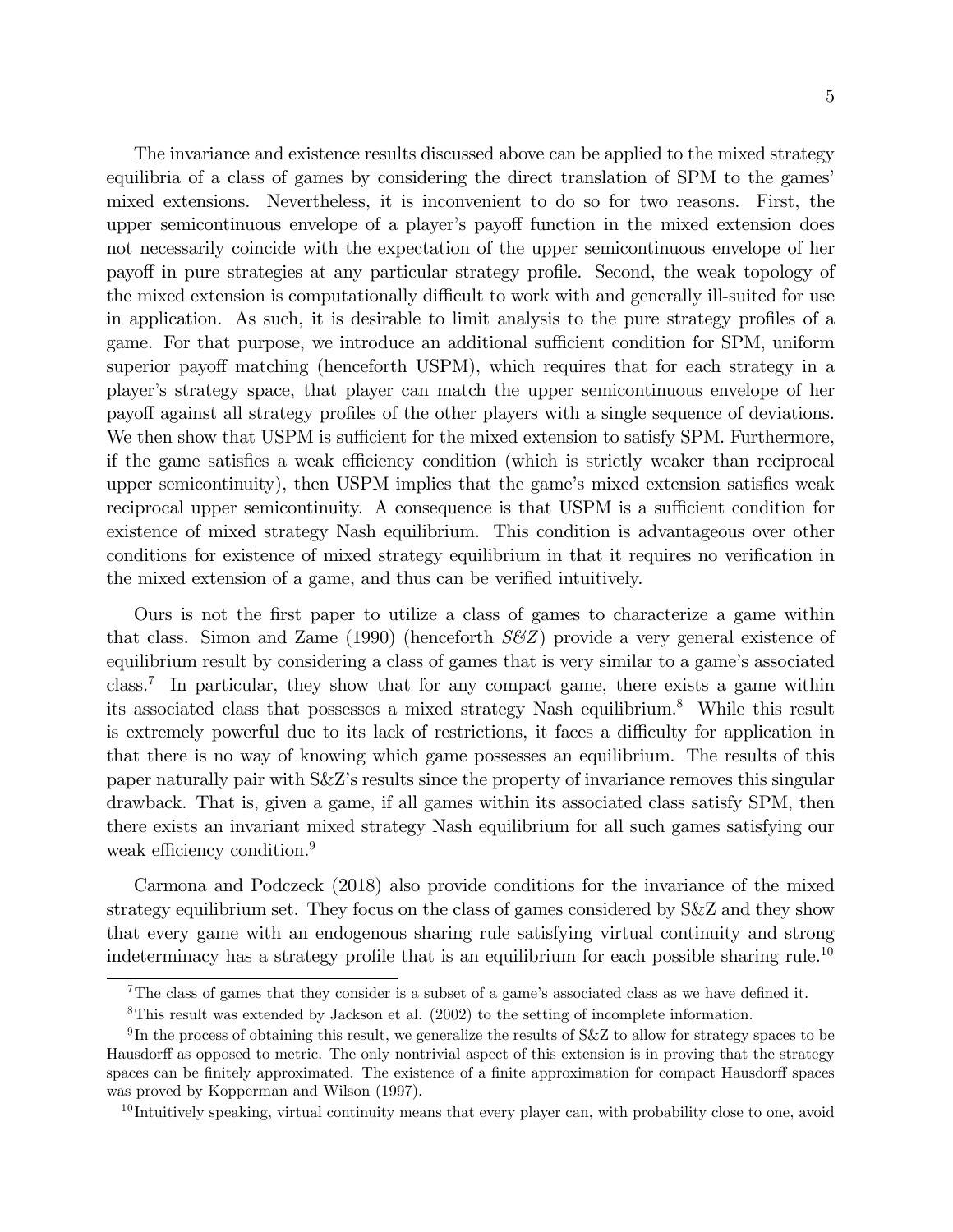The invariance and existence results discussed above can be applied to the mixed strategy equilibria of a class of games by considering the direct translation of SPM to the games' mixed extensions. Nevertheless, it is inconvenient to do so for two reasons. First, the upper semicontinuous envelope of a player's payoff function in the mixed extension does not necessarily coincide with the expectation of the upper semicontinuous envelope of her payoff in pure strategies at any particular strategy profile. Second, the weak topology of the mixed extension is computationally difficult to work with and generally ill-suited for use in application. As such, it is desirable to limit analysis to the pure strategy profiles of a game. For that purpose, we introduce an additional sufficient condition for SPM, uniform superior payoff matching (henceforth USPM), which requires that for each strategy in a player's strategy space, that player can match the upper semicontinuous envelope of her payoff against all strategy profiles of the other players with a single sequence of deviations. We then show that USPM is sufficient for the mixed extension to satisfy SPM. Furthermore, if the game satisfies a weak efficiency condition (which is strictly weaker than reciprocal upper semicontinuity), then USPM implies that the game's mixed extension satisfies weak reciprocal upper semicontinuity. A consequence is that USPM is a sufficient condition for existence of mixed strategy Nash equilibrium. This condition is advantageous over other conditions for existence of mixed strategy equilibrium in that it requires no verification in the mixed extension of a game, and thus can be verified intuitively.

Ours is not the first paper to utilize a class of games to characterize a game within that class. Simon and Zame (1990) (henceforth *S&Z*) provide a very general existence of equilibrium result by considering a class of games that is very similar to a game's associated class.[7] In particular, they show that for any compact game, there exists a game within its associated class that possesses a mixed strategy Nash equilibrium.[8] While this result is extremely powerful due to its lack of restrictions, it faces a difficulty for application in that there is no way of knowing which game possesses an equilibrium. The results of this paper naturally pair with S&Z's results since the property of invariance removes this singular drawback. That is, given a game, if all games within its associated class satisfy SPM, then there exists an invariant mixed strategy Nash equilibrium for all such games satisfying our weak efficiency condition.[9]

Carmona and Podczeck (2018) also provide conditions for the invariance of the mixed strategy equilibrium set. They focus on the class of games considered by S&Z and they show that every game with an endogenous sharing rule satisfying virtual continuity and strong indeterminacy has a strategy profile that is an equilibrium for each possible sharing rule.[10]

---

[7] The class of games that they consider is a subset of a game's associated class as we have defined it.

[8] This result was extended by Jackson et al. (2002) to the setting of incomplete information.

[9] In the process of obtaining this result, we generalize the results of S&Z to allow for strategy spaces to be Hausdorff as opposed to metric. The only nontrivial aspect of this extension is in proving that the strategy spaces can be finitely approximated. The existence of a finite approximation for compact Hausdorff spaces was proved by Kopperman and Wilson (1997).

[10] Intuitively speaking, virtual continuity means that every player can, with probability close to one, avoid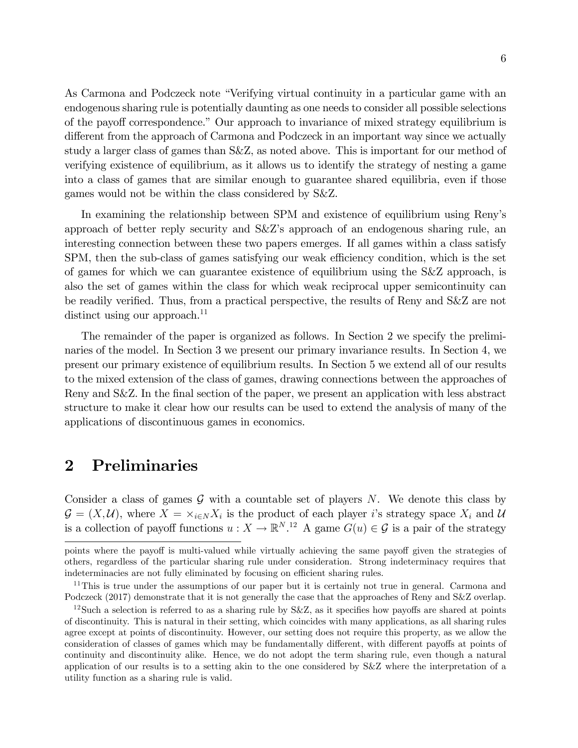As Carmona and Podczeck note "Verifying virtual continuity in a particular game with an endogenous sharing rule is potentially daunting as one needs to consider all possible selections of the payoff correspondence." Our approach to invariance of mixed strategy equilibrium is different from the approach of Carmona and Podczeck in an important way since we actually study a larger class of games than S&Z, as noted above. This is important for our method of verifying existence of equilibrium, as it allows us to identify the strategy of nesting a game into a class of games that are similar enough to guarantee shared equilibria, even if those games would not be within the class considered by S&Z.

In examining the relationship between SPM and existence of equilibrium using Reny's approach of better reply security and S&Z's approach of an endogenous sharing rule, an interesting connection between these two papers emerges. If all games within a class satisfy SPM, then the sub-class of games satisfying our weak efficiency condition, which is the set of games for which we can guarantee existence of equilibrium using the S&Z approach, is also the set of games within the class for which weak reciprocal upper semicontinuity can be readily verified. Thus, from a practical perspective, the results of Reny and S&Z are not distinct using our approach.[11]

The remainder of the paper is organized as follows. In Section 2 we specify the preliminaries of the model. In Section 3 we present our primary invariance results. In Section 4, we present our primary existence of equilibrium results. In Section 5 we extend all of our results to the mixed extension of the class of games, drawing connections between the approaches of Reny and S&Z. In the final section of the paper, we present an application with less abstract structure to make it clear how our results can be used to extend the analysis of many of the applications of discontinuous games in economics.

## 2 Preliminaries

Consider a class of games $\mathcal{G}$ with a countable set of players $N$. We denote this class by $\mathcal{G} = (X, \mathcal{U})$, where $X = \times_{i \in N} X_i$ is the product of each player $i$'s strategy space $X_i$ and $\mathcal{U}$ is a collection of payoff functions $u : X \to \mathbb{R}^N$.[12] A game $G(u) \in \mathcal{G}$ is a pair of the strategy

---

points where the payoff is multi-valued while virtually achieving the same payoff given the strategies of others, regardless of the particular sharing rule under consideration. Strong indeterminacy requires that indeterminacies are not fully eliminated by focusing on efficient sharing rules.

[11] This is true under the assumptions of our paper but it is certainly not true in general. Carmona and Podczeck (2017) demonstrate that it is not generally the case that the approaches of Reny and S&Z overlap.

[12] Such a selection is referred to as a sharing rule by S&Z, as it specifies how payoffs are shared at points of discontinuity. This is natural in their setting, which coincides with many applications, as all sharing rules agree except at points of discontinuity. However, our setting does not require this property, as we allow the consideration of classes of games which may be fundamentally different, with different payoffs at points of continuity and discontinuity alike. Hence, we do not adopt the term sharing rule, even though a natural application of our results is to a setting akin to the one considered by S&Z where the interpretation of a utility function as a sharing rule is valid.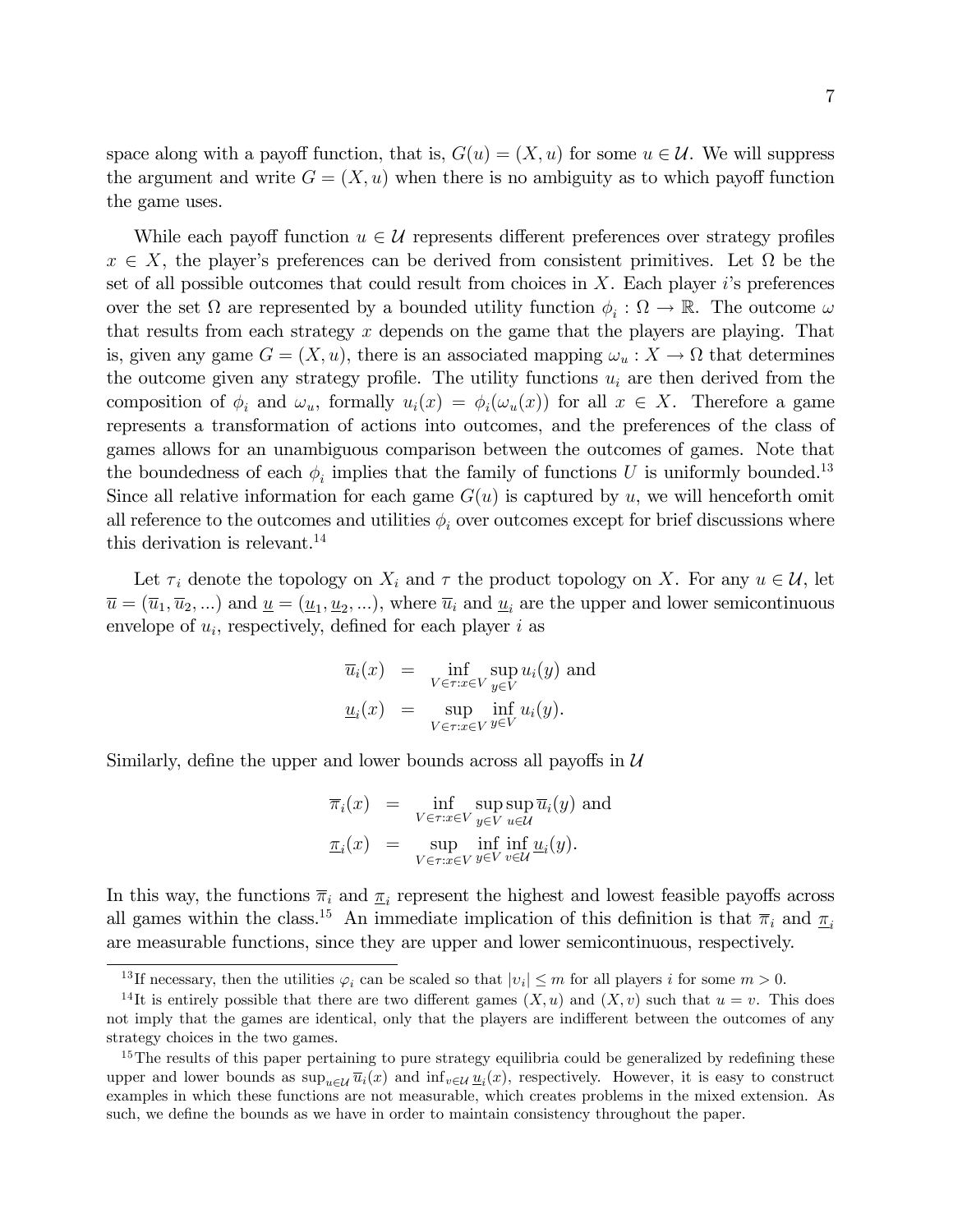space along with a payoff function, that is, $G(u) = (X, u)$ for some $u \in \mathcal{U}$. We will suppress the argument and write $G = (X, u)$ when there is no ambiguity as to which payoff function the game uses.

While each payoff function $u \in \mathcal{U}$ represents different preferences over strategy profiles $x \in X$, the player's preferences can be derived from consistent primitives. Let $\Omega$ be the set of all possible outcomes that could result from choices in $X$. Each player $i$'s preferences over the set $\Omega$ are represented by a bounded utility function $\phi_i : \Omega \to \mathbb{R}$. The outcome $\omega$ that results from each strategy $x$ depends on the game that the players are playing. That is, given any game $G = (X, u)$, there is an associated mapping $\omega_u : X \to \Omega$ that determines the outcome given any strategy profile. The utility functions $u_i$ are then derived from the composition of $\phi_i$ and $\omega_u$, formally $u_i(x) = \phi_i(\omega_u(x))$ for all $x \in X$. Therefore a game represents a transformation of actions into outcomes, and the preferences of the class of games allows for an unambiguous comparison between the outcomes of games. Note that the boundedness of each $\phi_i$ implies that the family of functions $U$ is uniformly bounded.[13] Since all relative information for each game $G(u)$ is captured by $u$, we will henceforth omit all reference to the outcomes and utilities $\phi_i$ over outcomes except for brief discussions where this derivation is relevant.[14]

Let $\tau_i$ denote the topology on $X_i$ and $\tau$ the product topology on $X$. For any $u \in \mathcal{U}$, let $\overline{u} = (\overline{u}_1, \overline{u}_2, ...)$ and $\underline{u} = (\underline{u}_1, \underline{u}_2, ...)$, where $\overline{u}_i$ and $\underline{u}_i$ are the upper and lower semicontinuous envelope of $u_i$, respectively, defined for each player $i$ as

$$
\begin{aligned}
\overline{u}_i(x) &= \inf_{V \in \tau : x \in V} \sup_{y \in V} u_i(y) \text{ and} \\
\underline{u}_i(x) &= \sup_{V \in \tau : x \in V} \inf_{y \in V} u_i(y).
\end{aligned}
$$

Similarly, define the upper and lower bounds across all payoffs in $\mathcal{U}$

$$
\begin{aligned}
\overline{\pi}_i(x) &= \inf_{V \in \tau : x \in V} \sup_{y \in V} \sup_{u \in \mathcal{U}} \overline{u}_i(y) \text{ and} \\
\underline{\pi}_i(x) &= \sup_{V \in \tau : x \in V} \inf_{y \in V} \inf_{v \in \mathcal{U}} \underline{u}_i(y).
\end{aligned}
$$

In this way, the functions $\overline{\pi}_i$ and $\underline{\pi}_i$ represent the highest and lowest feasible payoffs across all games within the class.[15] An immediate implication of this definition is that $\overline{\pi}_i$ and $\underline{\pi}_i$ are measurable functions, since they are upper and lower semicontinuous, respectively.

---

[13] If necessary, then the utilities $\varphi_i$ can be scaled so that $|v_i| \leq m$ for all players $i$ for some $m > 0$.

[14] It is entirely possible that there are two different games $(X, u)$ and $(X, v)$ such that $u = v$. This does not imply that the games are identical, only that the players are indifferent between the outcomes of any strategy choices in the two games.

[15] The results of this paper pertaining to pure strategy equilibria could be generalized by redefining these upper and lower bounds as $\sup_{u \in \mathcal{U}} \overline{u}_i(x)$ and $\inf_{v \in \mathcal{U}} \underline{u}_i(x)$, respectively. However, it is easy to construct examples in which these functions are not measurable, which creates problems in the mixed extension. As such, we define the bounds as we have in order to maintain consistency throughout the paper.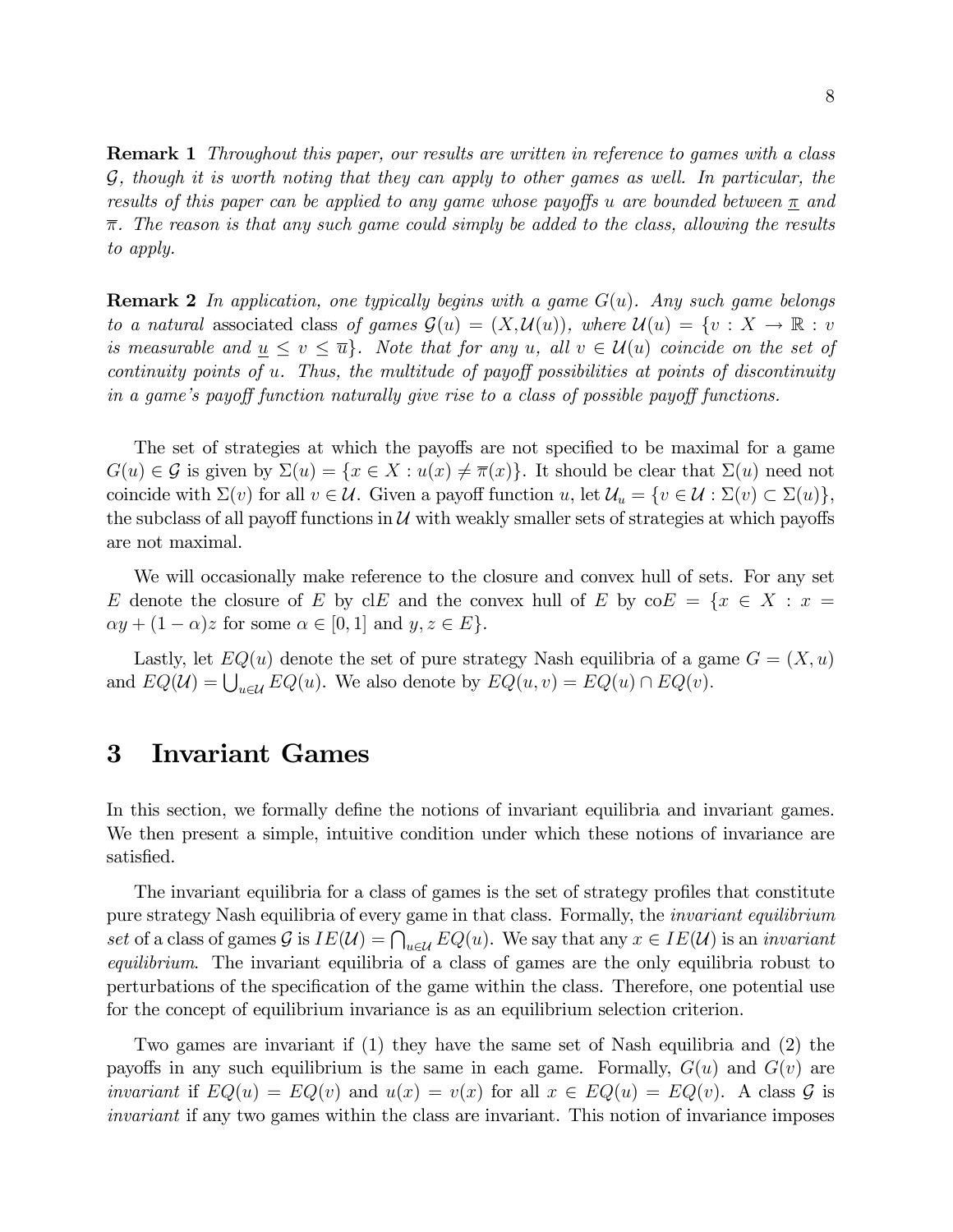**Remark 1** *Throughout this paper, our results are written in reference to games with a class $\mathcal{G}$, though it is worth noting that they can apply to other games as well. In particular, the results of this paper can be applied to any game whose payoffs $u$ are bounded between $\underline{\pi}$ and $\overline{\pi}$. The reason is that any such game could simply be added to the class, allowing the results to apply.*

**Remark 2** *In application, one typically begins with a game $G(u)$. Any such game belongs to a natural* associated class *of games $\mathcal{G}(u) = (X, \mathcal{U}(u))$, where $\mathcal{U}(u) = \{v : X \to \mathbb{R} : v$ is measurable and $\underline{u} \leq v \leq \overline{u}\}$. Note that for any $u$, all $v \in \mathcal{U}(u)$ coincide on the set of continuity points of $u$. Thus, the multitude of payoff possibilities at points of discontinuity in a game's payoff function naturally give rise to a class of possible payoff functions.*

The set of strategies at which the payoffs are not specified to be maximal for a game $G(u) \in \mathcal{G}$ is given by $\Sigma(u) = \{x \in X : u(x) \neq \overline{\pi}(x)\}$. It should be clear that $\Sigma(u)$ need not coincide with $\Sigma(v)$ for all $v \in \mathcal{U}$. Given a payoff function $u$, let $\mathcal{U}_u = \{v \in \mathcal{U} : \Sigma(v) \subset \Sigma(u)\}$, the subclass of all payoff functions in $\mathcal{U}$ with weakly smaller sets of strategies at which payoffs are not maximal.

We will occasionally make reference to the closure and convex hull of sets. For any set $E$ denote the closure of $E$ by $\text{cl}E$ and the convex hull of $E$ by $\text{co}E = \{x \in X : x = \alpha y + (1 - \alpha)z$ for some $\alpha \in [0, 1]$ and $y, z \in E\}$.

Lastly, let $EQ(u)$ denote the set of pure strategy Nash equilibria of a game $G = (X, u)$ and $EQ(\mathcal{U}) = \bigcup_{u \in \mathcal{U}} EQ(u)$. We also denote by $EQ(u, v) = EQ(u) \cap EQ(v)$.

# 3 Invariant Games

In this section, we formally define the notions of invariant equilibria and invariant games. We then present a simple, intuitive condition under which these notions of invariance are satisfied.

The invariant equilibria for a class of games is the set of strategy profiles that constitute pure strategy Nash equilibria of every game in that class. Formally, the *invariant equilibrium set* of a class of games $\mathcal{G}$ is $IE(\mathcal{U}) = \bigcap_{u \in \mathcal{U}} EQ(u)$. We say that any $x \in IE(\mathcal{U})$ is an *invariant equilibrium*. The invariant equilibria of a class of games are the only equilibria robust to perturbations of the specification of the game within the class. Therefore, one potential use for the concept of equilibrium invariance is as an equilibrium selection criterion.

Two games are invariant if (1) they have the same set of Nash equilibria and (2) the payoffs in any such equilibrium is the same in each game. Formally, $G(u)$ and $G(v)$ are *invariant* if $EQ(u) = EQ(v)$ and $u(x) = v(x)$ for all $x \in EQ(u) = EQ(v)$. A class $\mathcal{G}$ is *invariant* if any two games within the class are invariant. This notion of invariance imposes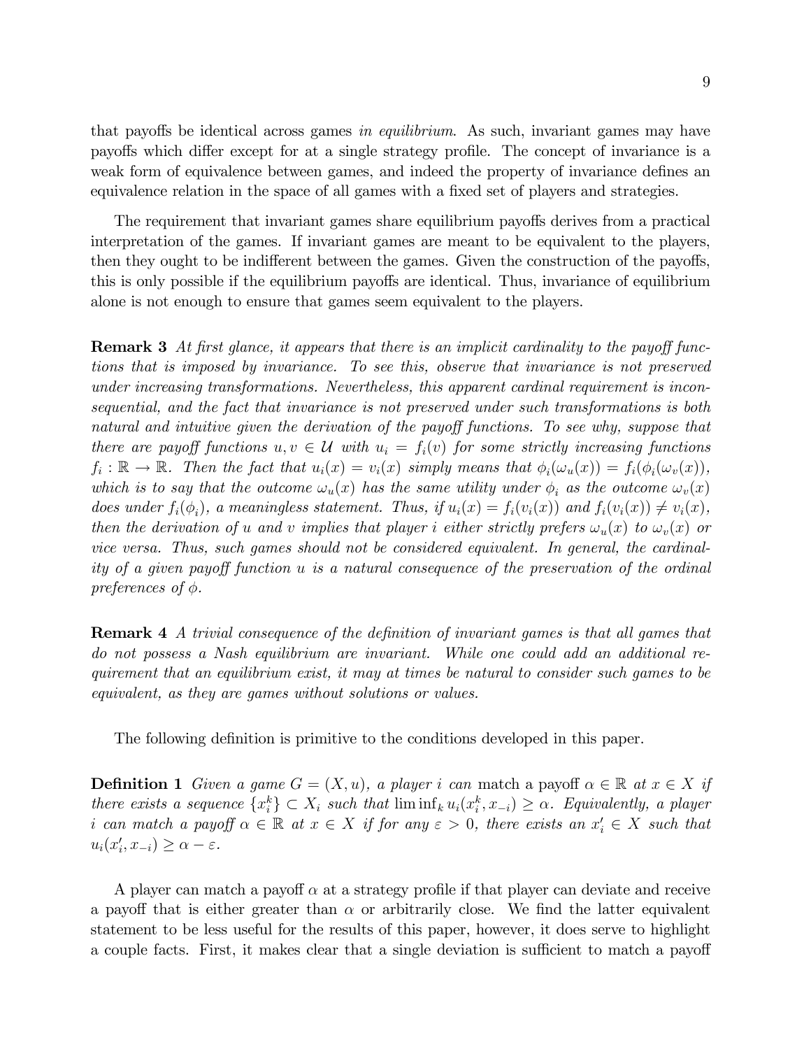that payoffs be identical across games *in equilibrium*. As such, invariant games may have payoffs which differ except for at a single strategy profile. The concept of invariance is a weak form of equivalence between games, and indeed the property of invariance defines an equivalence relation in the space of all games with a fixed set of players and strategies.

The requirement that invariant games share equilibrium payoffs derives from a practical interpretation of the games. If invariant games are meant to be equivalent to the players, then they ought to be indifferent between the games. Given the construction of the payoffs, this is only possible if the equilibrium payoffs are identical. Thus, invariance of equilibrium alone is not enough to ensure that games seem equivalent to the players.

**Remark 3** *At first glance, it appears that there is an implicit cardinality to the payoff functions that is imposed by invariance. To see this, observe that invariance is not preserved under increasing transformations. Nevertheless, this apparent cardinal requirement is inconsequential, and the fact that invariance is not preserved under such transformations is both natural and intuitive given the derivation of the payoff functions. To see why, suppose that there are payoff functions $u, v \in \mathcal{U}$ with $u_i = f_i(v)$ for some strictly increasing functions $f_i : \mathbb{R} \to \mathbb{R}$. Then the fact that $u_i(x) = v_i(x)$ simply means that $\phi_i(\omega_u(x)) = f_i(\phi_i(\omega_v(x)))$, which is to say that the outcome $\omega_u(x)$ has the same utility under $\phi_i$ as the outcome $\omega_v(x)$ does under $f_i(\phi_i)$, a meaningless statement. Thus, if $u_i(x) = f_i(v_i(x))$ and $f_i(v_i(x)) \neq v_i(x)$, then the derivation of $u$ and $v$ implies that player $i$ either strictly prefers $\omega_u(x)$ to $\omega_v(x)$ or vice versa. Thus, such games should not be considered equivalent. In general, the cardinality of a given payoff function $u$ is a natural consequence of the preservation of the ordinal preferences of $\phi$.*

**Remark 4** *A trivial consequence of the definition of invariant games is that all games that do not possess a Nash equilibrium are invariant. While one could add an additional requirement that an equilibrium exist, it may at times be natural to consider such games to be equivalent, as they are games without solutions or values.*

The following definition is primitive to the conditions developed in this paper.

**Definition 1** *Given a game $G = (X, u)$, a player $i$ can* match *a payoff $\alpha \in \mathbb{R}$ at $x \in X$ if there exists a sequence $\{x_i^k\} \subset X_i$ such that $\liminf_k u_i(x_i^k, x_{-i}) \geq \alpha$. Equivalently, a player $i$ can match a payoff $\alpha \in \mathbb{R}$ at $x \in X$ if for any $\varepsilon > 0$, there exists an $x_i' \in X$ such that $u_i(x_i', x_{-i}) \geq \alpha - \varepsilon$.*

A player can match a payoff $\alpha$ at a strategy profile if that player can deviate and receive a payoff that is either greater than $\alpha$ or arbitrarily close. We find the latter equivalent statement to be less useful for the results of this paper, however, it does serve to highlight a couple facts. First, it makes clear that a single deviation is sufficient to match a payoff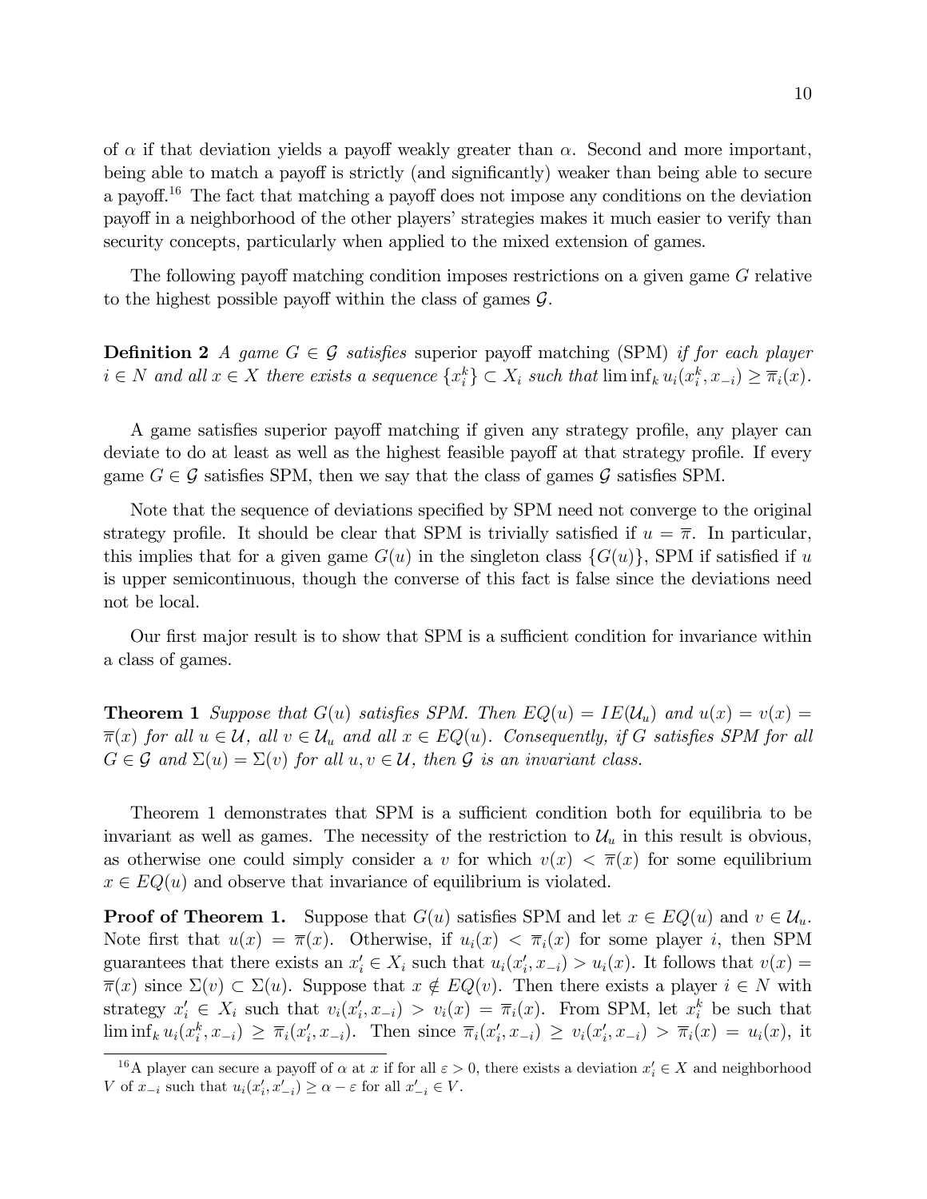of $\alpha$ if that deviation yields a payoff weakly greater than $\alpha$. Second and more important, being able to match a payoff is strictly (and significantly) weaker than being able to secure a payoff.[16] The fact that matching a payoff does not impose any conditions on the deviation payoff in a neighborhood of the other players' strategies makes it much easier to verify than security concepts, particularly when applied to the mixed extension of games.

The following payoff matching condition imposes restrictions on a given game $G$ relative to the highest possible payoff within the class of games $\mathcal{G}$.

**Definition 2** *A game $G \in \mathcal{G}$ satisfies* superior payoff matching (SPM) *if for each player $i \in N$ and all $x \in X$ there exists a sequence $\{x_i^k\} \subset X_i$ such that $\liminf_k u_i(x_i^k, x_{-i}) \geq \overline{\pi}_i(x)$.*

A game satisfies superior payoff matching if given any strategy profile, any player can deviate to do at least as well as the highest feasible payoff at that strategy profile. If every game $G \in \mathcal{G}$ satisfies SPM, then we say that the class of games $\mathcal{G}$ satisfies SPM.

Note that the sequence of deviations specified by SPM need not converge to the original strategy profile. It should be clear that SPM is trivially satisfied if $u = \overline{\pi}$. In particular, this implies that for a given game $G(u)$ in the singleton class $\{G(u)\}$, SPM if satisfied if $u$ is upper semicontinuous, though the converse of this fact is false since the deviations need not be local.

Our first major result is to show that SPM is a sufficient condition for invariance within a class of games.

**Theorem 1** *Suppose that $G(u)$ satisfies SPM. Then $EQ(u) = IE(\mathcal{U}_u)$ and $u(x) = v(x) = \overline{\pi}(x)$ for all $u \in \mathcal{U}$, all $v \in \mathcal{U}_u$ and all $x \in EQ(u)$. Consequently, if $G$ satisfies SPM for all $G \in \mathcal{G}$ and $\Sigma(u) = \Sigma(v)$ for all $u, v \in \mathcal{U}$, then $\mathcal{G}$ is an invariant class.*

Theorem 1 demonstrates that SPM is a sufficient condition both for equilibria to be invariant as well as games. The necessity of the restriction to $\mathcal{U}_u$ in this result is obvious, as otherwise one could simply consider a $v$ for which $v(x) < \overline{\pi}(x)$ for some equilibrium $x \in EQ(u)$ and observe that invariance of equilibrium is violated.

**Proof of Theorem 1.** Suppose that $G(u)$ satisfies SPM and let $x \in EQ(u)$ and $v \in \mathcal{U}_u$. Note first that $u(x) = \overline{\pi}(x)$. Otherwise, if $u_i(x) < \overline{\pi}_i(x)$ for some player $i$, then SPM guarantees that there exists an $x_i' \in X_i$ such that $u_i(x_i', x_{-i}) > u_i(x)$. It follows that $v(x) = \overline{\pi}(x)$ since $\Sigma(v) \subset \Sigma(u)$. Suppose that $x \notin EQ(v)$. Then there exists a player $i \in N$ with strategy $x_i' \in X_i$ such that $v_i(x_i', x_{-i}) > v_i(x) = \overline{\pi}_i(x)$. From SPM, let $x_i^k$ be such that $\liminf_k u_i(x_i^k, x_{-i}) \geq \overline{\pi}_i(x_i', x_{-i})$. Then since $\overline{\pi}_i(x_i', x_{-i}) \geq v_i(x_i', x_{-i}) > \overline{\pi}_i(x) = u_i(x)$, it

[16] A player can secure a payoff of $\alpha$ at $x$ if for all $\varepsilon > 0$, there exists a deviation $x_i' \in X$ and neighborhood $V$ of $x_{-i}$ such that $u_i(x_i', x_{-i}') \geq \alpha - \varepsilon$ for all $x_{-i}' \in V$.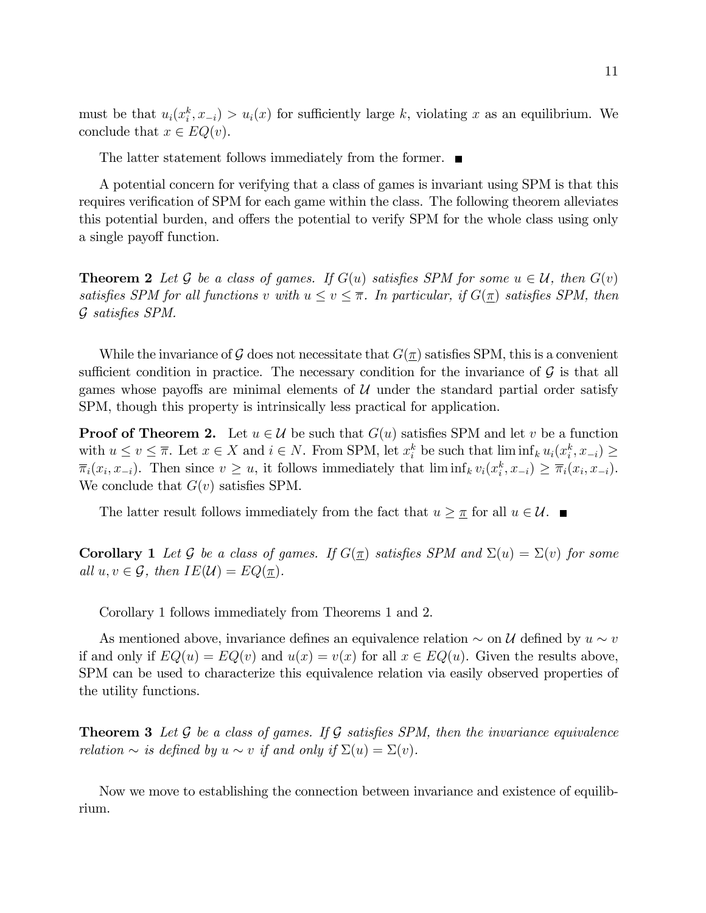must be that $u_i(x_i^k, x_{-i}) > u_i(x)$ for sufficiently large $k$, violating $x$ as an equilibrium. We conclude that $x \in EQ(v)$.

The latter statement follows immediately from the former. ■

A potential concern for verifying that a class of games is invariant using SPM is that this requires verification of SPM for each game within the class. The following theorem alleviates this potential burden, and offers the potential to verify SPM for the whole class using only a single payoff function.

**Theorem 2** *Let $\mathcal{G}$ be a class of games. If $G(u)$ satisfies SPM for some $u \in \mathcal{U}$, then $G(v)$ satisfies SPM for all functions $v$ with $u \leq v \leq \overline{\pi}$. In particular, if $G(\underline{\pi})$ satisfies SPM, then $\mathcal{G}$ satisfies SPM.*

While the invariance of $\mathcal{G}$ does not necessitate that $G(\underline{\pi})$ satisfies SPM, this is a convenient sufficient condition in practice. The necessary condition for the invariance of $\mathcal{G}$ is that all games whose payoffs are minimal elements of $\mathcal{U}$ under the standard partial order satisfy SPM, though this property is intrinsically less practical for application.

**Proof of Theorem 2.** Let $u \in \mathcal{U}$ be such that $G(u)$ satisfies SPM and let $v$ be a function with $u \leq v \leq \overline{\pi}$. Let $x \in X$ and $i \in N$. From SPM, let $x_i^k$ be such that $\liminf_k u_i(x_i^k, x_{-i}) \geq \overline{\pi}_i(x_i, x_{-i})$. Then since $v \geq u$, it follows immediately that $\liminf_k v_i(x_i^k, x_{-i}) \geq \overline{\pi}_i(x_i, x_{-i})$. We conclude that $G(v)$ satisfies SPM.

The latter result follows immediately from the fact that $u \geq \underline{\pi}$ for all $u \in \mathcal{U}$. ■

**Corollary 1** *Let $\mathcal{G}$ be a class of games. If $G(\underline{\pi})$ satisfies SPM and $\Sigma(u) = \Sigma(v)$ for some all $u, v \in \mathcal{G}$, then $IE(\mathcal{U}) = EQ(\underline{\pi})$.*

Corollary 1 follows immediately from Theorems 1 and 2.

As mentioned above, invariance defines an equivalence relation $\sim$ on $\mathcal{U}$ defined by $u \sim v$ if and only if $EQ(u) = EQ(v)$ and $u(x) = v(x)$ for all $x \in EQ(u)$. Given the results above, SPM can be used to characterize this equivalence relation via easily observed properties of the utility functions.

**Theorem 3** *Let $\mathcal{G}$ be a class of games. If $\mathcal{G}$ satisfies SPM, then the invariance equivalence relation $\sim$ is defined by $u \sim v$ if and only if $\Sigma(u) = \Sigma(v)$.*

Now we move to establishing the connection between invariance and existence of equilibrium.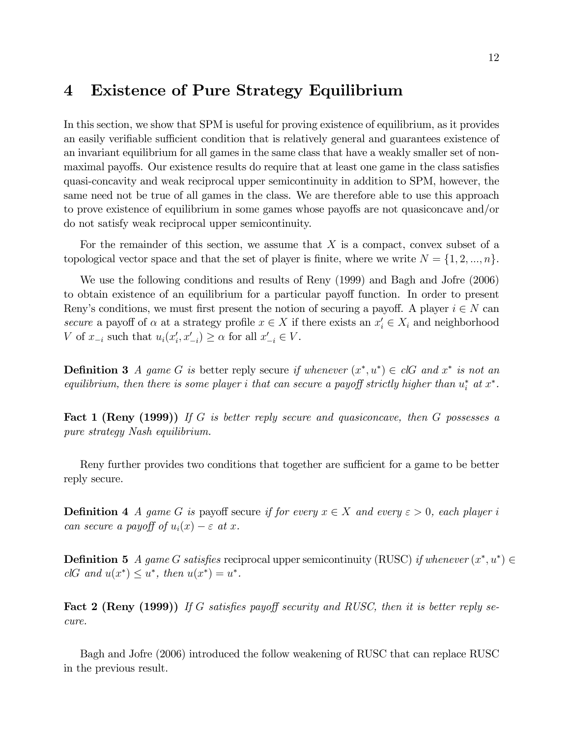## 4 Existence of Pure Strategy Equilibrium

In this section, we show that SPM is useful for proving existence of equilibrium, as it provides an easily verifiable sufficient condition that is relatively general and guarantees existence of an invariant equilibrium for all games in the same class that have a weakly smaller set of non-maximal payoffs. Our existence results do require that at least one game in the class satisfies quasi-concavity and weak reciprocal upper semicontinuity in addition to SPM, however, the same need not be true of all games in the class. We are therefore able to use this approach to prove existence of equilibrium in some games whose payoffs are not quasiconcave and/or do not satisfy weak reciprocal upper semicontinuity.

For the remainder of this section, we assume that $X$ is a compact, convex subset of a topological vector space and that the set of player is finite, where we write $N = \{1, 2, ..., n\}$.

We use the following conditions and results of Reny (1999) and Bagh and Jofre (2006) to obtain existence of an equilibrium for a particular payoff function. In order to present Reny's conditions, we must first present the notion of securing a payoff. A player $i \in N$ can *secure* a payoff of $\alpha$ at a strategy profile $x \in X$ if there exists an $x_i' \in X_i$ and neighborhood $V$ of $x_{-i}$ such that $u_i(x_i', x_{-i}') \geq \alpha$ for all $x_{-i}' \in V$.

**Definition 3** *A game $G$ is* better reply secure *if whenever $(x^*, u^*) \in clG$ and $x^*$ is not an equilibrium, then there is some player $i$ that can secure a payoff strictly higher than $u_i^*$ at $x^*$.*

**Fact 1 (Reny (1999))** *If $G$ is better reply secure and quasiconcave, then $G$ possesses a pure strategy Nash equilibrium.*

Reny further provides two conditions that together are sufficient for a game to be better reply secure.

**Definition 4** *A game $G$ is* payoff secure *if for every $x \in X$ and every $\varepsilon > 0$, each player $i$ can secure a payoff of $u_i(x) - \varepsilon$ at $x$.*

**Definition 5** *A game $G$ satisfies* reciprocal upper semicontinuity (RUSC) *if whenever $(x^*, u^*) \in clG$ and $u(x^*) \leq u^*$, then $u(x^*) = u^*$.*

**Fact 2 (Reny (1999))** *If $G$ satisfies payoff security and RUSC, then it is better reply secure.*

Bagh and Jofre (2006) introduced the follow weakening of RUSC that can replace RUSC in the previous result.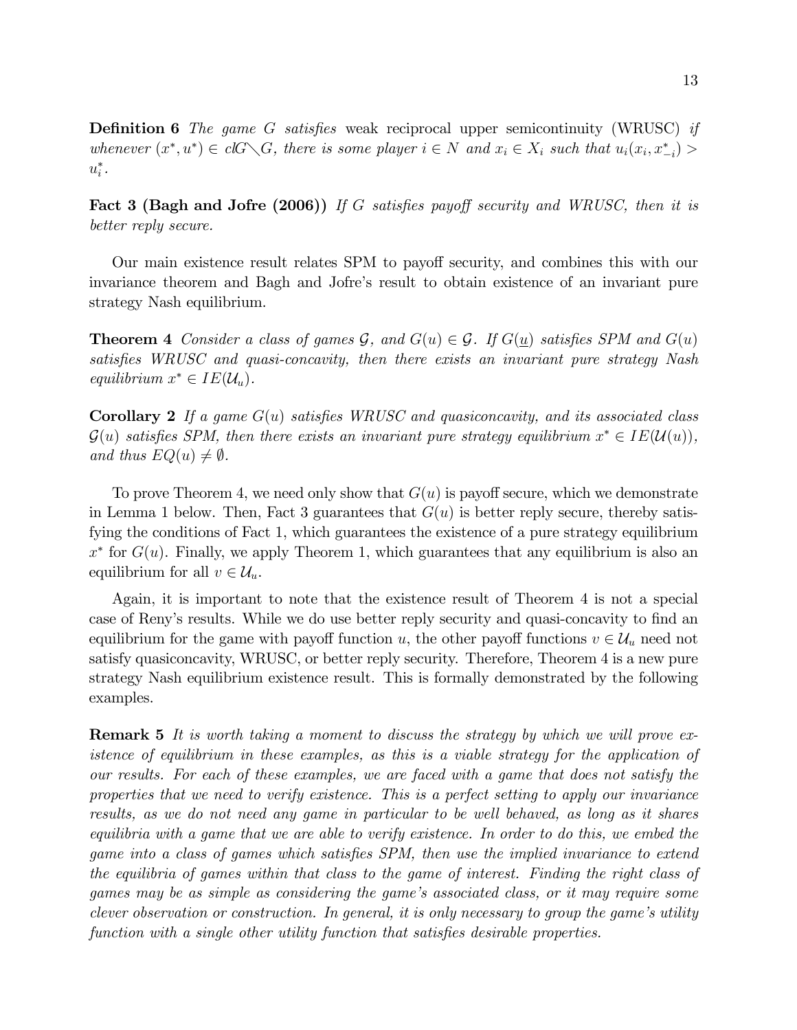**Definition 6** *The game $G$ satisfies* weak reciprocal upper semicontinuity (WRUSC) *if whenever $(x^*, u^*) \in clG \diagdown G$, there is some player $i \in N$ and $x_i \in X_i$ such that $u_i(x_i, x^*_{-i}) > u^*_i$.*

**Fact 3 (Bagh and Jofre (2006))** *If $G$ satisfies payoff security and WRUSC, then it is better reply secure.*

Our main existence result relates SPM to payoff security, and combines this with our invariance theorem and Bagh and Jofre's result to obtain existence of an invariant pure strategy Nash equilibrium.

**Theorem 4** *Consider a class of games $\mathcal{G}$, and $G(u) \in \mathcal{G}$. If $G(\underline{u})$ satisfies SPM and $G(u)$ satisfies WRUSC and quasi-concavity, then there exists an invariant pure strategy Nash equilibrium $x^* \in IE(\mathcal{U}_u)$.*

**Corollary 2** *If a game $G(u)$ satisfies WRUSC and quasiconcavity, and its associated class $\mathcal{G}(u)$ satisfies SPM, then there exists an invariant pure strategy equilibrium $x^* \in IE(\mathcal{U}(u))$, and thus $EQ(u) \neq \emptyset$.*

To prove Theorem 4, we need only show that $G(u)$ is payoff secure, which we demonstrate in Lemma 1 below. Then, Fact 3 guarantees that $G(u)$ is better reply secure, thereby satisfying the conditions of Fact 1, which guarantees the existence of a pure strategy equilibrium $x^*$ for $G(u)$. Finally, we apply Theorem 1, which guarantees that any equilibrium is also an equilibrium for all $v \in \mathcal{U}_u$.

Again, it is important to note that the existence result of Theorem 4 is not a special case of Reny's results. While we do use better reply security and quasi-concavity to find an equilibrium for the game with payoff function $u$, the other payoff functions $v \in \mathcal{U}_u$ need not satisfy quasiconcavity, WRUSC, or better reply security. Therefore, Theorem 4 is a new pure strategy Nash equilibrium existence result. This is formally demonstrated by the following examples.

**Remark 5** *It is worth taking a moment to discuss the strategy by which we will prove existence of equilibrium in these examples, as this is a viable strategy for the application of our results. For each of these examples, we are faced with a game that does not satisfy the properties that we need to verify existence. This is a perfect setting to apply our invariance results, as we do not need any game in particular to be well behaved, as long as it shares equilibria with a game that we are able to verify existence. In order to do this, we embed the game into a class of games which satisfies SPM, then use the implied invariance to extend the equilibria of games within that class to the game of interest. Finding the right class of games may be as simple as considering the game's associated class, or it may require some clever observation or construction. In general, it is only necessary to group the game's utility function with a single other utility function that satisfies desirable properties.*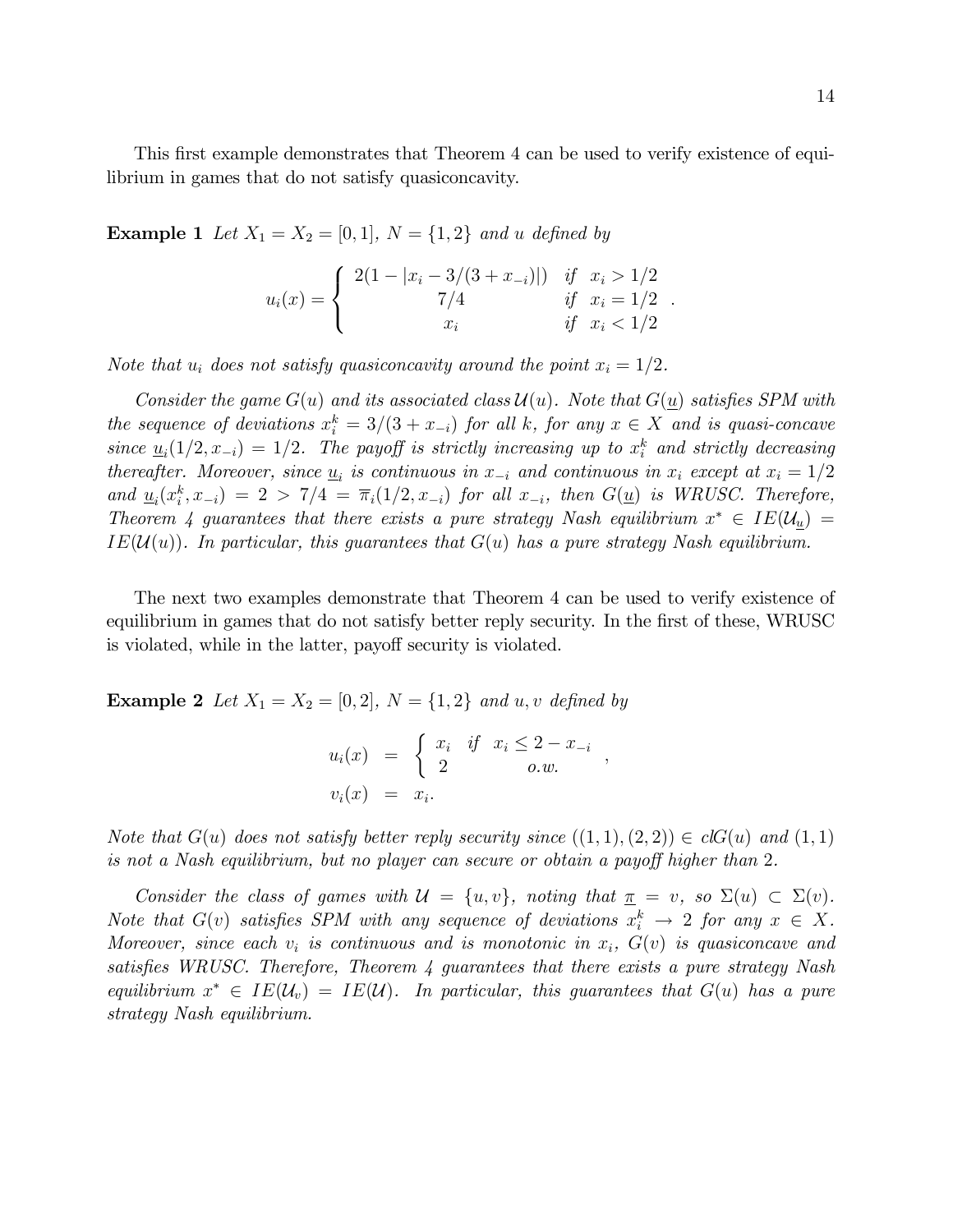This first example demonstrates that Theorem 4 can be used to verify existence of equilibrium in games that do not satisfy quasiconcavity.

**Example 1** *Let $X_1 = X_2 = [0,1]$, $N = \{1,2\}$ and $u$ defined by*

$$u_i(x) = \begin{cases} 2(1 - |x_i - 3/(3+x_{-i})|) & \text{if } \ x_i > 1/2 \\ 7/4 & \text{if } \ x_i = 1/2 \\ x_i & \text{if } \ x_i < 1/2 \end{cases}.$$

*Note that $u_i$ does not satisfy quasiconcavity around the point $x_i = 1/2$.*

*Consider the game $G(u)$ and its associated class $\mathcal{U}(u)$. Note that $G(\underline{u})$ satisfies SPM with the sequence of deviations $x_i^k = 3/(3+x_{-i})$ for all $k$, for any $x \in X$ and is quasi-concave since $\underline{u}_i(1/2, x_{-i}) = 1/2$. The payoff is strictly increasing up to $x_i^k$ and strictly decreasing thereafter. Moreover, since $\underline{u}_i$ is continuous in $x_{-i}$ and continuous in $x_i$ except at $x_i = 1/2$ and $\underline{u}_i(x_i^k, x_{-i}) = 2 > 7/4 = \overline{\pi}_i(1/2, x_{-i})$ for all $x_{-i}$, then $G(\underline{u})$ is WRUSC. Therefore, Theorem 4 guarantees that there exists a pure strategy Nash equilibrium $x^* \in IE(\mathcal{U}_{\underline{u}}) = IE(\mathcal{U}(u))$. In particular, this guarantees that $G(u)$ has a pure strategy Nash equilibrium.*

The next two examples demonstrate that Theorem 4 can be used to verify existence of equilibrium in games that do not satisfy better reply security. In the first of these, WRUSC is violated, while in the latter, payoff security is violated.

**Example 2** *Let $X_1 = X_2 = [0,2]$, $N = \{1,2\}$ and $u, v$ defined by*

$$\begin{aligned} u_i(x) &= \begin{cases} x_i & \text{if } \ x_i \leq 2 - x_{-i} \\ 2 & \text{o.w.} \end{cases}, \\ v_i(x) &= x_i. \end{aligned}$$

*Note that $G(u)$ does not satisfy better reply security since $((1,1),(2,2)) \in clG(u)$ and $(1,1)$ is not a Nash equilibrium, but no player can secure or obtain a payoff higher than 2.*

*Consider the class of games with $\mathcal{U} = \{u, v\}$, noting that $\underline{\pi} = v$, so $\Sigma(u) \subset \Sigma(v)$. Note that $G(v)$ satisfies SPM with any sequence of deviations $x_i^k \to 2$ for any $x \in X$. Moreover, since each $v_i$ is continuous and is monotonic in $x_i$, $G(v)$ is quasiconcave and satisfies WRUSC. Therefore, Theorem 4 guarantees that there exists a pure strategy Nash equilibrium $x^* \in IE(\mathcal{U}_v) = IE(\mathcal{U})$. In particular, this guarantees that $G(u)$ has a pure strategy Nash equilibrium.*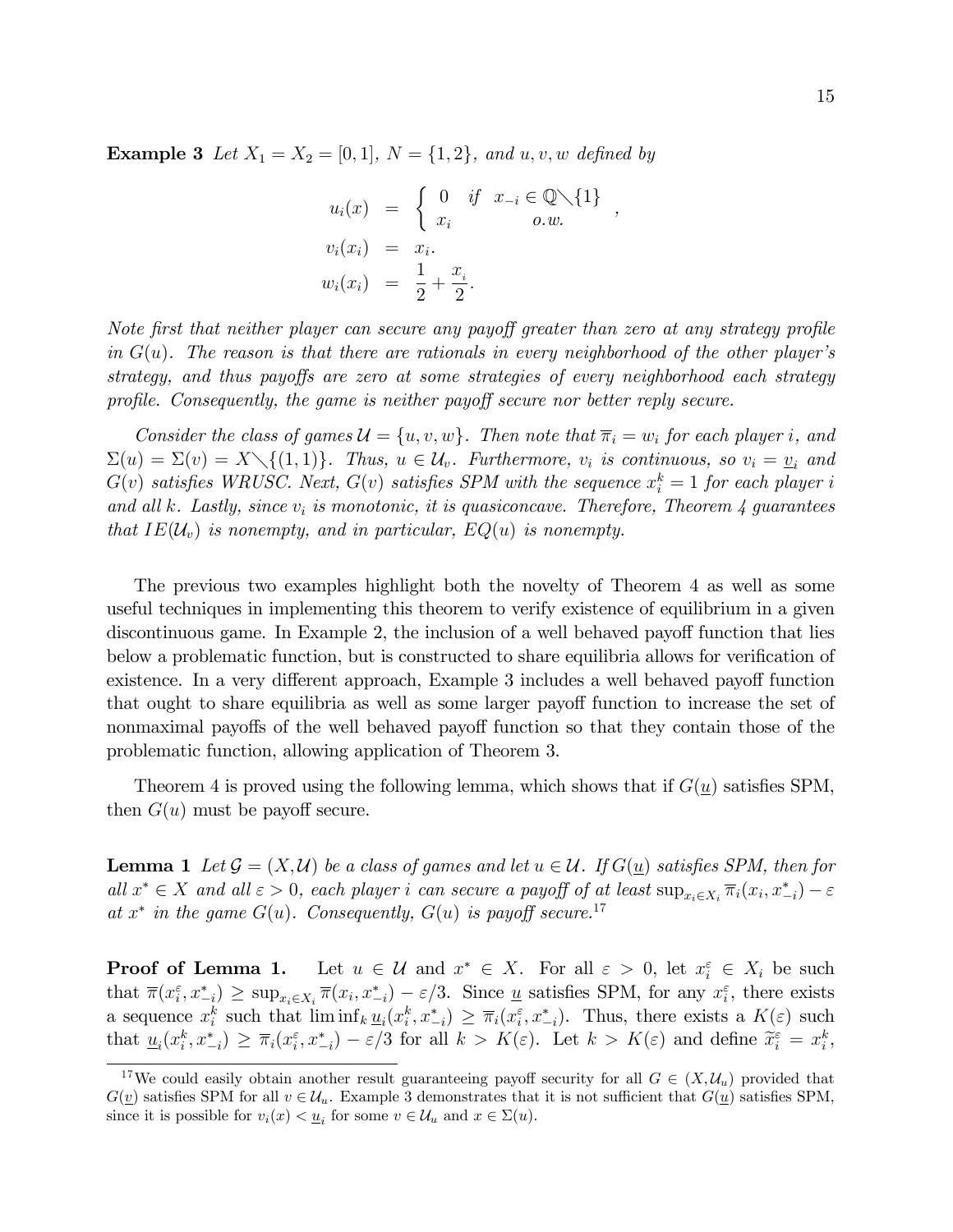**Example 3** *Let $X_1 = X_2 = [0,1]$, $N = \{1,2\}$, and $u, v, w$ defined by*

$$
\begin{aligned}
u_i(x) &= \begin{cases} 0 & \text{if } \; x_{-i} \in \mathbb{Q} \diagdown \{1\} \\ x_i & \text{o.w.} \end{cases}, \\
v_i(x_i) &= x_i. \\
w_i(x_i) &= \frac{1}{2} + \frac{x_i}{2}.
\end{aligned}
$$

*Note first that neither player can secure any payoff greater than zero at any strategy profile in $G(u)$. The reason is that there are rationals in every neighborhood of the other player's strategy, and thus payoffs are zero at some strategies of every neighborhood each strategy profile. Consequently, the game is neither payoff secure nor better reply secure.*

*Consider the class of games $\mathcal{U} = \{u, v, w\}$. Then note that $\overline{\pi}_i = w_i$ for each player $i$, and $\Sigma(u) = \Sigma(v) = X \diagdown \{(1,1)\}$. Thus, $u \in \mathcal{U}_v$. Furthermore, $v_i$ is continuous, so $v_i = \underline{v}_i$ and $G(v)$ satisfies WRUSC. Next, $G(v)$ satisfies SPM with the sequence $x_i^k = 1$ for each player $i$ and all $k$. Lastly, since $v_i$ is monotonic, it is quasiconcave. Therefore, Theorem 4 guarantees that $IE(\mathcal{U}_v)$ is nonempty, and in particular, $EQ(u)$ is nonempty.*

The previous two examples highlight both the novelty of Theorem 4 as well as some useful techniques in implementing this theorem to verify existence of equilibrium in a given discontinuous game. In Example 2, the inclusion of a well behaved payoff function that lies below a problematic function, but is constructed to share equilibria allows for verification of existence. In a very different approach, Example 3 includes a well behaved payoff function that ought to share equilibria as well as some larger payoff function to increase the set of nonmaximal payoffs of the well behaved payoff function so that they contain those of the problematic function, allowing application of Theorem 3.

Theorem 4 is proved using the following lemma, which shows that if $G(\underline{u})$ satisfies SPM, then $G(u)$ must be payoff secure.

**Lemma 1** *Let $\mathcal{G} = (X, \mathcal{U})$ be a class of games and let $u \in \mathcal{U}$. If $G(\underline{u})$ satisfies SPM, then for all $x^* \in X$ and all $\varepsilon > 0$, each player $i$ can secure a payoff of at least $\sup_{x_i \in X_i} \overline{\pi}_i(x_i, x_{-i}^*) - \varepsilon$ at $x^*$ in the game $G(u)$. Consequently, $G(u)$ is payoff secure.*[17]

**Proof of Lemma 1.** Let $u \in \mathcal{U}$ and $x^* \in X$. For all $\varepsilon > 0$, let $x_i^\varepsilon \in X_i$ be such that $\overline{\pi}(x_i^\varepsilon, x_{-i}^*) \geq \sup_{x_i \in X_i} \overline{\pi}(x_i, x_{-i}^*) - \varepsilon/3$. Since $\underline{u}$ satisfies SPM, for any $x_i^\varepsilon$, there exists a sequence $x_i^k$ such that $\liminf_k \underline{u}_i(x_i^k, x_{-i}^*) \geq \overline{\pi}_i(x_i^\varepsilon, x_{-i}^*)$. Thus, there exists a $K(\varepsilon)$ such that $\underline{u}_i(x_i^k, x_{-i}^*) \geq \overline{\pi}_i(x_i^\varepsilon, x_{-i}^*) - \varepsilon/3$ for all $k > K(\varepsilon)$. Let $k > K(\varepsilon)$ and define $\widetilde{x}_i^\varepsilon = x_i^k$,

[17] We could easily obtain another result guaranteeing payoff security for all $G \in (X, \mathcal{U}_u)$ provided that $G(\underline{v})$ satisfies SPM for all $v \in \mathcal{U}_u$. Example 3 demonstrates that it is not sufficient that $G(\underline{u})$ satisfies SPM, since it is possible for $v_i(x) < \underline{u}_i$ for some $v \in \mathcal{U}_u$ and $x \in \Sigma(u)$.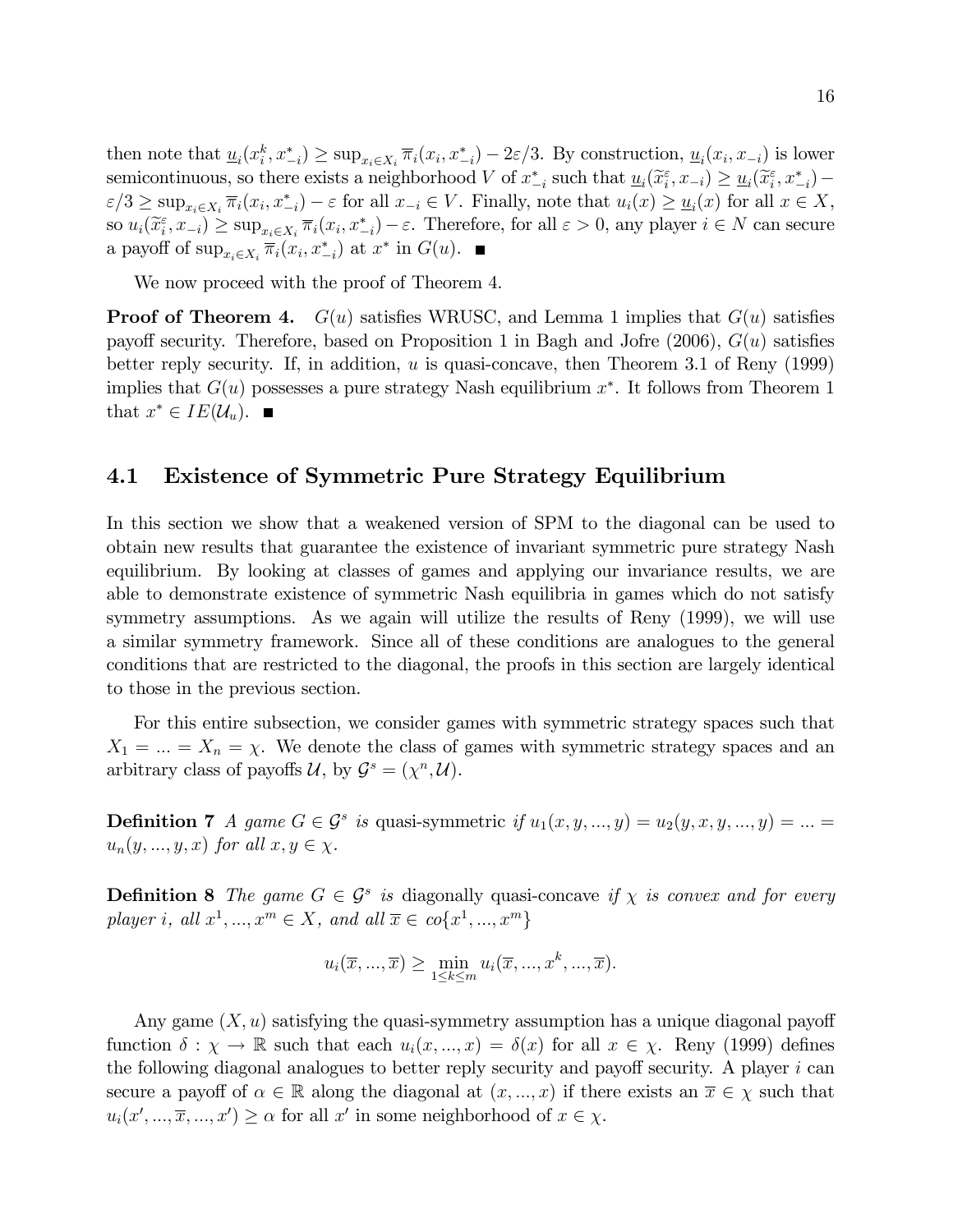then note that $\underline{u}_i(x_i^k, x_{-i}^*) \geq \sup_{x_i \in X_i} \overline{\pi}_i(x_i, x_{-i}^*) - 2\varepsilon/3$. By construction, $\underline{u}_i(x_i, x_{-i})$ is lower semicontinuous, so there exists a neighborhood $V$ of $x_{-i}^*$ such that $\underline{u}_i(\widetilde{x}_i^\varepsilon, x_{-i}) \geq \underline{u}_i(\widetilde{x}_i^\varepsilon, x_{-i}^*) - \varepsilon/3 \geq \sup_{x_i \in X_i} \overline{\pi}_i(x_i, x_{-i}^*) - \varepsilon$ for all $x_{-i} \in V$. Finally, note that $u_i(x) \geq \underline{u}_i(x)$ for all $x \in X$, so $u_i(\widetilde{x}_i^\varepsilon, x_{-i}) \geq \sup_{x_i \in X_i} \overline{\pi}_i(x_i, x_{-i}^*) - \varepsilon$. Therefore, for all $\varepsilon > 0$, any player $i \in N$ can secure a payoff of $\sup_{x_i \in X_i} \overline{\pi}_i(x_i, x_{-i}^*)$ at $x^*$ in $G(u)$. ■

We now proceed with the proof of Theorem 4.

**Proof of Theorem 4.** $G(u)$ satisfies WRUSC, and Lemma 1 implies that $G(u)$ satisfies payoff security. Therefore, based on Proposition 1 in Bagh and Jofre (2006), $G(u)$ satisfies better reply security. If, in addition, $u$ is quasi-concave, then Theorem 3.1 of Reny (1999) implies that $G(u)$ possesses a pure strategy Nash equilibrium $x^*$. It follows from Theorem 1 that $x^* \in IE(\mathcal{U}_u)$. ■

## 4.1 Existence of Symmetric Pure Strategy Equilibrium

In this section we show that a weakened version of SPM to the diagonal can be used to obtain new results that guarantee the existence of invariant symmetric pure strategy Nash equilibrium. By looking at classes of games and applying our invariance results, we are able to demonstrate existence of symmetric Nash equilibria in games which do not satisfy symmetry assumptions. As we again will utilize the results of Reny (1999), we will use a similar symmetry framework. Since all of these conditions are analogues to the general conditions that are restricted to the diagonal, the proofs in this section are largely identical to those in the previous section.

For this entire subsection, we consider games with symmetric strategy spaces such that $X_1 = ... = X_n = \chi$. We denote the class of games with symmetric strategy spaces and an arbitrary class of payoffs $\mathcal{U}$, by $\mathcal{G}^s = (\chi^n, \mathcal{U})$.

**Definition 7** *A game $G \in \mathcal{G}^s$ is* quasi-symmetric *if $u_1(x, y, ..., y) = u_2(y, x, y, ..., y) = ... = u_n(y, ..., y, x)$ for all $x, y \in \chi$.*

**Definition 8** *The game $G \in \mathcal{G}^s$ is* diagonally quasi-concave *if $\chi$ is convex and for every player $i$, all $x^1, ..., x^m \in X$, and all $\overline{x} \in co\{x^1, ..., x^m\}$*

$$u_i(\overline{x}, ..., \overline{x}) \geq \min_{1 \leq k \leq m} u_i(\overline{x}, ..., x^k, ..., \overline{x}).$$

Any game $(X, u)$ satisfying the quasi-symmetry assumption has a unique diagonal payoff function $\delta : \chi \to \mathbb{R}$ such that each $u_i(x, ..., x) = \delta(x)$ for all $x \in \chi$. Reny (1999) defines the following diagonal analogues to better reply security and payoff security. A player $i$ can secure a payoff of $\alpha \in \mathbb{R}$ along the diagonal at $(x, ..., x)$ if there exists an $\overline{x} \in \chi$ such that $u_i(x', ..., \overline{x}, ..., x') \geq \alpha$ for all $x'$ in some neighborhood of $x \in \chi$.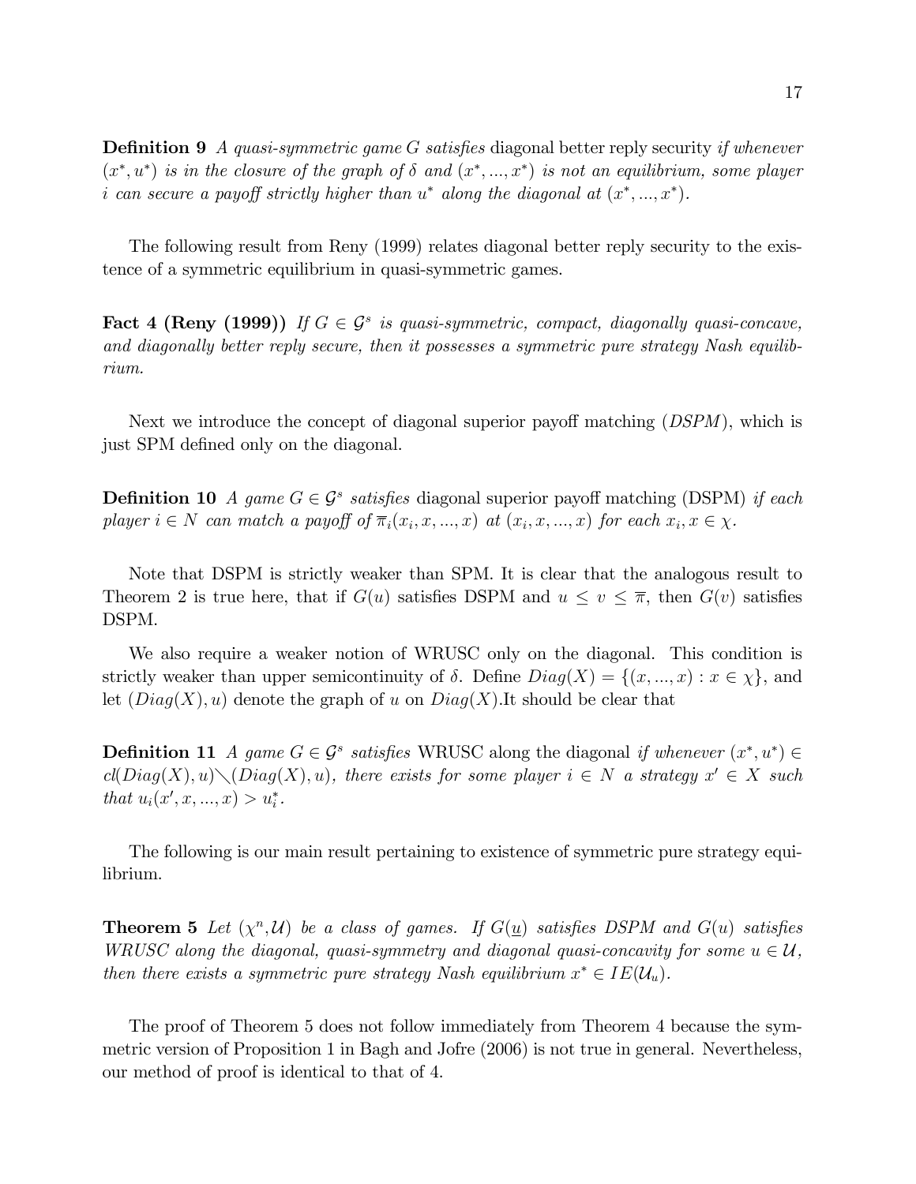**Definition 9** *A quasi-symmetric game $G$ satisfies* diagonal better reply security *if whenever $(x^*, u^*)$ is in the closure of the graph of $\delta$ and $(x^*, ..., x^*)$ is not an equilibrium, some player $i$ can secure a payoff strictly higher than $u^*$ along the diagonal at $(x^*, ..., x^*)$.*

The following result from Reny (1999) relates diagonal better reply security to the existence of a symmetric equilibrium in quasi-symmetric games.

**Fact 4 (Reny (1999))** *If $G \in \mathcal{G}^s$ is quasi-symmetric, compact, diagonally quasi-concave, and diagonally better reply secure, then it possesses a symmetric pure strategy Nash equilibrium.*

Next we introduce the concept of diagonal superior payoff matching (*DSPM*), which is just SPM defined only on the diagonal.

**Definition 10** *A game $G \in \mathcal{G}^s$ satisfies* diagonal superior payoff matching (DSPM) *if each player $i \in N$ can match a payoff of $\overline{\pi}_i(x_i, x, ..., x)$ at $(x_i, x, ..., x)$ for each $x_i, x \in \chi$.*

Note that DSPM is strictly weaker than SPM. It is clear that the analogous result to Theorem 2 is true here, that if $G(u)$ satisfies DSPM and $u \leq v \leq \overline{\pi}$, then $G(v)$ satisfies DSPM.

We also require a weaker notion of WRUSC only on the diagonal. This condition is strictly weaker than upper semicontinuity of $\delta$. Define $Diag(X) = \{(x, ..., x) : x \in \chi\}$, and let $(Diag(X), u)$ denote the graph of $u$ on $Diag(X)$.It should be clear that

**Definition 11** *A game $G \in \mathcal{G}^s$ satisfies* WRUSC along the diagonal *if whenever $(x^*, u^*) \in cl(Diag(X), u) \setminus (Diag(X), u)$, there exists for some player $i \in N$ a strategy $x' \in X$ such that $u_i(x', x, ..., x) > u_i^*$.*

The following is our main result pertaining to existence of symmetric pure strategy equilibrium.

**Theorem 5** *Let $(\chi^n, \mathcal{U})$ be a class of games. If $G(\underline{u})$ satisfies DSPM and $G(u)$ satisfies WRUSC along the diagonal, quasi-symmetry and diagonal quasi-concavity for some $u \in \mathcal{U}$, then there exists a symmetric pure strategy Nash equilibrium $x^* \in IE(\mathcal{U}_u)$.*

The proof of Theorem 5 does not follow immediately from Theorem 4 because the symmetric version of Proposition 1 in Bagh and Jofre (2006) is not true in general. Nevertheless, our method of proof is identical to that of 4.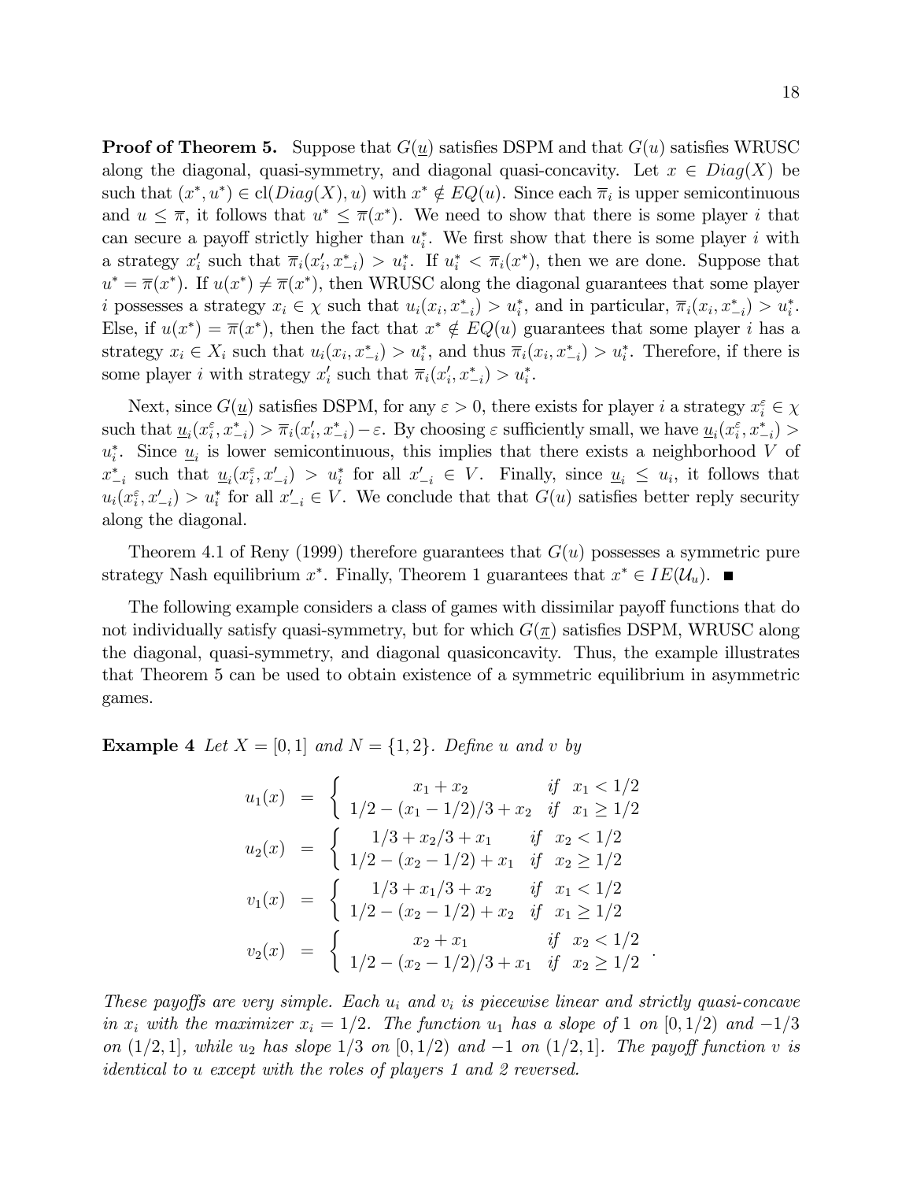**Proof of Theorem 5.** Suppose that $G(\underline{u})$ satisfies DSPM and that $G(u)$ satisfies WRUSC along the diagonal, quasi-symmetry, and diagonal quasi-concavity. Let $x \in Diag(X)$ be such that $(x^*, u^*) \in \text{cl}(Diag(X), u)$ with $x^* \notin EQ(u)$. Since each $\overline{\pi}_i$ is upper semicontinuous and $u \leq \overline{\pi}$, it follows that $u^* \leq \overline{\pi}(x^*)$. We need to show that there is some player $i$ that can secure a payoff strictly higher than $u_i^*$. We first show that there is some player $i$ with a strategy $x_i'$ such that $\overline{\pi}_i(x_i', x_{-i}^*) > u_i^*$. If $u_i^* < \overline{\pi}_i(x^*)$, then we are done. Suppose that $u^* = \overline{\pi}(x^*)$. If $u(x^*) \neq \overline{\pi}(x^*)$, then WRUSC along the diagonal guarantees that some player $i$ possesses a strategy $x_i \in \chi$ such that $u_i(x_i, x_{-i}^*) > u_i^*$, and in particular, $\overline{\pi}_i(x_i, x_{-i}^*) > u_i^*$. Else, if $u(x^*) = \overline{\pi}(x^*)$, then the fact that $x^* \notin EQ(u)$ guarantees that some player $i$ has a strategy $x_i \in X_i$ such that $u_i(x_i, x_{-i}^*) > u_i^*$, and thus $\overline{\pi}_i(x_i, x_{-i}^*) > u_i^*$. Therefore, if there is some player $i$ with strategy $x_i'$ such that $\overline{\pi}_i(x_i', x_{-i}^*) > u_i^*$.

Next, since $G(\underline{u})$ satisfies DSPM, for any $\varepsilon > 0$, there exists for player $i$ a strategy $x_i^\varepsilon \in \chi$ such that $\underline{u}_i(x_i^\varepsilon, x_{-i}^*) > \overline{\pi}_i(x_i', x_{-i}^*) - \varepsilon$. By choosing $\varepsilon$ sufficiently small, we have $\underline{u}_i(x_i^\varepsilon, x_{-i}^*) > u_i^*$. Since $\underline{u}_i$ is lower semicontinuous, this implies that there exists a neighborhood $V$ of $x_{-i}^*$ such that $\underline{u}_i(x_i^\varepsilon, x_{-i}') > u_i^*$ for all $x_{-i}' \in V$. Finally, since $\underline{u}_i \leq u_i$, it follows that $u_i(x_i^\varepsilon, x_{-i}') > u_i^*$ for all $x_{-i}' \in V$. We conclude that that $G(u)$ satisfies better reply security along the diagonal.

Theorem 4.1 of Reny (1999) therefore guarantees that $G(u)$ possesses a symmetric pure strategy Nash equilibrium $x^*$. Finally, Theorem 1 guarantees that $x^* \in IE(\mathcal{U}_u)$. ■

The following example considers a class of games with dissimilar payoff functions that do not individually satisfy quasi-symmetry, but for which $G(\underline{\pi})$ satisfies DSPM, WRUSC along the diagonal, quasi-symmetry, and diagonal quasiconcavity. Thus, the example illustrates that Theorem 5 can be used to obtain existence of a symmetric equilibrium in asymmetric games.

**Example 4** *Let $X = [0, 1]$ and $N = \{1, 2\}$. Define $u$ and $v$ by*

$$
\begin{aligned}
u_1(x) &= \begin{cases} x_1 + x_2 & \text{if } \ x_1 < 1/2 \\ 1/2 - (x_1 - 1/2)/3 + x_2 & \text{if } \ x_1 \geq 1/2 \end{cases} \\
u_2(x) &= \begin{cases} 1/3 + x_2/3 + x_1 & \text{if } \ x_2 < 1/2 \\ 1/2 - (x_2 - 1/2) + x_1 & \text{if } \ x_2 \geq 1/2 \end{cases} \\
v_1(x) &= \begin{cases} 1/3 + x_1/3 + x_2 & \text{if } \ x_1 < 1/2 \\ 1/2 - (x_2 - 1/2) + x_2 & \text{if } \ x_1 \geq 1/2 \end{cases} \\
v_2(x) &= \begin{cases} x_2 + x_1 & \text{if } \ x_2 < 1/2 \\ 1/2 - (x_2 - 1/2)/3 + x_1 & \text{if } \ x_2 \geq 1/2 \end{cases} .
\end{aligned}
$$

*These payoffs are very simple. Each $u_i$ and $v_i$ is piecewise linear and strictly quasi-concave in $x_i$ with the maximizer $x_i = 1/2$. The function $u_1$ has a slope of 1 on $[0, 1/2)$ and $-1/3$ on $(1/2, 1]$, while $u_2$ has slope $1/3$ on $[0, 1/2)$ and $-1$ on $(1/2, 1]$. The payoff function $v$ is identical to $u$ except with the roles of players 1 and 2 reversed.*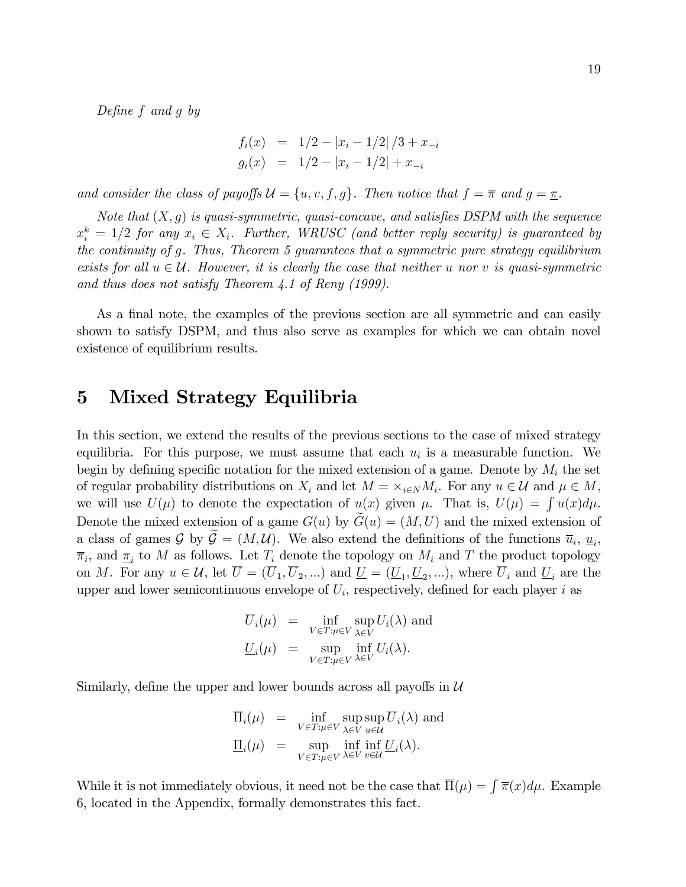*Define* $f$ *and* $g$ *by*

$$
\begin{aligned}
f_i(x) &= 1/2 - |x_i - 1/2|/3 + x_{-i} \\
g_i(x) &= 1/2 - |x_i - 1/2| + x_{-i}
\end{aligned}
$$

*and consider the class of payoffs* $\mathcal{U} = \{u, v, f, g\}$. *Then notice that* $f = \overline{\pi}$ *and* $g = \underline{\pi}$.

*Note that* $(X, g)$ *is quasi-symmetric, quasi-concave, and satisfies DSPM with the sequence* $x_i^k = 1/2$ *for any* $x_i \in X_i$. *Further, WRUSC (and better reply security) is guaranteed by the continuity of* $g$. *Thus, Theorem 5 guarantees that a symmetric pure strategy equilibrium exists for all* $u \in \mathcal{U}$. *However, it is clearly the case that neither* $u$ *nor* $v$ *is quasi-symmetric and thus does not satisfy Theorem 4.1 of Reny (1999).*

As a final note, the examples of the previous section are all symmetric and can easily shown to satisfy DSPM, and thus also serve as examples for which we can obtain novel existence of equilibrium results.

# 5 Mixed Strategy Equilibria

In this section, we extend the results of the previous sections to the case of mixed strategy equilibria. For this purpose, we must assume that each $u_i$ is a measurable function. We begin by defining specific notation for the mixed extension of a game. Denote by $M_i$ the set of regular probability distributions on $X_i$ and let $M = \times_{i \in N} M_i$. For any $u \in \mathcal{U}$ and $\mu \in M$, we will use $U(\mu)$ to denote the expectation of $u(x)$ given $\mu$. That is, $U(\mu) = \int u(x) d\mu$. Denote the mixed extension of a game $G(u)$ by $\widetilde{G}(u) = (M, U)$ and the mixed extension of a class of games $\mathcal{G}$ by $\widetilde{\mathcal{G}} = (M, \mathcal{U})$. We also extend the definitions of the functions $\overline{u}_i$, $\underline{u}_i$, $\overline{\pi}_i$, and $\underline{\pi}_i$ to $M$ as follows. Let $T_i$ denote the topology on $M_i$ and $T$ the product topology on $M$. For any $u \in \mathcal{U}$, let $\overline{U} = (\overline{U}_1, \overline{U}_2, ...)$ and $\underline{U} = (\underline{U}_1, \underline{U}_2, ...)$, where $\overline{U}_i$ and $\underline{U}_i$ are the upper and lower semicontinuous envelope of $U_i$, respectively, defined for each player $i$ as

$$
\begin{aligned}
\overline{U}_i(\mu) &= \inf_{V \in T : \mu \in V} \sup_{\lambda \in V} U_i(\lambda) \text{ and} \\
\underline{U}_i(\mu) &= \sup_{V \in T : \mu \in V} \inf_{\lambda \in V} U_i(\lambda).
\end{aligned}
$$

Similarly, define the upper and lower bounds across all payoffs in $\mathcal{U}$

$$
\begin{aligned}
\overline{\Pi}_i(\mu) &= \inf_{V \in T : \mu \in V} \sup_{\lambda \in V} \sup_{u \in \mathcal{U}} \overline{U}_i(\lambda) \text{ and} \\
\underline{\Pi}_i(\mu) &= \sup_{V \in T : \mu \in V} \inf_{\lambda \in V} \inf_{v \in \mathcal{U}} \underline{U}_i(\lambda).
\end{aligned}
$$

While it is not immediately obvious, it need not be the case that $\overline{\Pi}(\mu) = \int \overline{\pi}(x) d\mu$. Example 6, located in the Appendix, formally demonstrates this fact.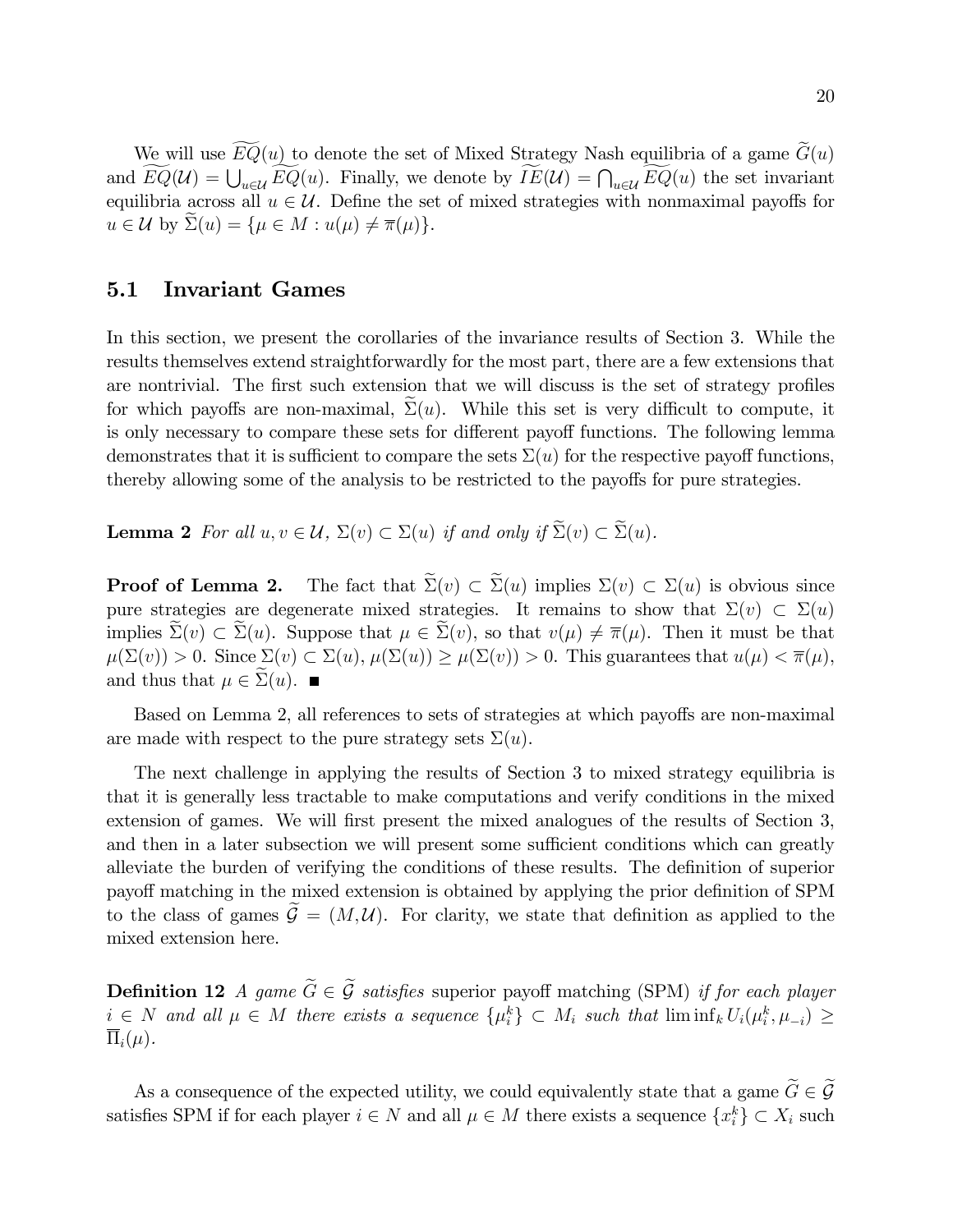We will use $\widetilde{EQ}(u)$ to denote the set of Mixed Strategy Nash equilibria of a game $\widetilde{G}(u)$ and $\widetilde{EQ}(\mathcal{U}) = \bigcup_{u\in\mathcal{U}} \widetilde{EQ}(u)$. Finally, we denote by $\widetilde{IE}(\mathcal{U}) = \bigcap_{u\in\mathcal{U}} \widetilde{EQ}(u)$ the set invariant equilibria across all $u \in \mathcal{U}$. Define the set of mixed strategies with nonmaximal payoffs for $u \in \mathcal{U}$ by $\widetilde{\Sigma}(u) = \{\mu \in M : u(\mu) \neq \overline{\pi}(\mu)\}$.

## 5.1 Invariant Games

In this section, we present the corollaries of the invariance results of Section 3. While the results themselves extend straightforwardly for the most part, there are a few extensions that are nontrivial. The first such extension that we will discuss is the set of strategy profiles for which payoffs are non-maximal, $\widetilde{\Sigma}(u)$. While this set is very difficult to compute, it is only necessary to compare these sets for different payoff functions. The following lemma demonstrates that it is sufficient to compare the sets $\Sigma(u)$ for the respective payoff functions, thereby allowing some of the analysis to be restricted to the payoffs for pure strategies.

**Lemma 2** *For all $u, v \in \mathcal{U}$, $\Sigma(v) \subset \Sigma(u)$ if and only if $\widetilde{\Sigma}(v) \subset \widetilde{\Sigma}(u)$.*

**Proof of Lemma 2.** The fact that $\widetilde{\Sigma}(v) \subset \widetilde{\Sigma}(u)$ implies $\Sigma(v) \subset \Sigma(u)$ is obvious since pure strategies are degenerate mixed strategies. It remains to show that $\Sigma(v) \subset \Sigma(u)$ implies $\widetilde{\Sigma}(v) \subset \widetilde{\Sigma}(u)$. Suppose that $\mu \in \widetilde{\Sigma}(v)$, so that $v(\mu) \neq \overline{\pi}(\mu)$. Then it must be that $\mu(\Sigma(v)) > 0$. Since $\Sigma(v) \subset \Sigma(u)$, $\mu(\Sigma(u)) \geq \mu(\Sigma(v)) > 0$. This guarantees that $u(\mu) < \overline{\pi}(\mu)$, and thus that $\mu \in \widetilde{\Sigma}(u)$. ■

Based on Lemma 2, all references to sets of strategies at which payoffs are non-maximal are made with respect to the pure strategy sets $\Sigma(u)$.

The next challenge in applying the results of Section 3 to mixed strategy equilibria is that it is generally less tractable to make computations and verify conditions in the mixed extension of games. We will first present the mixed analogues of the results of Section 3, and then in a later subsection we will present some sufficient conditions which can greatly alleviate the burden of verifying the conditions of these results. The definition of superior payoff matching in the mixed extension is obtained by applying the prior definition of SPM to the class of games $\widetilde{\mathcal{G}} = (M, \mathcal{U})$. For clarity, we state that definition as applied to the mixed extension here.

**Definition 12** *A game $\widetilde{G} \in \widetilde{\mathcal{G}}$ satisfies* superior payoff matching (SPM) *if for each player $i \in N$ and all $\mu \in M$ there exists a sequence $\{\mu_i^k\} \subset M_i$ such that $\liminf_k U_i(\mu_i^k, \mu_{-i}) \geq \overline{\Pi}_i(\mu)$.*

As a consequence of the expected utility, we could equivalently state that a game $\widetilde{G} \in \widetilde{\mathcal{G}}$ satisfies SPM if for each player $i \in N$ and all $\mu \in M$ there exists a sequence $\{x_i^k\} \subset X_i$ such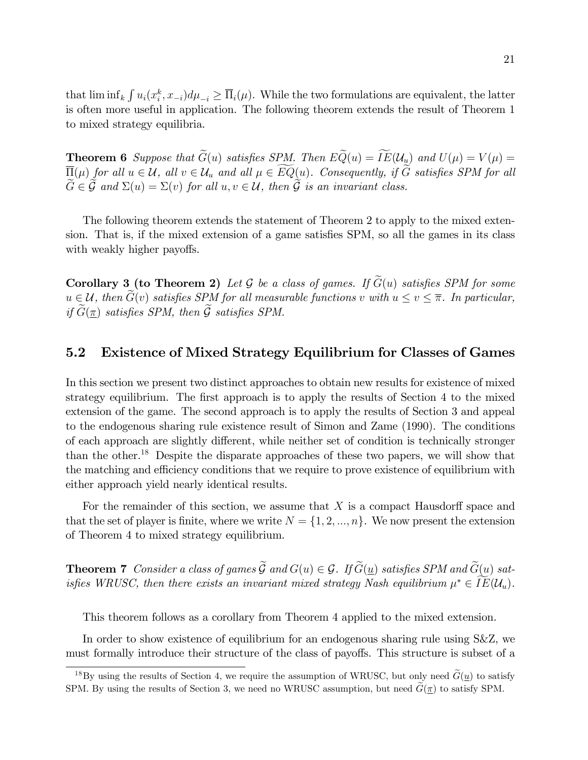that $\liminf_k \int u_i(x_i^k, x_{-i})d\mu_{-i} \geq \overline{\Pi}_i(\mu)$. While the two formulations are equivalent, the latter is often more useful in application. The following theorem extends the result of Theorem 1 to mixed strategy equilibria.

**Theorem 6** *Suppose that $\widetilde{G}(u)$ satisfies SPM. Then $E\widetilde{Q}(u) = \widetilde{IE}(\mathcal{U}_u)$ and $U(\mu) = V(\mu) = \overline{\Pi}(\mu)$ for all $u \in \mathcal{U}$, all $v \in \mathcal{U}_u$ and all $\mu \in \widetilde{EQ}(u)$. Consequently, if $\widetilde{G}$ satisfies SPM for all $\widetilde{G} \in \widetilde{\mathcal{G}}$ and $\Sigma(u) = \Sigma(v)$ for all $u, v \in \mathcal{U}$, then $\widetilde{\mathcal{G}}$ is an invariant class.*

The following theorem extends the statement of Theorem 2 to apply to the mixed extension. That is, if the mixed extension of a game satisfies SPM, so all the games in its class with weakly higher payoffs.

**Corollary 3 (to Theorem 2)** *Let $\mathcal{G}$ be a class of games. If $\widetilde{G}(u)$ satisfies SPM for some $u \in \mathcal{U}$, then $\widetilde{G}(v)$ satisfies SPM for all measurable functions $v$ with $u \leq v \leq \overline{\pi}$. In particular, if $\widetilde{G}(\underline{\pi})$ satisfies SPM, then $\widetilde{\mathcal{G}}$ satisfies SPM.*

## 5.2 Existence of Mixed Strategy Equilibrium for Classes of Games

In this section we present two distinct approaches to obtain new results for existence of mixed strategy equilibrium. The first approach is to apply the results of Section 4 to the mixed extension of the game. The second approach is to apply the results of Section 3 and appeal to the endogenous sharing rule existence result of Simon and Zame (1990). The conditions of each approach are slightly different, while neither set of condition is technically stronger than the other.[18] Despite the disparate approaches of these two papers, we will show that the matching and efficiency conditions that we require to prove existence of equilibrium with either approach yield nearly identical results.

For the remainder of this section, we assume that $X$ is a compact Hausdorff space and that the set of player is finite, where we write $N = \{1, 2, ..., n\}$. We now present the extension of Theorem 4 to mixed strategy equilibrium.

**Theorem 7** *Consider a class of games $\widetilde{\mathcal{G}}$ and $G(u) \in \mathcal{G}$. If $\widetilde{G}(\underline{u})$ satisfies SPM and $\widetilde{G}(u)$ satisfies WRUSC, then there exists an invariant mixed strategy Nash equilibrium $\mu^* \in \widetilde{IE}(\mathcal{U}_u)$.*

This theorem follows as a corollary from Theorem 4 applied to the mixed extension.

In order to show existence of equilibrium for an endogenous sharing rule using S&Z, we must formally introduce their structure of the class of payoffs. This structure is subset of a

[18] By using the results of Section 4, we require the assumption of WRUSC, but only need $\widetilde{G}(\underline{u})$ to satisfy SPM. By using the results of Section 3, we need no WRUSC assumption, but need $\widetilde{G}(\underline{\pi})$ to satisfy SPM.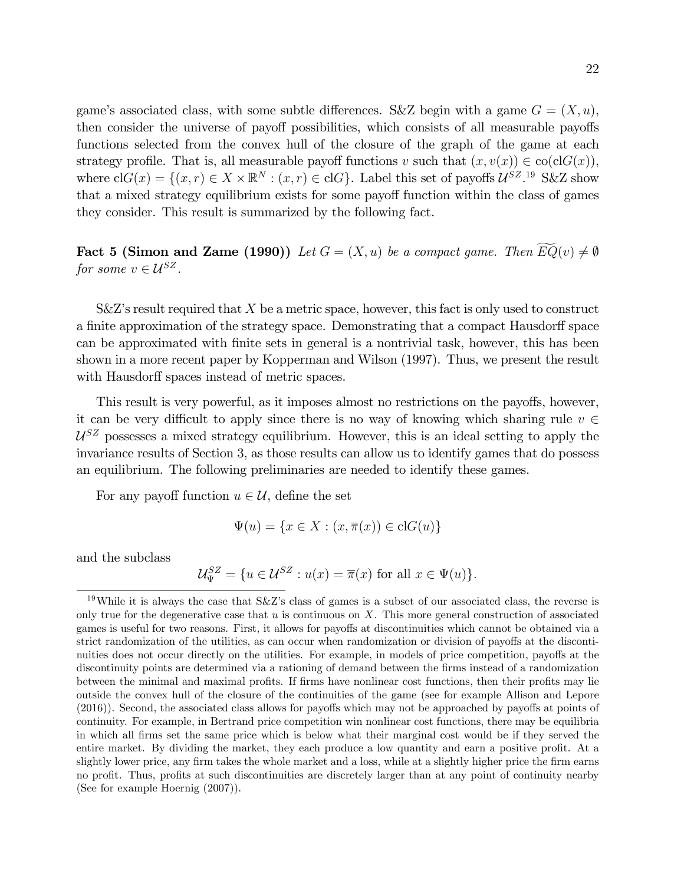game's associated class, with some subtle differences. S&Z begin with a game $G = (X, u)$, then consider the universe of payoff possibilities, which consists of all measurable payoffs functions selected from the convex hull of the closure of the graph of the game at each strategy profile. That is, all measurable payoff functions $v$ such that $(x, v(x)) \in \text{co}(\text{cl}G(x))$, where $\text{cl}G(x) = \{(x, r) \in X \times \mathbb{R}^N : (x, r) \in \text{cl}G\}$. Label this set of payoffs $\mathcal{U}^{SZ}$.[19] S&Z show that a mixed strategy equilibrium exists for some payoff function within the class of games they consider. This result is summarized by the following fact.

**Fact 5 (Simon and Zame (1990))** *Let $G = (X, u)$ be a compact game. Then $\widetilde{EQ}(v) \neq \emptyset$ for some $v \in \mathcal{U}^{SZ}$.*

S&Z's result required that $X$ be a metric space, however, this fact is only used to construct a finite approximation of the strategy space. Demonstrating that a compact Hausdorff space can be approximated with finite sets in general is a nontrivial task, however, this has been shown in a more recent paper by Kopperman and Wilson (1997). Thus, we present the result with Hausdorff spaces instead of metric spaces.

This result is very powerful, as it imposes almost no restrictions on the payoffs, however, it can be very difficult to apply since there is no way of knowing which sharing rule $v \in \mathcal{U}^{SZ}$ possesses a mixed strategy equilibrium. However, this is an ideal setting to apply the invariance results of Section 3, as those results can allow us to identify games that do possess an equilibrium. The following preliminaries are needed to identify these games.

For any payoff function $u \in \mathcal{U}$, define the set

$$\Psi(u) = \{x \in X : (x, \overline{\pi}(x)) \in \text{cl}G(u)\}$$

and the subclass

$$\mathcal{U}_{\Psi}^{SZ} = \{u \in \mathcal{U}^{SZ} : u(x) = \overline{\pi}(x) \text{ for all } x \in \Psi(u)\}.$$

[19] While it is always the case that S&Z's class of games is a subset of our associated class, the reverse is only true for the degenerative case that $u$ is continuous on $X$. This more general construction of associated games is useful for two reasons. First, it allows for payoffs at discontinuities which cannot be obtained via a strict randomization of the utilities, as can occur when randomization or division of payoffs at the discontinuities does not occur directly on the utilities. For example, in models of price competition, payoffs at the discontinuity points are determined via a rationing of demand between the firms instead of a randomization between the minimal and maximal profits. If firms have nonlinear cost functions, then their profits may lie outside the convex hull of the closure of the continuities of the game (see for example Allison and Lepore (2016)). Second, the associated class allows for payoffs which may not be approached by payoffs at points of continuity. For example, in Bertrand price competition win nonlinear cost functions, there may be equilibria in which all firms set the same price which is below what their marginal cost would be if they served the entire market. By dividing the market, they each produce a low quantity and earn a positive profit. At a slightly lower price, any firm takes the whole market and a loss, while at a slightly higher price the firm earns no profit. Thus, profits at such discontinuities are discretely larger than at any point of continuity nearby (See for example Hoernig (2007)).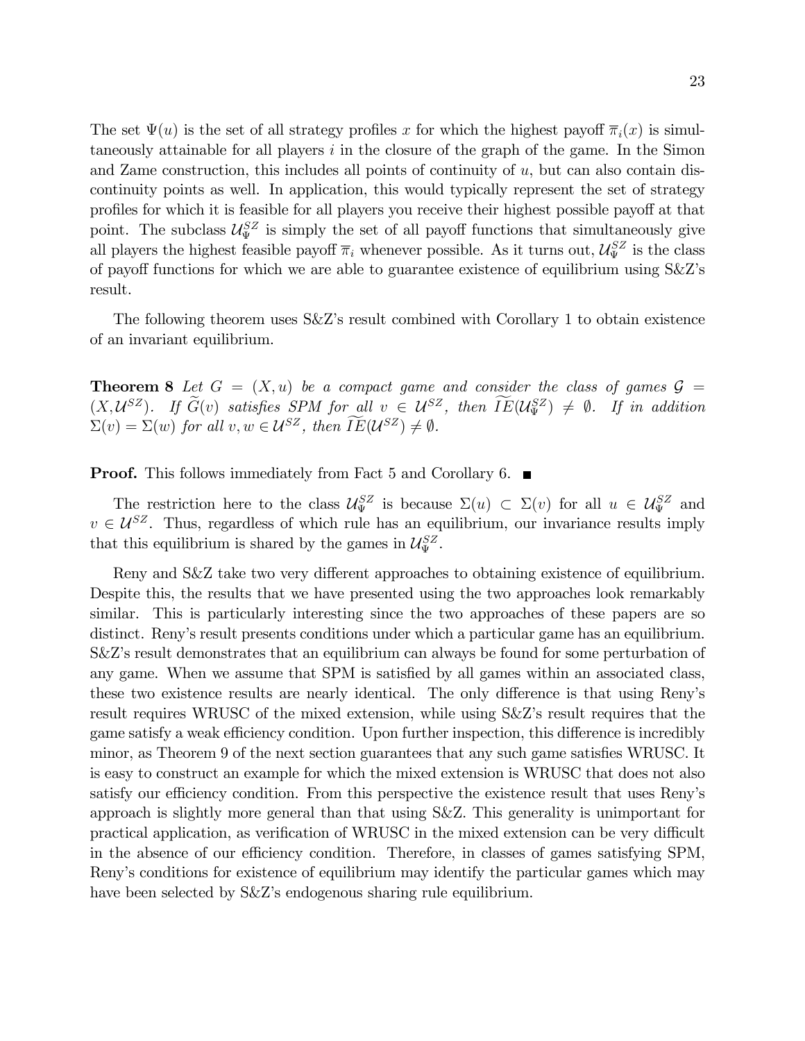The set $\Psi(u)$ is the set of all strategy profiles $x$ for which the highest payoff $\overline{\pi}_i(x)$ is simultaneously attainable for all players $i$ in the closure of the graph of the game. In the Simon and Zame construction, this includes all points of continuity of $u$, but can also contain discontinuity points as well. In application, this would typically represent the set of strategy profiles for which it is feasible for all players you receive their highest possible payoff at that point. The subclass $\mathcal{U}_{\Psi}^{SZ}$ is simply the set of all payoff functions that simultaneously give all players the highest feasible payoff $\overline{\pi}_i$ whenever possible. As it turns out, $\mathcal{U}_{\Psi}^{SZ}$ is the class of payoff functions for which we are able to guarantee existence of equilibrium using S&Z's result.

The following theorem uses S&Z's result combined with Corollary 1 to obtain existence of an invariant equilibrium.

**Theorem 8** *Let $G = (X, u)$ be a compact game and consider the class of games $\mathcal{G} = (X, \mathcal{U}^{SZ})$. If $\widetilde{G}(v)$ satisfies SPM for all $v \in \mathcal{U}^{SZ}$, then $\widetilde{IE}(\mathcal{U}_{\Psi}^{SZ}) \neq \emptyset$. If in addition $\Sigma(v) = \Sigma(w)$ for all $v, w \in \mathcal{U}^{SZ}$, then $\widetilde{IE}(\mathcal{U}^{SZ}) \neq \emptyset$.*

**Proof.** This follows immediately from Fact 5 and Corollary 6. ■

The restriction here to the class $\mathcal{U}_{\Psi}^{SZ}$ is because $\Sigma(u) \subset \Sigma(v)$ for all $u \in \mathcal{U}_{\Psi}^{SZ}$ and $v \in \mathcal{U}^{SZ}$. Thus, regardless of which rule has an equilibrium, our invariance results imply that this equilibrium is shared by the games in $\mathcal{U}_{\Psi}^{SZ}$.

Reny and S&Z take two very different approaches to obtaining existence of equilibrium. Despite this, the results that we have presented using the two approaches look remarkably similar. This is particularly interesting since the two approaches of these papers are so distinct. Reny's result presents conditions under which a particular game has an equilibrium. S&Z's result demonstrates that an equilibrium can always be found for some perturbation of any game. When we assume that SPM is satisfied by all games within an associated class, these two existence results are nearly identical. The only difference is that using Reny's result requires WRUSC of the mixed extension, while using S&Z's result requires that the game satisfy a weak efficiency condition. Upon further inspection, this difference is incredibly minor, as Theorem 9 of the next section guarantees that any such game satisfies WRUSC. It is easy to construct an example for which the mixed extension is WRUSC that does not also satisfy our efficiency condition. From this perspective the existence result that uses Reny's approach is slightly more general than that using S&Z. This generality is unimportant for practical application, as verification of WRUSC in the mixed extension can be very difficult in the absence of our efficiency condition. Therefore, in classes of games satisfying SPM, Reny's conditions for existence of equilibrium may identify the particular games which may have been selected by S&Z's endogenous sharing rule equilibrium.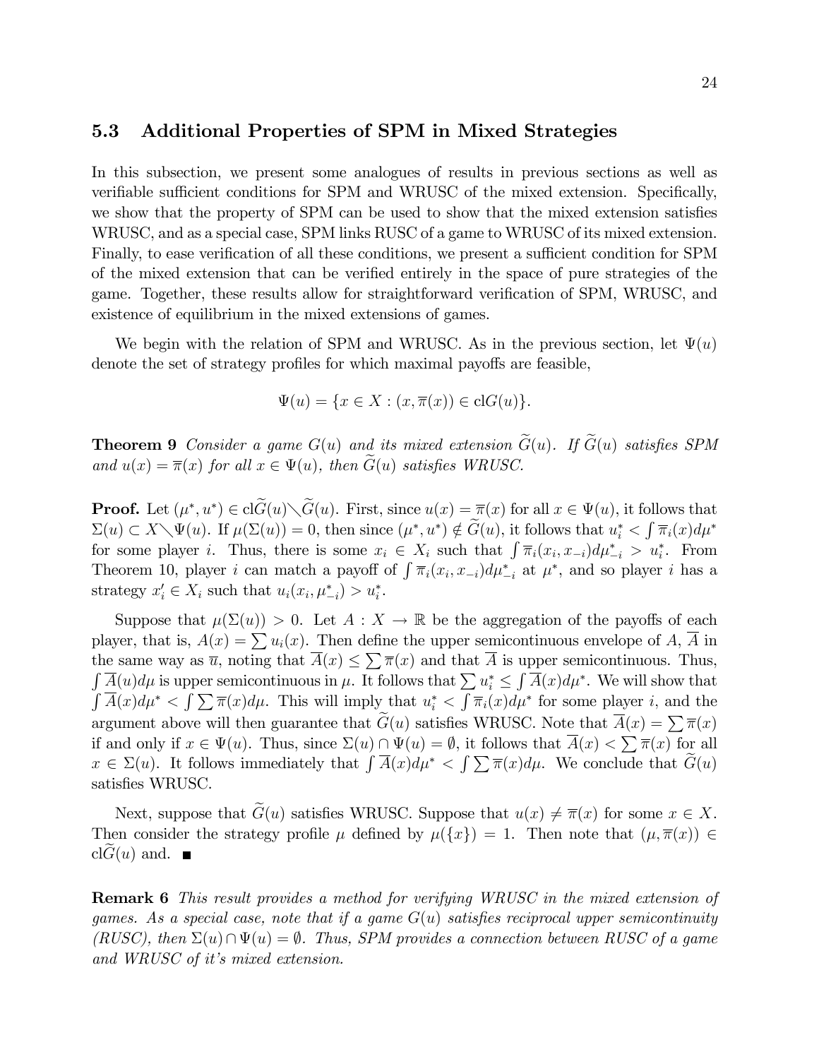### 5.3 Additional Properties of SPM in Mixed Strategies

In this subsection, we present some analogues of results in previous sections as well as verifiable sufficient conditions for SPM and WRUSC of the mixed extension. Specifically, we show that the property of SPM can be used to show that the mixed extension satisfies WRUSC, and as a special case, SPM links RUSC of a game to WRUSC of its mixed extension. Finally, to ease verification of all these conditions, we present a sufficient condition for SPM of the mixed extension that can be verified entirely in the space of pure strategies of the game. Together, these results allow for straightforward verification of SPM, WRUSC, and existence of equilibrium in the mixed extensions of games.

We begin with the relation of SPM and WRUSC. As in the previous section, let $\Psi(u)$ denote the set of strategy profiles for which maximal payoffs are feasible,

$$\Psi(u) = \{x \in X : (x, \overline{\pi}(x)) \in \mathrm{cl}G(u)\}.$$

**Theorem 9** *Consider a game $G(u)$ and its mixed extension $\widetilde{G}(u)$. If $\widetilde{G}(u)$ satisfies SPM and $u(x) = \overline{\pi}(x)$ for all $x \in \Psi(u)$, then $\widetilde{G}(u)$ satisfies WRUSC.*

**Proof.** Let $(\mu^*, u^*) \in \mathrm{cl}\widetilde{G}(u) \diagdown \widetilde{G}(u)$. First, since $u(x) = \overline{\pi}(x)$ for all $x \in \Psi(u)$, it follows that $\Sigma(u) \subset X \diagdown \Psi(u)$. If $\mu(\Sigma(u)) = 0$, then since $(\mu^*, u^*) \notin \widetilde{G}(u)$, it follows that $u_i^* < \int \overline{\pi}_i(x) d\mu^*$ for some player $i$. Thus, there is some $x_i \in X_i$ such that $\int \overline{\pi}_i(x_i, x_{-i}) d\mu_{-i}^* > u_i^*$. From Theorem 10, player $i$ can match a payoff of $\int \overline{\pi}_i(x_i, x_{-i}) d\mu_{-i}^*$ at $\mu^*$, and so player $i$ has a strategy $x_i' \in X_i$ such that $u_i(x_i, \mu_{-i}^*) > u_i^*$.

Suppose that $\mu(\Sigma(u)) > 0$. Let $A : X \to \mathbb{R}$ be the aggregation of the payoffs of each player, that is, $A(x) = \sum u_i(x)$. Then define the upper semicontinuous envelope of $A$, $\overline{A}$ in the same way as $\overline{u}$, noting that $\overline{A}(x) \leq \sum \overline{\pi}(x)$ and that $\overline{A}$ is upper semicontinuous. Thus, $\int \overline{A}(u) d\mu$ is upper semicontinuous in $\mu$. It follows that $\sum u_i^* \leq \int \overline{A}(x) d\mu^*$. We will show that $\int \overline{A}(x) d\mu^* < \int \sum \overline{\pi}(x) d\mu$. This will imply that $u_i^* < \int \overline{\pi}_i(x) d\mu^*$ for some player $i$, and the argument above will then guarantee that $\widetilde{G}(u)$ satisfies WRUSC. Note that $\overline{A}(x) = \sum \overline{\pi}(x)$ if and only if $x \in \Psi(u)$. Thus, since $\Sigma(u) \cap \Psi(u) = \emptyset$, it follows that $\overline{A}(x) < \sum \overline{\pi}(x)$ for all $x \in \Sigma(u)$. It follows immediately that $\int \overline{A}(x) d\mu^* < \int \sum \overline{\pi}(x) d\mu$. We conclude that $\widetilde{G}(u)$ satisfies WRUSC.

Next, suppose that $\widetilde{G}(u)$ satisfies WRUSC. Suppose that $u(x) \neq \overline{\pi}(x)$ for some $x \in X$. Then consider the strategy profile $\mu$ defined by $\mu(\{x\}) = 1$. Then note that $(\mu, \overline{\pi}(x)) \in \mathrm{cl}\widetilde{G}(u)$ and. ∎

**Remark 6** *This result provides a method for verifying WRUSC in the mixed extension of games. As a special case, note that if a game $G(u)$ satisfies reciprocal upper semicontinuity (RUSC), then $\Sigma(u) \cap \Psi(u) = \emptyset$. Thus, SPM provides a connection between RUSC of a game and WRUSC of it's mixed extension.*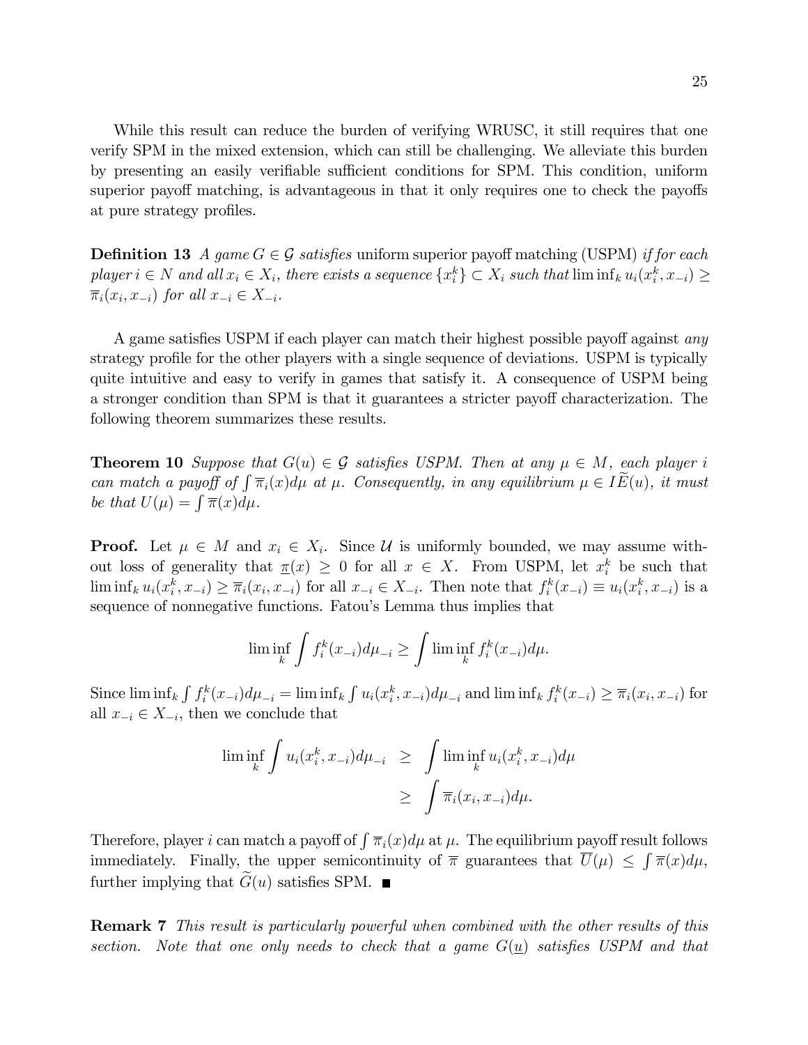While this result can reduce the burden of verifying WRUSC, it still requires that one verify SPM in the mixed extension, which can still be challenging. We alleviate this burden by presenting an easily verifiable sufficient conditions for SPM. This condition, uniform superior payoff matching, is advantageous in that it only requires one to check the payoffs at pure strategy profiles.

**Definition 13** *A game $G \in \mathcal{G}$ satisfies* uniform superior payoff matching (USPM) *if for each player $i \in N$ and all $x_i \in X_i$, there exists a sequence $\{x_i^k\} \subset X_i$ such that $\liminf_k u_i(x_i^k, x_{-i}) \geq \overline{\pi}_i(x_i, x_{-i})$ for all $x_{-i} \in X_{-i}$.*

A game satisfies USPM if each player can match their highest possible payoff against *any* strategy profile for the other players with a single sequence of deviations. USPM is typically quite intuitive and easy to verify in games that satisfy it. A consequence of USPM being a stronger condition than SPM is that it guarantees a stricter payoff characterization. The following theorem summarizes these results.

**Theorem 10** *Suppose that $G(u) \in \mathcal{G}$ satisfies USPM. Then at any $\mu \in M$, each player $i$ can match a payoff of $\int \overline{\pi}_i(x)d\mu$ at $\mu$. Consequently, in any equilibrium $\mu \in I\widetilde{E}(u)$, it must be that $U(\mu) = \int \overline{\pi}(x)d\mu$.*

**Proof.** Let $\mu \in M$ and $x_i \in X_i$. Since $\mathcal{U}$ is uniformly bounded, we may assume without loss of generality that $\underline{\pi}(x) \geq 0$ for all $x \in X$. From USPM, let $x_i^k$ be such that $\liminf_k u_i(x_i^k, x_{-i}) \geq \overline{\pi}_i(x_i, x_{-i})$ for all $x_{-i} \in X_{-i}$. Then note that $f_i^k(x_{-i}) \equiv u_i(x_i^k, x_{-i})$ is a sequence of nonnegative functions. Fatou's Lemma thus implies that

$$\liminf_k \int f_i^k(x_{-i})d\mu_{-i} \geq \int \liminf_k f_i^k(x_{-i})d\mu.$$

Since $\liminf_k \int f_i^k(x_{-i})d\mu_{-i} = \liminf_k \int u_i(x_i^k, x_{-i})d\mu_{-i}$ and $\liminf_k f_i^k(x_{-i}) \geq \overline{\pi}_i(x_i, x_{-i})$ for all $x_{-i} \in X_{-i}$, then we conclude that

$$\begin{aligned}
\liminf_k \int u_i(x_i^k, x_{-i})d\mu_{-i} &\geq \int \liminf_k u_i(x_i^k, x_{-i})d\mu \\
&\geq \int \overline{\pi}_i(x_i, x_{-i})d\mu.
\end{aligned}$$

Therefore, player $i$ can match a payoff of $\int \overline{\pi}_i(x)d\mu$ at $\mu$. The equilibrium payoff result follows immediately. Finally, the upper semicontinuity of $\overline{\pi}$ guarantees that $\overline{U}(\mu) \leq \int \overline{\pi}(x)d\mu$, further implying that $\widetilde{G}(u)$ satisfies SPM. ∎

**Remark 7** *This result is particularly powerful when combined with the other results of this section. Note that one only needs to check that a game $G(\underline{u})$ satisfies USPM and that*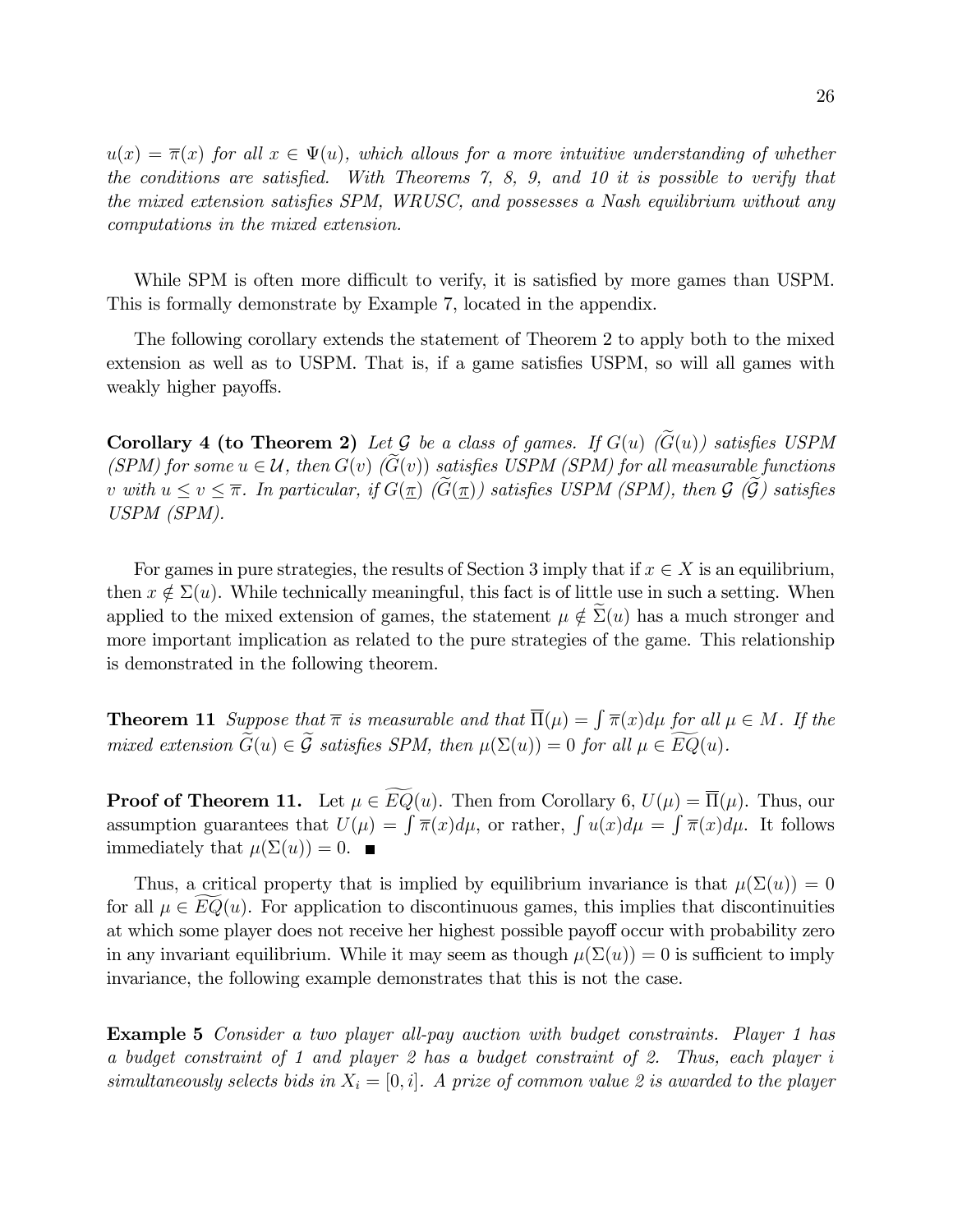*$u(x) = \overline{\pi}(x)$ for all $x \in \Psi(u)$, which allows for a more intuitive understanding of whether the conditions are satisfied. With Theorems 7, 8, 9, and 10 it is possible to verify that the mixed extension satisfies SPM, WRUSC, and possesses a Nash equilibrium without any computations in the mixed extension.*

While SPM is often more difficult to verify, it is satisfied by more games than USPM. This is formally demonstrate by Example 7, located in the appendix.

The following corollary extends the statement of Theorem 2 to apply both to the mixed extension as well as to USPM. That is, if a game satisfies USPM, so will all games with weakly higher payoffs.

**Corollary 4 (to Theorem 2)** *Let $\mathcal{G}$ be a class of games. If $G(u)$ ($\widetilde{G}(u)$) satisfies USPM (SPM) for some $u \in \mathcal{U}$, then $G(v)$ ($\widetilde{G}(v)$) satisfies USPM (SPM) for all measurable functions $v$ with $u \leq v \leq \overline{\pi}$. In particular, if $G(\underline{\pi})$ ($\widetilde{G}(\underline{\pi})$) satisfies USPM (SPM), then $\mathcal{G}$ ($\widetilde{\mathcal{G}}$) satisfies USPM (SPM).*

For games in pure strategies, the results of Section 3 imply that if $x \in X$ is an equilibrium, then $x \notin \Sigma(u)$. While technically meaningful, this fact is of little use in such a setting. When applied to the mixed extension of games, the statement $\mu \notin \widetilde{\Sigma}(u)$ has a much stronger and more important implication as related to the pure strategies of the game. This relationship is demonstrated in the following theorem.

**Theorem 11** *Suppose that $\overline{\pi}$ is measurable and that $\overline{\Pi}(\mu) = \int \overline{\pi}(x)d\mu$ for all $\mu \in M$. If the mixed extension $\widetilde{G}(u) \in \widetilde{\mathcal{G}}$ satisfies SPM, then $\mu(\Sigma(u)) = 0$ for all $\mu \in \widetilde{EQ}(u)$.*

**Proof of Theorem 11.** Let $\mu \in \widetilde{EQ}(u)$. Then from Corollary 6, $U(\mu) = \overline{\Pi}(\mu)$. Thus, our assumption guarantees that $U(\mu) = \int \overline{\pi}(x)d\mu$, or rather, $\int u(x)d\mu = \int \overline{\pi}(x)d\mu$. It follows immediately that $\mu(\Sigma(u)) = 0$. ■

Thus, a critical property that is implied by equilibrium invariance is that $\mu(\Sigma(u)) = 0$ for all $\mu \in \widetilde{EQ}(u)$. For application to discontinuous games, this implies that discontinuities at which some player does not receive her highest possible payoff occur with probability zero in any invariant equilibrium. While it may seem as though $\mu(\Sigma(u)) = 0$ is sufficient to imply invariance, the following example demonstrates that this is not the case.

**Example 5** *Consider a two player all-pay auction with budget constraints. Player 1 has a budget constraint of 1 and player 2 has a budget constraint of 2. Thus, each player $i$ simultaneously selects bids in $X_i = [0, i]$. A prize of common value 2 is awarded to the player*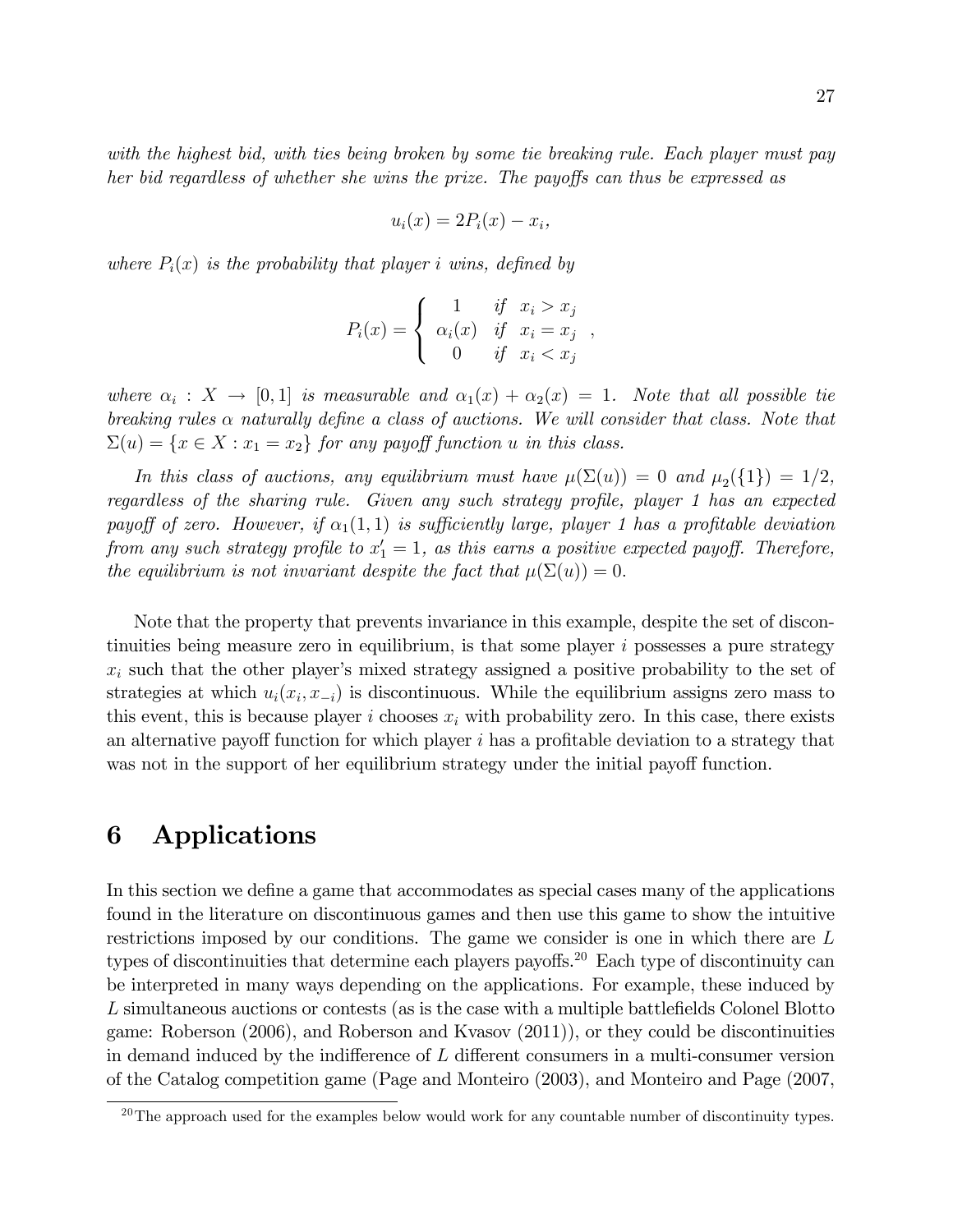*with the highest bid, with ties being broken by some tie breaking rule. Each player must pay her bid regardless of whether she wins the prize. The payoffs can thus be expressed as*

$$u_i(x) = 2P_i(x) - x_i,$$

*where $P_i(x)$ is the probability that player $i$ wins, defined by*

$$P_i(x) = \begin{cases} 1 & \text{if } \; x_i > x_j \\ \alpha_i(x) & \text{if } \; x_i = x_j \\ 0 & \text{if } \; x_i < x_j \end{cases},$$

*where $\alpha_i : X \to [0,1]$ is measurable and $\alpha_1(x) + \alpha_2(x) = 1$. Note that all possible tie breaking rules $\alpha$ naturally define a class of auctions. We will consider that class. Note that $\Sigma(u) = \{x \in X : x_1 = x_2\}$ for any payoff function $u$ in this class.*

*In this class of auctions, any equilibrium must have $\mu(\Sigma(u)) = 0$ and $\mu_2(\{1\}) = 1/2$, regardless of the sharing rule. Given any such strategy profile, player 1 has an expected payoff of zero. However, if $\alpha_1(1,1)$ is sufficiently large, player 1 has a profitable deviation from any such strategy profile to $x_1' = 1$, as this earns a positive expected payoff. Therefore, the equilibrium is not invariant despite the fact that $\mu(\Sigma(u)) = 0$.*

Note that the property that prevents invariance in this example, despite the set of discontinuities being measure zero in equilibrium, is that some player $i$ possesses a pure strategy $x_i$ such that the other player's mixed strategy assigned a positive probability to the set of strategies at which $u_i(x_i, x_{-i})$ is discontinuous. While the equilibrium assigns zero mass to this event, this is because player $i$ chooses $x_i$ with probability zero. In this case, there exists an alternative payoff function for which player $i$ has a profitable deviation to a strategy that was not in the support of her equilibrium strategy under the initial payoff function.

# 6 Applications

In this section we define a game that accommodates as special cases many of the applications found in the literature on discontinuous games and then use this game to show the intuitive restrictions imposed by our conditions. The game we consider is one in which there are $L$ types of discontinuities that determine each players payoffs.[20] Each type of discontinuity can be interpreted in many ways depending on the applications. For example, these induced by $L$ simultaneous auctions or contests (as is the case with a multiple battlefields Colonel Blotto game: Roberson (2006), and Roberson and Kvasov (2011)), or they could be discontinuities in demand induced by the indifference of $L$ different consumers in a multi-consumer version of the Catalog competition game (Page and Monteiro (2003), and Monteiro and Page (2007,

[20] The approach used for the examples below would work for any countable number of discontinuity types.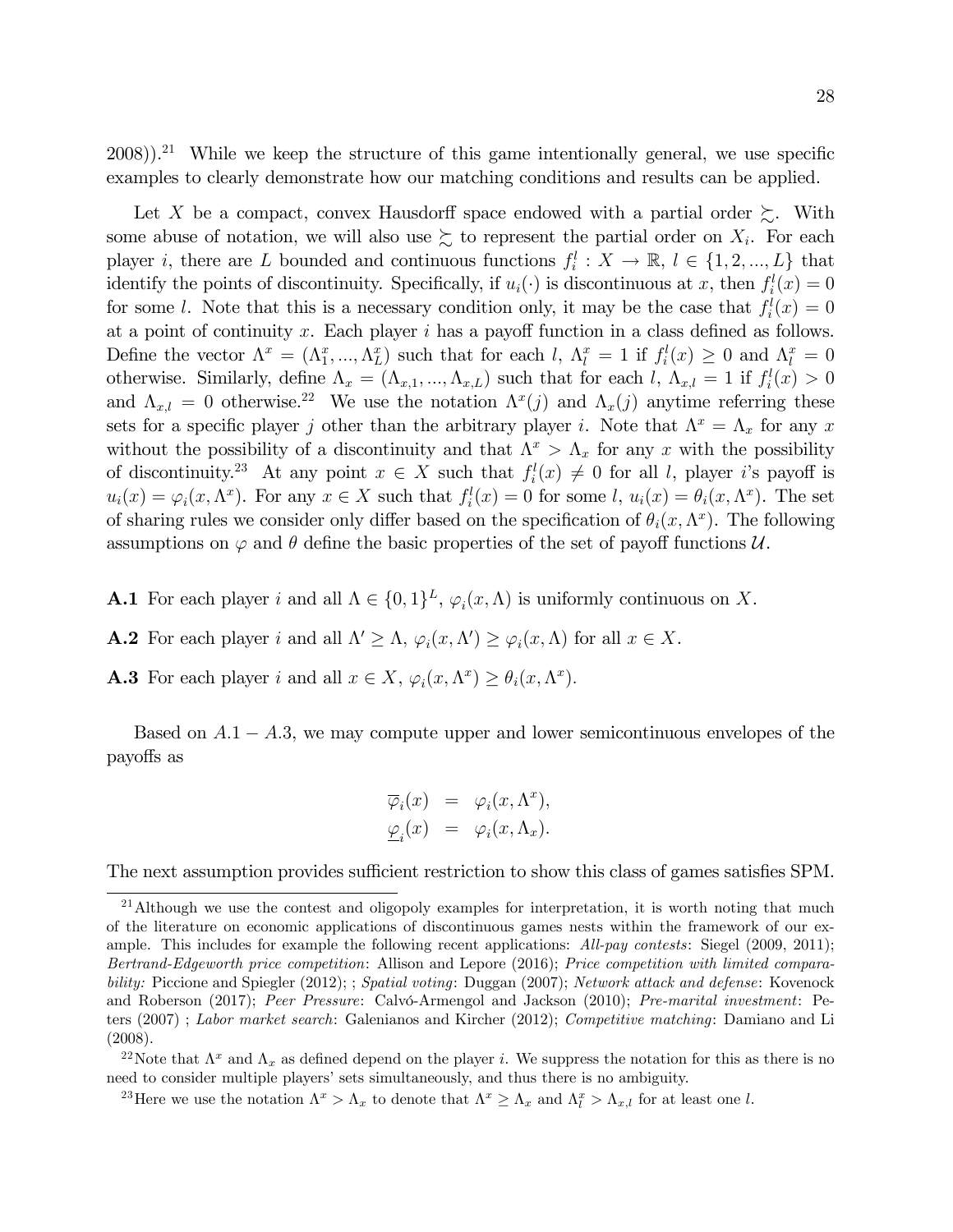2008)).[21] While we keep the structure of this game intentionally general, we use specific examples to clearly demonstrate how our matching conditions and results can be applied.

Let $X$ be a compact, convex Hausdorff space endowed with a partial order $\succsim$. With some abuse of notation, we will also use $\succsim$ to represent the partial order on $X_i$. For each player $i$, there are $L$ bounded and continuous functions $f_i^l : X \to \mathbb{R}$, $l \in \{1, 2, ..., L\}$ that identify the points of discontinuity. Specifically, if $u_i(\cdot)$ is discontinuous at $x$, then $f_i^l(x) = 0$ for some $l$. Note that this is a necessary condition only, it may be the case that $f_i^l(x) = 0$ at a point of continuity $x$. Each player $i$ has a payoff function in a class defined as follows. Define the vector $\Lambda^x = (\Lambda_1^x, ..., \Lambda_L^x)$ such that for each $l$, $\Lambda_l^x = 1$ if $f_i^l(x) \geq 0$ and $\Lambda_l^x = 0$ otherwise. Similarly, define $\Lambda_x = (\Lambda_{x,1}, ..., \Lambda_{x,L})$ such that for each $l$, $\Lambda_{x,l} = 1$ if $f_i^l(x) > 0$ and $\Lambda_{x,l} = 0$ otherwise.[22] We use the notation $\Lambda^x(j)$ and $\Lambda_x(j)$ anytime referring these sets for a specific player $j$ other than the arbitrary player $i$. Note that $\Lambda^x = \Lambda_x$ for any $x$ without the possibility of a discontinuity and that $\Lambda^x > \Lambda_x$ for any $x$ with the possibility of discontinuity.[23] At any point $x \in X$ such that $f_i^l(x) \neq 0$ for all $l$, player $i$'s payoff is $u_i(x) = \varphi_i(x, \Lambda^x)$. For any $x \in X$ such that $f_i^l(x) = 0$ for some $l$, $u_i(x) = \theta_i(x, \Lambda^x)$. The set of sharing rules we consider only differ based on the specification of $\theta_i(x, \Lambda^x)$. The following assumptions on $\varphi$ and $\theta$ define the basic properties of the set of payoff functions $\mathcal{U}$.

**A.1** For each player $i$ and all $\Lambda \in \{0, 1\}^L$, $\varphi_i(x, \Lambda)$ is uniformly continuous on $X$.

**A.2** For each player $i$ and all $\Lambda' \geq \Lambda$, $\varphi_i(x, \Lambda') \geq \varphi_i(x, \Lambda)$ for all $x \in X$.

**A.3** For each player $i$ and all $x \in X$, $\varphi_i(x, \Lambda^x) \geq \theta_i(x, \Lambda^x)$.

Based on $A.1 - A.3$, we may compute upper and lower semicontinuous envelopes of the payoffs as

$$
\begin{aligned}
\overline{\varphi}_i(x) &= \varphi_i(x, \Lambda^x), \\
\underline{\varphi}_i(x) &= \varphi_i(x, \Lambda_x).
\end{aligned}
$$

The next assumption provides sufficient restriction to show this class of games satisfies SPM.

---

[21] Although we use the contest and oligopoly examples for interpretation, it is worth noting that much of the literature on economic applications of discontinuous games nests within the framework of our example. This includes for example the following recent applications: *All-pay contests*: Siegel (2009, 2011); *Bertrand-Edgeworth price competition*: Allison and Lepore (2016); *Price competition with limited comparability:* Piccione and Spiegler (2012); ; *Spatial voting*: Duggan (2007); *Network attack and defense*: Kovenock and Roberson (2017); *Peer Pressure*: Calvó-Armengol and Jackson (2010); *Pre-marital investment*: Peters (2007) ; *Labor market search*: Galenianos and Kircher (2012); *Competitive matching*: Damiano and Li (2008).

[22] Note that $\Lambda^x$ and $\Lambda_x$ as defined depend on the player $i$. We suppress the notation for this as there is no need to consider multiple players' sets simultaneously, and thus there is no ambiguity.

[23] Here we use the notation $\Lambda^x > \Lambda_x$ to denote that $\Lambda^x \geq \Lambda_x$ and $\Lambda_l^x > \Lambda_{x,l}$ for at least one $l$.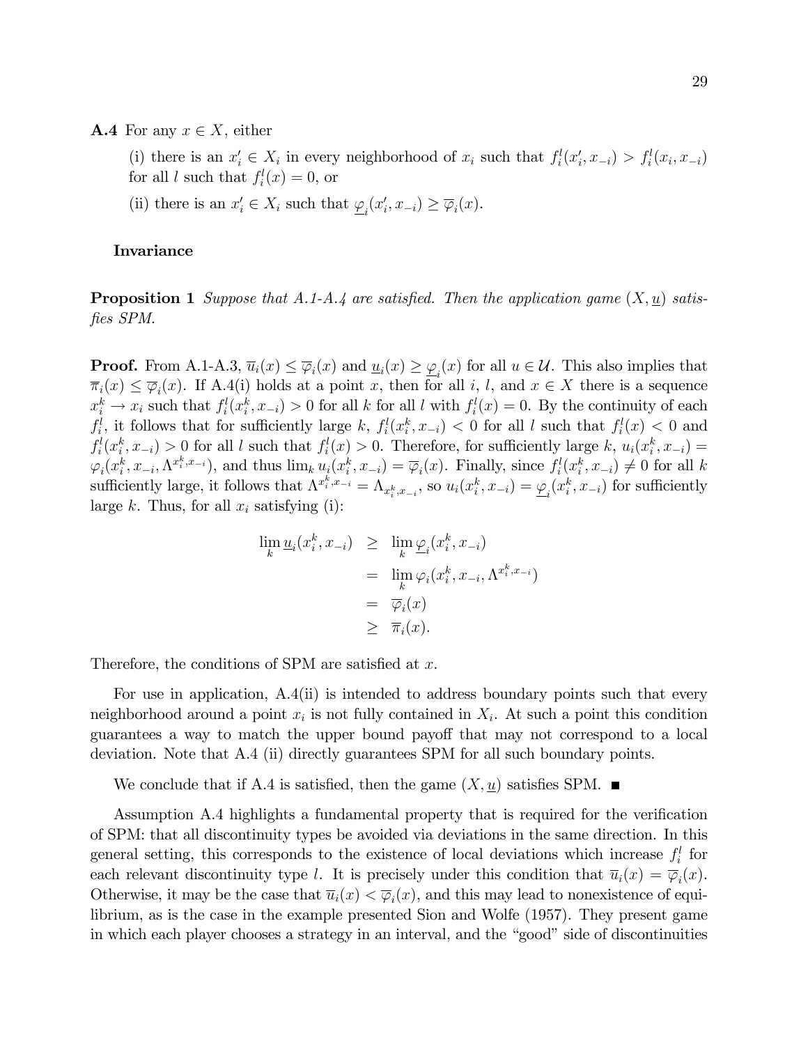**A.4** For any $x \in X$, either

(i) there is an $x_i' \in X_i$ in every neighborhood of $x_i$ such that $f_i^l(x_i', x_{-i}) > f_i^l(x_i, x_{-i})$ for all $l$ such that $f_i^l(x) = 0$, or

(ii) there is an $x_i' \in X_i$ such that $\underline{\varphi}_i(x_i', x_{-i}) \geq \overline{\varphi}_i(x)$.

**Invariance**

**Proposition 1** *Suppose that A.1-A.4 are satisfied. Then the application game $(X, \underline{u})$ satisfies SPM.*

**Proof.** From A.1-A.3, $\overline{u}_i(x) \leq \overline{\varphi}_i(x)$ and $\underline{u}_i(x) \geq \underline{\varphi}_i(x)$ for all $u \in \mathcal{U}$. This also implies that $\overline{\pi}_i(x) \leq \overline{\varphi}_i(x)$. If A.4(i) holds at a point $x$, then for all $i$, $l$, and $x \in X$ there is a sequence $x_i^k \to x_i$ such that $f_i^l(x_i^k, x_{-i}) > 0$ for all $k$ for all $l$ with $f_i^l(x) = 0$. By the continuity of each $f_i^l$, it follows that for sufficiently large $k$, $f_i^l(x_i^k, x_{-i}) < 0$ for all $l$ such that $f_i^l(x) < 0$ and $f_i^l(x_i^k, x_{-i}) > 0$ for all $l$ such that $f_i^l(x) > 0$. Therefore, for sufficiently large $k$, $u_i(x_i^k, x_{-i}) = \varphi_i(x_i^k, x_{-i}, \Lambda^{x_i^k, x_{-i}})$, and thus $\lim_k u_i(x_i^k, x_{-i}) = \overline{\varphi}_i(x)$. Finally, since $f_i^l(x_i^k, x_{-i}) \neq 0$ for all $k$ sufficiently large, it follows that $\Lambda^{x_i^k, x_{-i}} = \Lambda_{x_i^k, x_{-i}}$, so $u_i(x_i^k, x_{-i}) = \underline{\varphi}_i(x_i^k, x_{-i})$ for sufficiently large $k$. Thus, for all $x_i$ satisfying (i):

$$
\begin{aligned}
\lim_k \underline{u}_i(x_i^k, x_{-i}) &\geq \lim_k \underline{\varphi}_i(x_i^k, x_{-i}) \\
&= \lim_k \varphi_i(x_i^k, x_{-i}, \Lambda^{x_i^k, x_{-i}}) \\
&= \overline{\varphi}_i(x) \\
&\geq \overline{\pi}_i(x).
\end{aligned}
$$

Therefore, the conditions of SPM are satisfied at $x$.

For use in application, A.4(ii) is intended to address boundary points such that every neighborhood around a point $x_i$ is not fully contained in $X_i$. At such a point this condition guarantees a way to match the upper bound payoff that may not correspond to a local deviation. Note that A.4 (ii) directly guarantees SPM for all such boundary points.

We conclude that if A.4 is satisfied, then the game $(X, \underline{u})$ satisfies SPM. ■

Assumption A.4 highlights a fundamental property that is required for the verification of SPM: that all discontinuity types be avoided via deviations in the same direction. In this general setting, this corresponds to the existence of local deviations which increase $f_i^l$ for each relevant discontinuity type $l$. It is precisely under this condition that $\overline{u}_i(x) = \overline{\varphi}_i(x)$. Otherwise, it may be the case that $\overline{u}_i(x) < \overline{\varphi}_i(x)$, and this may lead to nonexistence of equilibrium, as is the case in the example presented Sion and Wolfe (1957). They present game in which each player chooses a strategy in an interval, and the "good" side of discontinuities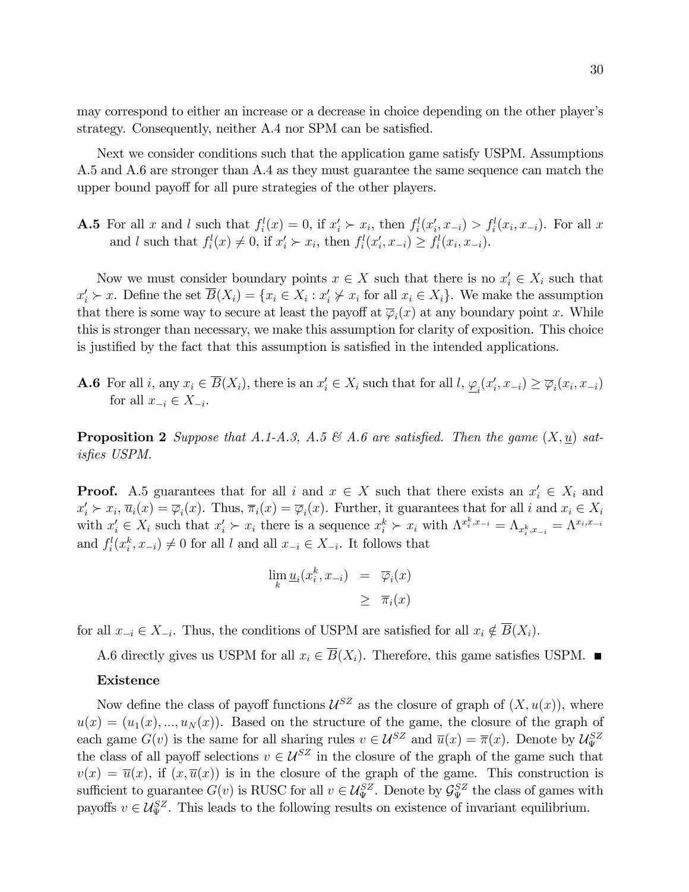may correspond to either an increase or a decrease in choice depending on the other player's strategy. Consequently, neither A.4 nor SPM can be satisfied.

Next we consider conditions such that the application game satisfy USPM. Assumptions A.5 and A.6 are stronger than A.4 as they must guarantee the same sequence can match the upper bound payoff for all pure strategies of the other players.

**A.5** For all $x$ and $l$ such that $f_i^l(x) = 0$, if $x_i' \succ x_i$, then $f_i^l(x_i', x_{-i}) > f_i^l(x_i, x_{-i})$. For all $x$ and $l$ such that $f_i^l(x) \neq 0$, if $x_i' \succ x_i$, then $f_i^l(x_i', x_{-i}) \geq f_i^l(x_i, x_{-i})$.

Now we must consider boundary points $x \in X$ such that there is no $x_i' \in X_i$ such that $x_i' \succ x$. Define the set $\overline{B}(X_i) = \{x_i \in X_i : x_i' \not\succ x_i \text{ for all } x_i \in X_i\}$. We make the assumption that there is some way to secure at least the payoff at $\overline{\varphi}_i(x)$ at any boundary point $x$. While this is stronger than necessary, we make this assumption for clarity of exposition. This choice is justified by the fact that this assumption is satisfied in the intended applications.

**A.6** For all $i$, any $x_i \in \overline{B}(X_i)$, there is an $x_i' \in X_i$ such that for all $l$, $\underline{\varphi}_i(x_i', x_{-i}) \geq \overline{\varphi}_i(x_i, x_{-i})$ for all $x_{-i} \in X_{-i}$.

**Proposition 2** *Suppose that A.1-A.3, A.5 & A.6 are satisfied. Then the game $(X, \underline{u})$ satisfies USPM.*

**Proof.** A.5 guarantees that for all $i$ and $x \in X$ such that there exists an $x_i' \in X_i$ and $x_i' \succ x_i$, $\overline{u}_i(x) = \overline{\varphi}_i(x)$. Thus, $\overline{\pi}_i(x) = \overline{\varphi}_i(x)$. Further, it guarantees that for all $i$ and $x_i \in X_i$ with $x_i' \in X_i$ such that $x_i' \succ x_i$ there is a sequence $x_i^k \succ x_i$ with $\Lambda^{x_i^k, x_{-i}} = \Lambda_{x_i^k, x_{-i}} = \Lambda^{x_i, x_{-i}}$ and $f_i^l(x_i^k, x_{-i}) \neq 0$ for all $l$ and all $x_{-i} \in X_{-i}$. It follows that

$$
\begin{aligned}
\lim_k \underline{u}_i(x_i^k, x_{-i}) &= \overline{\varphi}_i(x) \\
&\geq \overline{\pi}_i(x)
\end{aligned}
$$

for all $x_{-i} \in X_{-i}$. Thus, the conditions of USPM are satisfied for all $x_i \notin \overline{B}(X_i)$.

A.6 directly gives us USPM for all $x_i \in \overline{B}(X_i)$. Therefore, this game satisfies USPM. ■

**Existence**

Now define the class of payoff functions $\mathcal{U}^{SZ}$ as the closure of graph of $(X, u(x))$, where $u(x) = (u_1(x), ..., u_N(x))$. Based on the structure of the game, the closure of the graph of each game $G(v)$ is the same for all sharing rules $v \in \mathcal{U}^{SZ}$ and $\overline{u}(x) = \overline{\pi}(x)$. Denote by $\mathcal{U}_\Psi^{SZ}$ the class of all payoff selections $v \in \mathcal{U}^{SZ}$ in the closure of the graph of the game such that $v(x) = \overline{u}(x)$, if $(x, \overline{u}(x))$ is in the closure of the graph of the game. This construction is sufficient to guarantee $G(v)$ is RUSC for all $v \in \mathcal{U}_\Psi^{SZ}$. Denote by $\mathcal{G}_\Psi^{SZ}$ the class of games with payoffs $v \in \mathcal{U}_\Psi^{SZ}$. This leads to the following results on existence of invariant equilibrium.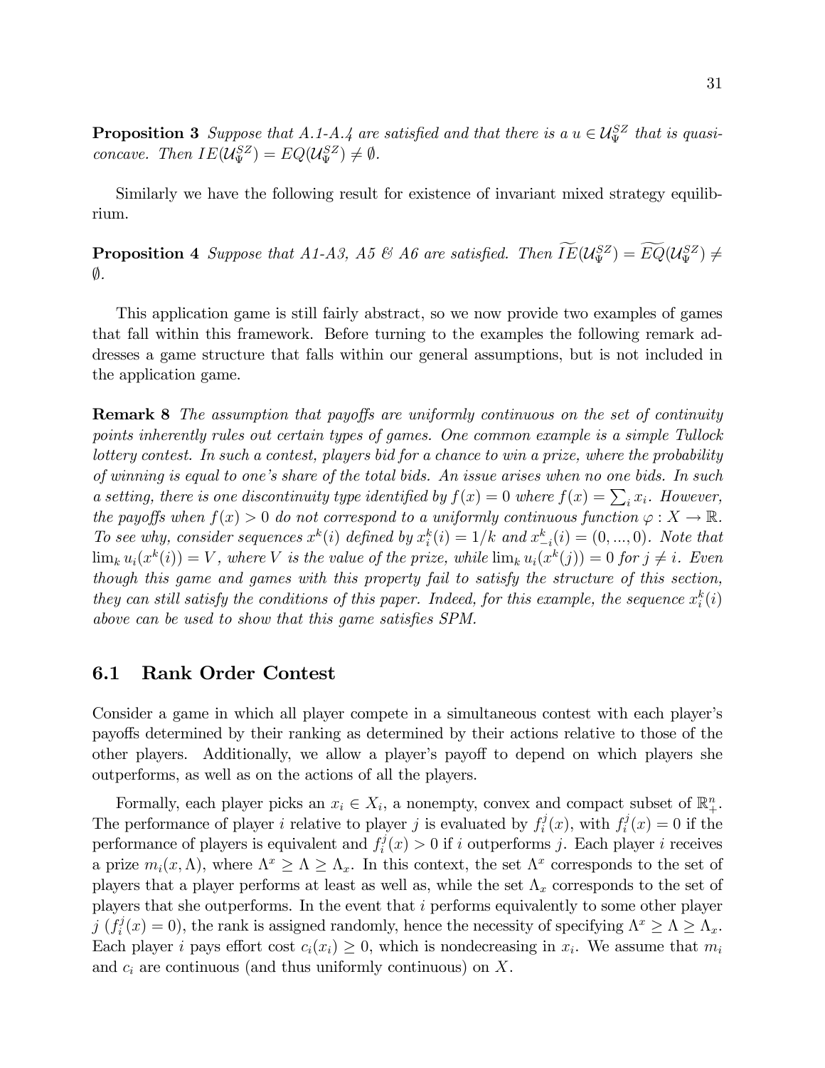**Proposition 3** *Suppose that A.1-A.4 are satisfied and that there is a $u \in \mathcal{U}_\Psi^{SZ}$ that is quasi-concave. Then $IE(\mathcal{U}_\Psi^{SZ}) = EQ(\mathcal{U}_\Psi^{SZ}) \neq \emptyset$.*

Similarly we have the following result for existence of invariant mixed strategy equilibrium.

**Proposition 4** *Suppose that A1-A3, A5 & A6 are satisfied. Then $\widetilde{IE}(\mathcal{U}_\Psi^{SZ}) = \widetilde{EQ}(\mathcal{U}_\Psi^{SZ}) \neq \emptyset$.*

This application game is still fairly abstract, so we now provide two examples of games that fall within this framework. Before turning to the examples the following remark addresses a game structure that falls within our general assumptions, but is not included in the application game.

**Remark 8** *The assumption that payoffs are uniformly continuous on the set of continuity points inherently rules out certain types of games. One common example is a simple Tullock lottery contest. In such a contest, players bid for a chance to win a prize, where the probability of winning is equal to one's share of the total bids. An issue arises when no one bids. In such a setting, there is one discontinuity type identified by $f(x) = 0$ where $f(x) = \sum_i x_i$. However, the payoffs when $f(x) > 0$ do not correspond to a uniformly continuous function $\varphi : X \to \mathbb{R}$. To see why, consider sequences $x^k(i)$ defined by $x_i^k(i) = 1/k$ and $x_{-i}^k(i) = (0, ..., 0)$. Note that $\lim_k u_i(x^k(i)) = V$, where $V$ is the value of the prize, while $\lim_k u_i(x^k(j)) = 0$ for $j \neq i$. Even though this game and games with this property fail to satisfy the structure of this section, they can still satisfy the conditions of this paper. Indeed, for this example, the sequence $x_i^k(i)$ above can be used to show that this game satisfies SPM.*

## 6.1 Rank Order Contest

Consider a game in which all player compete in a simultaneous contest with each player's payoffs determined by their ranking as determined by their actions relative to those of the other players. Additionally, we allow a player's payoff to depend on which players she outperforms, as well as on the actions of all the players.

Formally, each player picks an $x_i \in X_i$, a nonempty, convex and compact subset of $\mathbb{R}_+^n$. The performance of player $i$ relative to player $j$ is evaluated by $f_i^j(x)$, with $f_i^j(x) = 0$ if the performance of players is equivalent and $f_i^j(x) > 0$ if $i$ outperforms $j$. Each player $i$ receives a prize $m_i(x, \Lambda)$, where $\Lambda^x \geq \Lambda \geq \Lambda_x$. In this context, the set $\Lambda^x$ corresponds to the set of players that a player performs at least as well as, while the set $\Lambda_x$ corresponds to the set of players that she outperforms. In the event that $i$ performs equivalently to some other player $j$ ($f_i^j(x) = 0$), the rank is assigned randomly, hence the necessity of specifying $\Lambda^x \geq \Lambda \geq \Lambda_x$. Each player $i$ pays effort cost $c_i(x_i) \geq 0$, which is nondecreasing in $x_i$. We assume that $m_i$ and $c_i$ are continuous (and thus uniformly continuous) on $X$.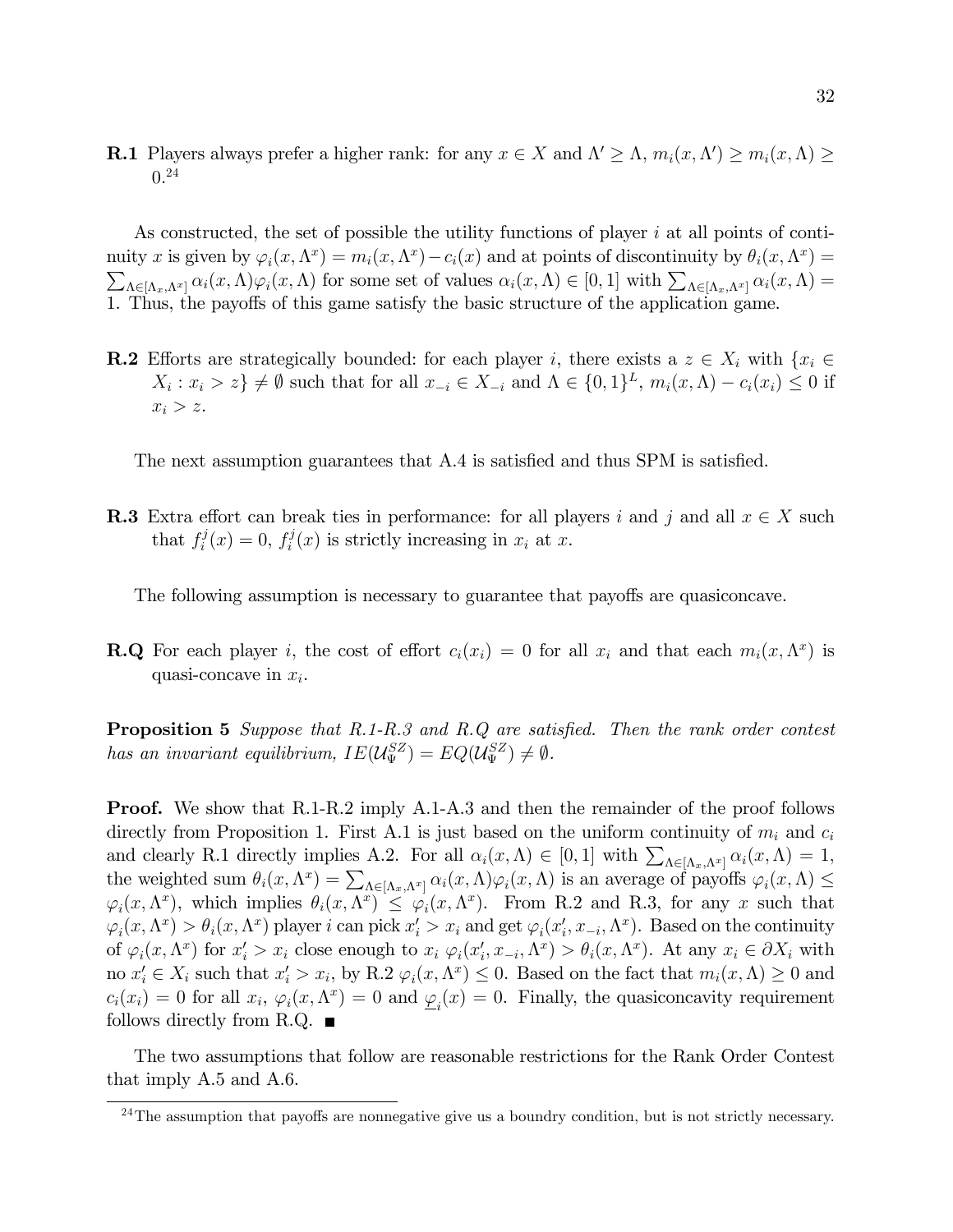**R.1** Players always prefer a higher rank: for any $x \in X$ and $\Lambda' \geq \Lambda$, $m_i(x, \Lambda') \geq m_i(x, \Lambda) \geq 0$.[24]

As constructed, the set of possible the utility functions of player $i$ at all points of continuity $x$ is given by $\varphi_i(x, \Lambda^x) = m_i(x, \Lambda^x) - c_i(x)$ and at points of discontinuity by $\theta_i(x, \Lambda^x) = \sum_{\Lambda \in [\Lambda_x, \Lambda^x]} \alpha_i(x, \Lambda)\varphi_i(x, \Lambda)$ for some set of values $\alpha_i(x, \Lambda) \in [0, 1]$ with $\sum_{\Lambda \in [\Lambda_x, \Lambda^x]} \alpha_i(x, \Lambda) = 1$. Thus, the payoffs of this game satisfy the basic structure of the application game.

**R.2** Efforts are strategically bounded: for each player $i$, there exists a $z \in X_i$ with $\{x_i \in X_i : x_i > z\} \neq \emptyset$ such that for all $x_{-i} \in X_{-i}$ and $\Lambda \in \{0, 1\}^L$, $m_i(x, \Lambda) - c_i(x_i) \leq 0$ if $x_i > z$.

The next assumption guarantees that A.4 is satisfied and thus SPM is satisfied.

**R.3** Extra effort can break ties in performance: for all players $i$ and $j$ and all $x \in X$ such that $f_i^j(x) = 0$, $f_i^j(x)$ is strictly increasing in $x_i$ at $x$.

The following assumption is necessary to guarantee that payoffs are quasiconcave.

**R.Q** For each player $i$, the cost of effort $c_i(x_i) = 0$ for all $x_i$ and that each $m_i(x, \Lambda^x)$ is quasi-concave in $x_i$.

**Proposition 5** *Suppose that R.1-R.3 and R.Q are satisfied. Then the rank order contest has an invariant equilibrium, $IE(\mathcal{U}_\Psi^{SZ}) = EQ(\mathcal{U}_\Psi^{SZ}) \neq \emptyset$.*

**Proof.** We show that R.1-R.2 imply A.1-A.3 and then the remainder of the proof follows directly from Proposition 1. First A.1 is just based on the uniform continuity of $m_i$ and $c_i$ and clearly R.1 directly implies A.2. For all $\alpha_i(x, \Lambda) \in [0, 1]$ with $\sum_{\Lambda \in [\Lambda_x, \Lambda^x]} \alpha_i(x, \Lambda) = 1$, the weighted sum $\theta_i(x, \Lambda^x) = \sum_{\Lambda \in [\Lambda_x, \Lambda^x]} \alpha_i(x, \Lambda)\varphi_i(x, \Lambda)$ is an average of payoffs $\varphi_i(x, \Lambda) \leq \varphi_i(x, \Lambda^x)$, which implies $\theta_i(x, \Lambda^x) \leq \varphi_i(x, \Lambda^x)$. From R.2 and R.3, for any $x$ such that $\varphi_i(x, \Lambda^x) > \theta_i(x, \Lambda^x)$ player $i$ can pick $x_i' > x_i$ and get $\varphi_i(x_i', x_{-i}, \Lambda^x)$. Based on the continuity of $\varphi_i(x, \Lambda^x)$ for $x_i' > x_i$ close enough to $x_i$ $\varphi_i(x_i', x_{-i}, \Lambda^x) > \theta_i(x, \Lambda^x)$. At any $x_i \in \partial X_i$ with no $x_i' \in X_i$ such that $x_i' > x_i$, by R.2 $\varphi_i(x, \Lambda^x) \leq 0$. Based on the fact that $m_i(x, \Lambda) \geq 0$ and $c_i(x_i) = 0$ for all $x_i$, $\varphi_i(x, \Lambda^x) = 0$ and $\underline{\varphi}_i(x) = 0$. Finally, the quasiconcavity requirement follows directly from R.Q. ■

The two assumptions that follow are reasonable restrictions for the Rank Order Contest that imply A.5 and A.6.

[24] The assumption that payoffs are nonnegative give us a boundry condition, but is not strictly necessary.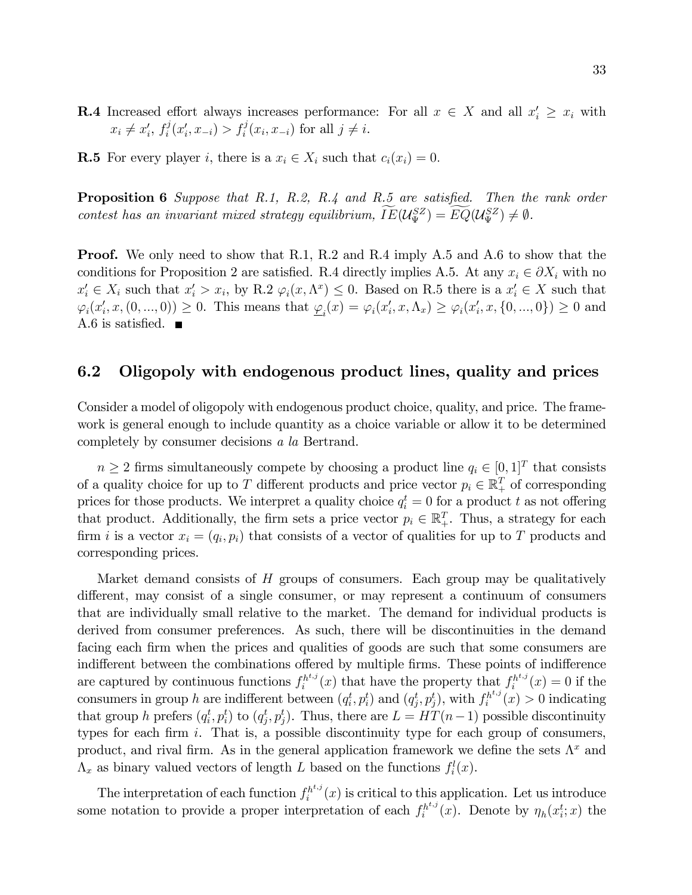**R.4** Increased effort always increases performance: For all $x \in X$ and all $x_i' \geq x_i$ with $x_i \neq x_i'$, $f_i^j(x_i', x_{-i}) > f_i^j(x_i, x_{-i})$ for all $j \neq i$.

**R.5** For every player $i$, there is a $x_i \in X_i$ such that $c_i(x_i) = 0$.

**Proposition 6** *Suppose that R.1, R.2, R.4 and R.5 are satisfied. Then the rank order contest has an invariant mixed strategy equilibrium,* $\widetilde{IE}(\mathcal{U}_\Psi^{SZ}) = \widetilde{EQ}(\mathcal{U}_\Psi^{SZ}) \neq \emptyset$.

**Proof.** We only need to show that R.1, R.2 and R.4 imply A.5 and A.6 to show that the conditions for Proposition 2 are satisfied. R.4 directly implies A.5. At any $x_i \in \partial X_i$ with no $x_i' \in X_i$ such that $x_i' > x_i$, by R.2 $\varphi_i(x, \Lambda^x) \leq 0$. Based on R.5 there is a $x_i' \in X$ such that $\varphi_i(x_i', x, (0, ..., 0)) \geq 0$. This means that $\underline{\varphi}_i(x) = \varphi_i(x_i', x, \Lambda_x) \geq \varphi_i(x_i', x, \{0, ..., 0\}) \geq 0$ and A.6 is satisfied. ■

## 6.2 Oligopoly with endogenous product lines, quality and prices

Consider a model of oligopoly with endogenous product choice, quality, and price. The framework is general enough to include quantity as a choice variable or allow it to be determined completely by consumer decisions *a la* Bertrand.

$n \geq 2$ firms simultaneously compete by choosing a product line $q_i \in [0, 1]^T$ that consists of a quality choice for up to $T$ different products and price vector $p_i \in \mathbb{R}_+^T$ of corresponding prices for those products. We interpret a quality choice $q_i^t = 0$ for a product $t$ as not offering that product. Additionally, the firm sets a price vector $p_i \in \mathbb{R}_+^T$. Thus, a strategy for each firm $i$ is a vector $x_i = (q_i, p_i)$ that consists of a vector of qualities for up to $T$ products and corresponding prices.

Market demand consists of $H$ groups of consumers. Each group may be qualitatively different, may consist of a single consumer, or may represent a continuum of consumers that are individually small relative to the market. The demand for individual products is derived from consumer preferences. As such, there will be discontinuities in the demand facing each firm when the prices and qualities of goods are such that some consumers are indifferent between the combinations offered by multiple firms. These points of indifference are captured by continuous functions $f_i^{h^{t,j}}(x)$ that have the property that $f_i^{h^{t,j}}(x) = 0$ if the consumers in group $h$ are indifferent between $(q_i^t, p_i^t)$ and $(q_j^t, p_j^t)$, with $f_i^{h^{t,j}}(x) > 0$ indicating that group $h$ prefers $(q_i^t, p_i^t)$ to $(q_j^t, p_j^t)$. Thus, there are $L = HT(n-1)$ possible discontinuity types for each firm $i$. That is, a possible discontinuity type for each group of consumers, product, and rival firm. As in the general application framework we define the sets $\Lambda^x$ and $\Lambda_x$ as binary valued vectors of length $L$ based on the functions $f_i^l(x)$.

The interpretation of each function $f_i^{h^{t,j}}(x)$ is critical to this application. Let us introduce some notation to provide a proper interpretation of each $f_i^{h^{t,j}}(x)$. Denote by $\eta_h(x_i^t; x)$ the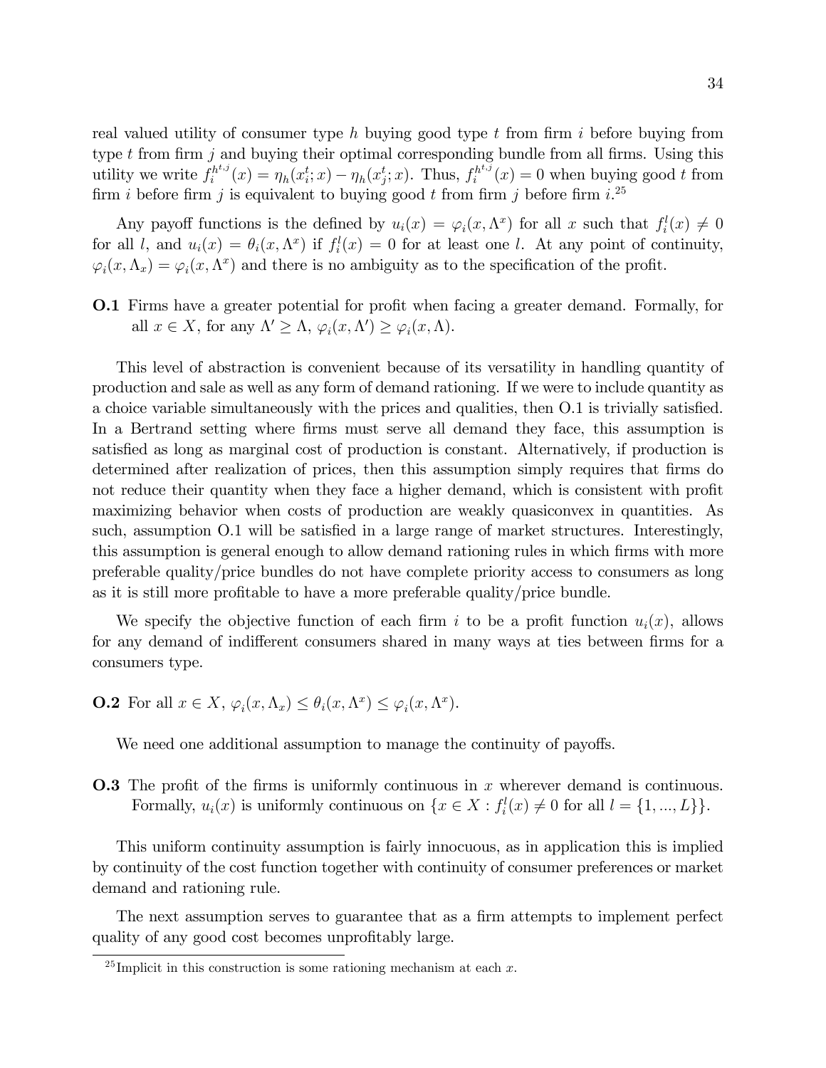real valued utility of consumer type $h$ buying good type $t$ from firm $i$ before buying from type $t$ from firm $j$ and buying their optimal corresponding bundle from all firms. Using this utility we write $f_i^{h^{t,j}}(x) = \eta_h(x_i^t; x) - \eta_h(x_j^t; x)$. Thus, $f_i^{h^{t,j}}(x) = 0$ when buying good $t$ from firm $i$ before firm $j$ is equivalent to buying good $t$ from firm $j$ before firm $i$.[25]

Any payoff functions is the defined by $u_i(x) = \varphi_i(x, \Lambda^x)$ for all $x$ such that $f_i^l(x) \neq 0$ for all $l$, and $u_i(x) = \theta_i(x, \Lambda^x)$ if $f_i^l(x) = 0$ for at least one $l$. At any point of continuity, $\varphi_i(x, \Lambda_x) = \varphi_i(x, \Lambda^x)$ and there is no ambiguity as to the specification of the profit.

**O.1** Firms have a greater potential for profit when facing a greater demand. Formally, for all $x \in X$, for any $\Lambda' \geq \Lambda$, $\varphi_i(x, \Lambda') \geq \varphi_i(x, \Lambda)$.

This level of abstraction is convenient because of its versatility in handling quantity of production and sale as well as any form of demand rationing. If we were to include quantity as a choice variable simultaneously with the prices and qualities, then O.1 is trivially satisfied. In a Bertrand setting where firms must serve all demand they face, this assumption is satisfied as long as marginal cost of production is constant. Alternatively, if production is determined after realization of prices, then this assumption simply requires that firms do not reduce their quantity when they face a higher demand, which is consistent with profit maximizing behavior when costs of production are weakly quasiconvex in quantities. As such, assumption O.1 will be satisfied in a large range of market structures. Interestingly, this assumption is general enough to allow demand rationing rules in which firms with more preferable quality/price bundles do not have complete priority access to consumers as long as it is still more profitable to have a more preferable quality/price bundle.

We specify the objective function of each firm $i$ to be a profit function $u_i(x)$, allows for any demand of indifferent consumers shared in many ways at ties between firms for a consumers type.

**O.2** For all $x \in X$, $\varphi_i(x, \Lambda_x) \leq \theta_i(x, \Lambda^x) \leq \varphi_i(x, \Lambda^x)$.

We need one additional assumption to manage the continuity of payoffs.

**O.3** The profit of the firms is uniformly continuous in $x$ wherever demand is continuous. Formally, $u_i(x)$ is uniformly continuous on $\{x \in X : f_i^l(x) \neq 0 \text{ for all } l = \{1, ..., L\}\}$.

This uniform continuity assumption is fairly innocuous, as in application this is implied by continuity of the cost function together with continuity of consumer preferences or market demand and rationing rule.

The next assumption serves to guarantee that as a firm attempts to implement perfect quality of any good cost becomes unprofitably large.

[25] Implicit in this construction is some rationing mechanism at each $x$.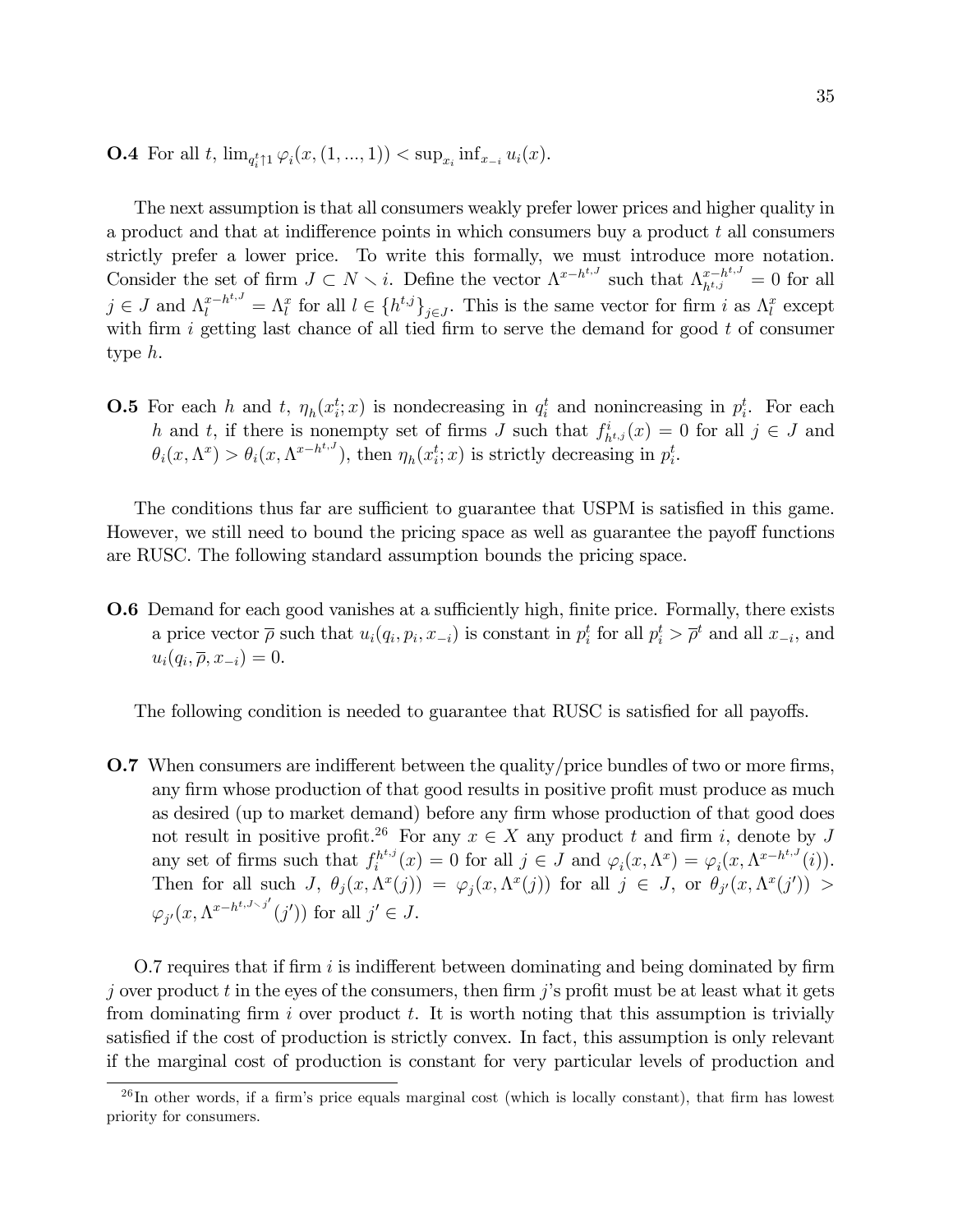**O.4** For all $t$, $\lim_{q_i^t \uparrow 1} \varphi_i(x, (1, ..., 1)) < \sup_{x_i} \inf_{x_{-i}} u_i(x)$.

The next assumption is that all consumers weakly prefer lower prices and higher quality in a product and that at indifference points in which consumers buy a product $t$ all consumers strictly prefer a lower price. To write this formally, we must introduce more notation. Consider the set of firm $J \subset N \setminus i$. Define the vector $\Lambda^{x-h^{t,J}}$ such that $\Lambda^{x-h^{t,J}}_{h^{t,j}} = 0$ for all $j \in J$ and $\Lambda^{x-h^{t,J}}_l = \Lambda^x_l$ for all $l \in \{h^{t,j}\}_{j \in J}$. This is the same vector for firm $i$ as $\Lambda^x_l$ except with firm $i$ getting last chance of all tied firm to serve the demand for good $t$ of consumer type $h$.

**O.5** For each $h$ and $t$, $\eta_h(x_i^t; x)$ is nondecreasing in $q_i^t$ and nonincreasing in $p_i^t$. For each $h$ and $t$, if there is nonempty set of firms $J$ such that $f^i_{h^{t,j}}(x) = 0$ for all $j \in J$ and $\theta_i(x, \Lambda^x) > \theta_i(x, \Lambda^{x-h^{t,J}})$, then $\eta_h(x_i^t; x)$ is strictly decreasing in $p_i^t$.

The conditions thus far are sufficient to guarantee that USPM is satisfied in this game. However, we still need to bound the pricing space as well as guarantee the payoff functions are RUSC. The following standard assumption bounds the pricing space.

**O.6** Demand for each good vanishes at a sufficiently high, finite price. Formally, there exists a price vector $\overline{\rho}$ such that $u_i(q_i, p_i, x_{-i})$ is constant in $p_i^t$ for all $p_i^t > \overline{\rho}^t$ and all $x_{-i}$, and $u_i(q_i, \overline{\rho}, x_{-i}) = 0$.

The following condition is needed to guarantee that RUSC is satisfied for all payoffs.

**O.7** When consumers are indifferent between the quality/price bundles of two or more firms, any firm whose production of that good results in positive profit must produce as much as desired (up to market demand) before any firm whose production of that good does not result in positive profit.[26] For any $x \in X$ any product $t$ and firm $i$, denote by $J$ any set of firms such that $f_i^{h^{t,j}}(x) = 0$ for all $j \in J$ and $\varphi_i(x, \Lambda^x) = \varphi_i(x, \Lambda^{x-h^{t,J}}(i))$. Then for all such $J$, $\theta_j(x, \Lambda^x(j)) = \varphi_j(x, \Lambda^x(j))$ for all $j \in J$, or $\theta_{j'}(x, \Lambda^x(j')) > \varphi_{j'}(x, \Lambda^{x-h^{t,J \setminus j'}}(j'))$ for all $j' \in J$.

O.7 requires that if firm $i$ is indifferent between dominating and being dominated by firm $j$ over product $t$ in the eyes of the consumers, then firm $j$'s profit must be at least what it gets from dominating firm $i$ over product $t$. It is worth noting that this assumption is trivially satisfied if the cost of production is strictly convex. In fact, this assumption is only relevant if the marginal cost of production is constant for very particular levels of production and

[26] In other words, if a firm's price equals marginal cost (which is locally constant), that firm has lowest priority for consumers.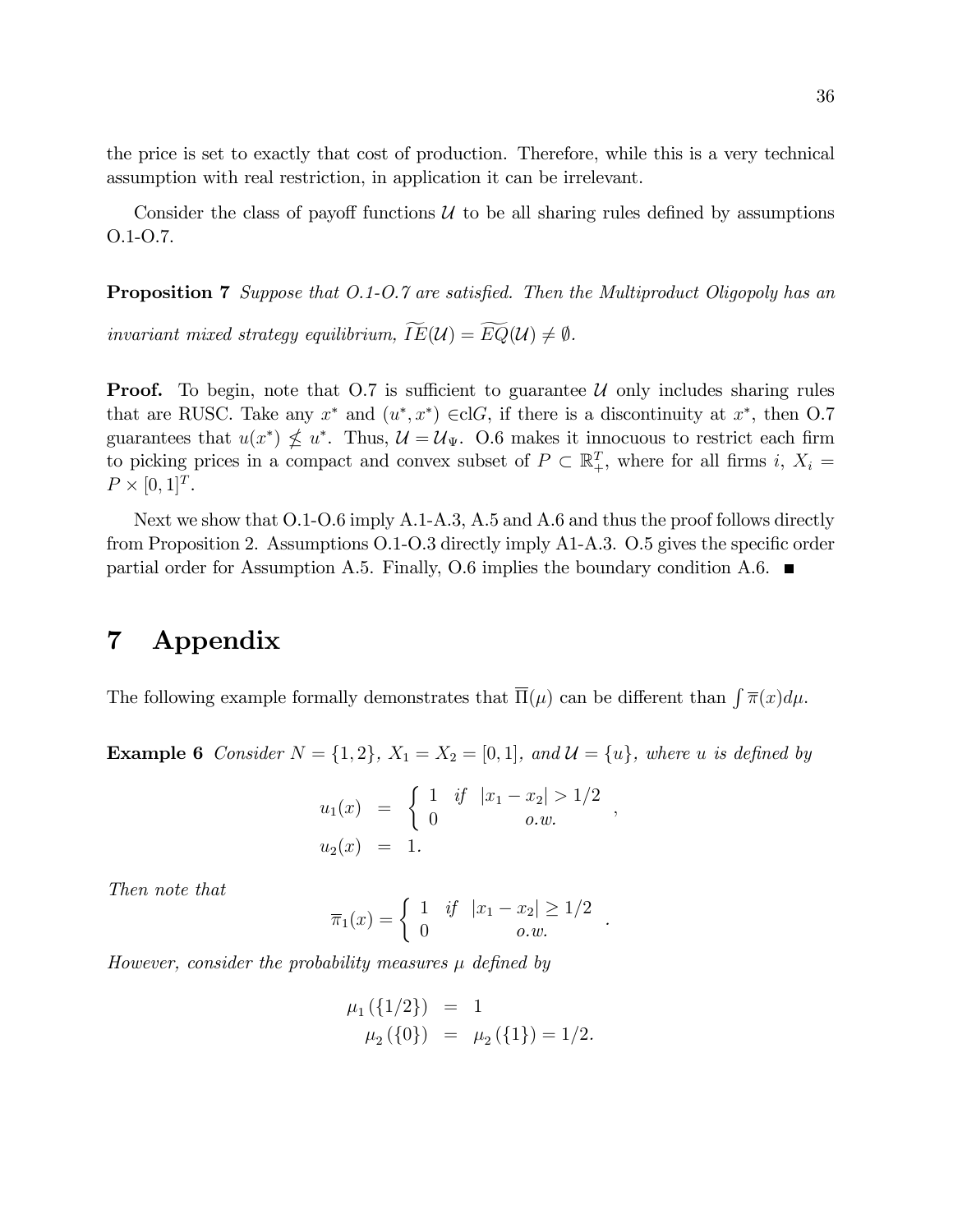the price is set to exactly that cost of production. Therefore, while this is a very technical assumption with real restriction, in application it can be irrelevant.

Consider the class of payoff functions $\mathcal{U}$ to be all sharing rules defined by assumptions O.1-O.7.

**Proposition 7** *Suppose that O.1-O.7 are satisfied. Then the Multiproduct Oligopoly has an invariant mixed strategy equilibrium, $\widetilde{IE}(\mathcal{U}) = \widetilde{EQ}(\mathcal{U}) \neq \emptyset$.*

**Proof.** To begin, note that O.7 is sufficient to guarantee $\mathcal{U}$ only includes sharing rules that are RUSC. Take any $x^*$ and $(u^*, x^*) \in \text{cl}G$, if there is a discontinuity at $x^*$, then O.7 guarantees that $u(x^*) \nleq u^*$. Thus, $\mathcal{U} = \mathcal{U}_\Psi$. O.6 makes it innocuous to restrict each firm to picking prices in a compact and convex subset of $P \subset \mathbb{R}_+^T$, where for all firms $i$, $X_i = P \times [0,1]^T$.

Next we show that O.1-O.6 imply A.1-A.3, A.5 and A.6 and thus the proof follows directly from Proposition 2. Assumptions O.1-O.3 directly imply A1-A.3. O.5 gives the specific order partial order for Assumption A.5. Finally, O.6 implies the boundary condition A.6. ■

# 7 Appendix

The following example formally demonstrates that $\overline{\Pi}(\mu)$ can be different than $\int \overline{\pi}(x) d\mu$.

**Example 6** *Consider $N = \{1, 2\}$, $X_1 = X_2 = [0, 1]$, and $\mathcal{U} = \{u\}$, where $u$ is defined by*

$$
\begin{aligned}
u_1(x) &= \begin{cases} 1 & \text{if} \quad |x_1 - x_2| > 1/2 \\ 0 & \text{o.w.} \end{cases}, \\
u_2(x) &= 1.
\end{aligned}
$$

*Then note that*

$$
\overline{\pi}_1(x) = \begin{cases} 1 & \text{if} \quad |x_1 - x_2| \geq 1/2 \\ 0 & \text{o.w.} \end{cases}.
$$

*However, consider the probability measures $\mu$ defined by*

$$
\begin{aligned}
\mu_1(\{1/2\}) &= 1 \\
\mu_2(\{0\}) &= \mu_2(\{1\}) = 1/2.
\end{aligned}
$$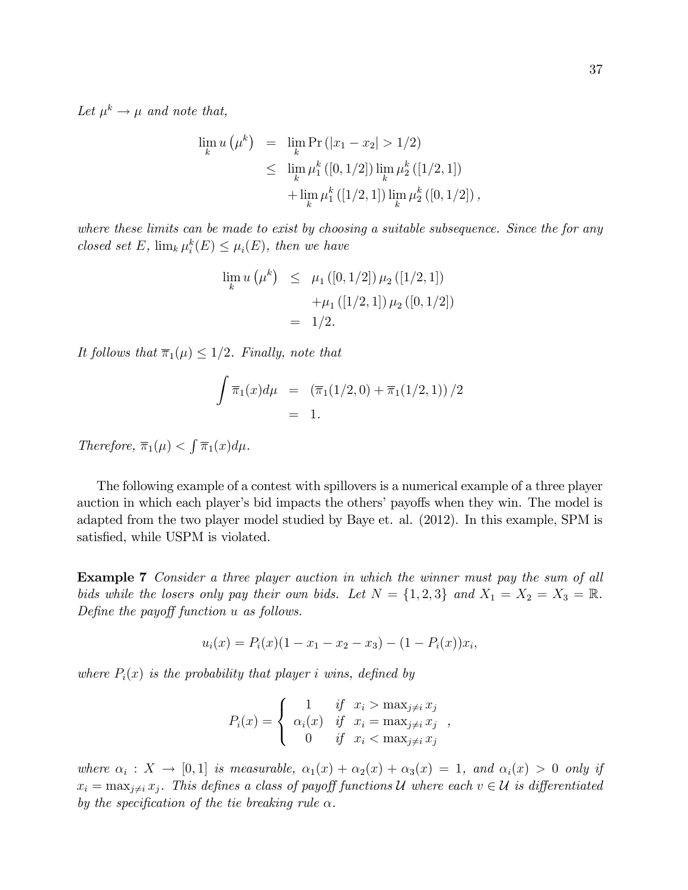*Let $\mu^k \to \mu$ and note that,*

$$
\begin{aligned}
\lim_k u\left(\mu^k\right) &= \lim_k \Pr\left(|x_1 - x_2| > 1/2\right) \\
&\leq \lim_k \mu_1^k\left([0,1/2]\right) \lim_k \mu_2^k\left([1/2,1]\right) \\
&\quad + \lim_k \mu_1^k\left([1/2,1]\right) \lim_k \mu_2^k\left([0,1/2]\right),
\end{aligned}
$$

*where these limits can be made to exist by choosing a suitable subsequence. Since the for any closed set $E$, $\lim_k \mu_i^k(E) \leq \mu_i(E)$, then we have*

$$
\begin{aligned}
\lim_k u\left(\mu^k\right) &\leq \mu_1\left([0,1/2]\right)\mu_2\left([1/2,1]\right) \\
&\quad + \mu_1\left([1/2,1]\right)\mu_2\left([0,1/2]\right) \\
&= 1/2.
\end{aligned}
$$

*It follows that $\overline{\pi}_1(\mu) \leq 1/2$. Finally, note that*

$$
\begin{aligned}
\int \overline{\pi}_1(x)d\mu &= \left(\overline{\pi}_1(1/2,0) + \overline{\pi}_1(1/2,1)\right)/2 \\
&= 1.
\end{aligned}
$$

*Therefore, $\overline{\pi}_1(\mu) < \int \overline{\pi}_1(x)d\mu$.*

The following example of a contest with spillovers is a numerical example of a three player auction in which each player's bid impacts the others' payoffs when they win. The model is adapted from the two player model studied by Baye et. al. (2012). In this example, SPM is satisfied, while USPM is violated.

**Example 7** *Consider a three player auction in which the winner must pay the sum of all bids while the losers only pay their own bids. Let $N = \{1,2,3\}$ and $X_1 = X_2 = X_3 = \mathbb{R}$. Define the payoff function $u$ as follows.*

$$
u_i(x) = P_i(x)(1 - x_1 - x_2 - x_3) - (1 - P_i(x))x_i,
$$

*where $P_i(x)$ is the probability that player $i$ wins, defined by*

$$
P_i(x) = \begin{cases} 1 & \text{if } \; x_i > \max_{j \neq i} x_j \\ \alpha_i(x) & \text{if } \; x_i = \max_{j \neq i} x_j \\ 0 & \text{if } \; x_i < \max_{j \neq i} x_j \end{cases},
$$

*where $\alpha_i : X \to [0,1]$ is measurable, $\alpha_1(x) + \alpha_2(x) + \alpha_3(x) = 1$, and $\alpha_i(x) > 0$ only if $x_i = \max_{j \neq i} x_j$. This defines a class of payoff functions $\mathcal{U}$ where each $v \in \mathcal{U}$ is differentiated by the specification of the tie breaking rule $\alpha$.*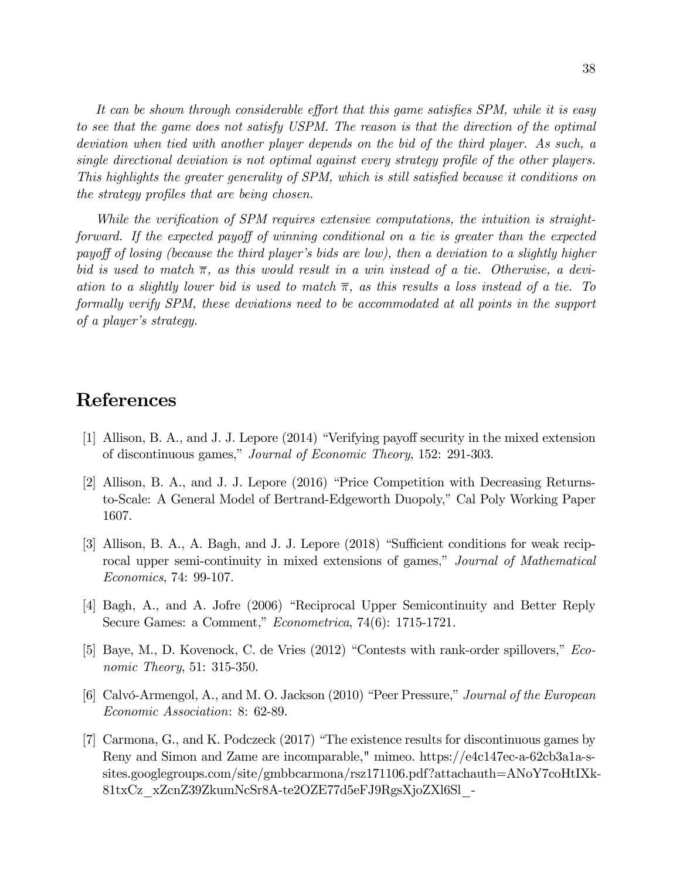*It can be shown through considerable effort that this game satisfies SPM, while it is easy to see that the game does not satisfy USPM. The reason is that the direction of the optimal deviation when tied with another player depends on the bid of the third player. As such, a single directional deviation is not optimal against every strategy profile of the other players. This highlights the greater generality of SPM, which is still satisfied because it conditions on the strategy profiles that are being chosen.*

*While the verification of SPM requires extensive computations, the intuition is straightforward. If the expected payoff of winning conditional on a tie is greater than the expected payoff of losing (because the third player's bids are low), then a deviation to a slightly higher bid is used to match $\overline{\pi}$, as this would result in a win instead of a tie. Otherwise, a deviation to a slightly lower bid is used to match $\overline{\pi}$, as this results a loss instead of a tie. To formally verify SPM, these deviations need to be accommodated at all points in the support of a player's strategy.*

# References

[1] Allison, B. A., and J. J. Lepore (2014) "Verifying payoff security in the mixed extension of discontinuous games," *Journal of Economic Theory*, 152: 291-303.

[2] Allison, B. A., and J. J. Lepore (2016) "Price Competition with Decreasing Returns-to-Scale: A General Model of Bertrand-Edgeworth Duopoly," Cal Poly Working Paper 1607.

[3] Allison, B. A., A. Bagh, and J. J. Lepore (2018) "Sufficient conditions for weak reciprocal upper semi-continuity in mixed extensions of games," *Journal of Mathematical Economics*, 74: 99-107.

[4] Bagh, A., and A. Jofre (2006) "Reciprocal Upper Semicontinuity and Better Reply Secure Games: a Comment," *Econometrica*, 74(6): 1715-1721.

[5] Baye, M., D. Kovenock, C. de Vries (2012) "Contests with rank-order spillovers," *Economic Theory*, 51: 315-350.

[6] Calvó-Armengol, A., and M. O. Jackson (2010) "Peer Pressure," *Journal of the European Economic Association*: 8: 62-89.

[7] Carmona, G., and K. Podczeck (2017) "The existence results for discontinuous games by Reny and Simon and Zame are incomparable," mimeo. https://e4c147ec-a-62cb3a1a-s-sites.googlegroups.com/site/gmbbcarmona/rsz171106.pdf?attachauth=ANoY7coHtIXk-81txCz_xZcnZ39ZkumNcSr8A-te2OZE77d5eFJ9RgsXjoZXl6Sl_-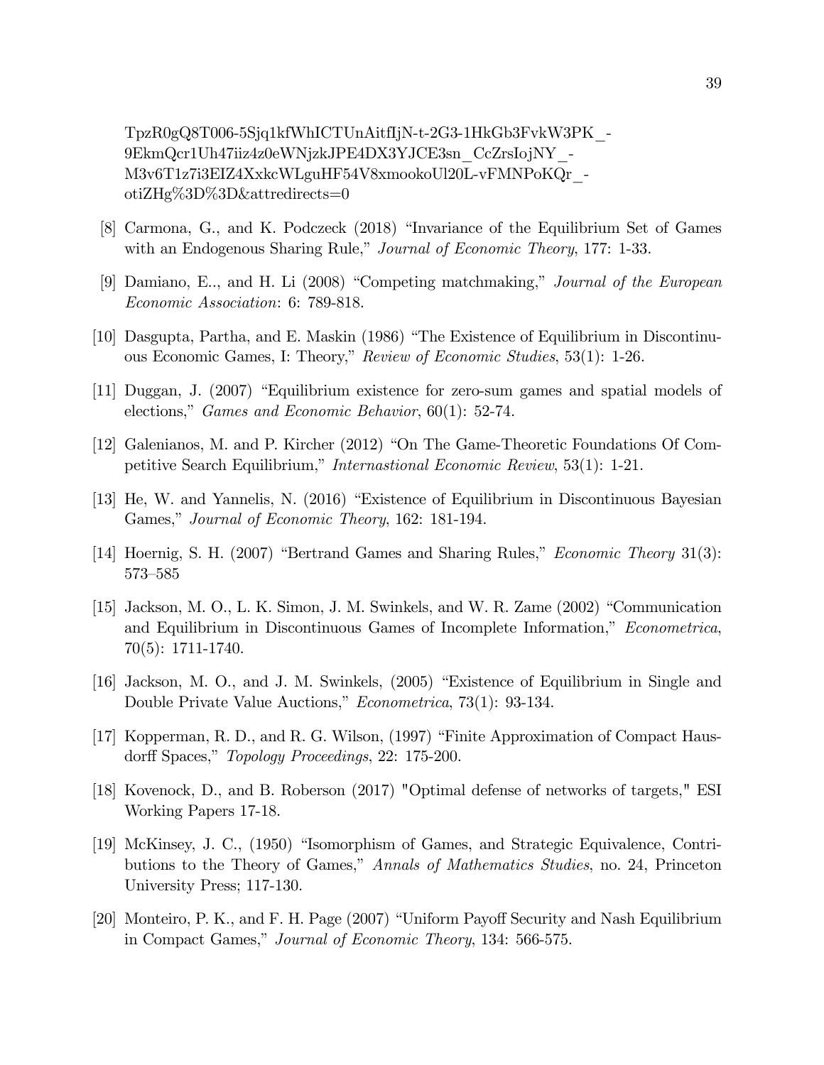TpzR0gQ8T006-5Sjq1kfWhICTUnAitfIjN-t-2G3-1HkGb3FvkW3PK_-9EkmQcr1Uh47iiz4z0eWNjzkJPE4DX3YJCE3sn_CcZrsIojNY_-M3v6T1z7i3EIZ4XxkcWLguHF54V8xmookoUl20L-vFMNPoKQr_-otiZHg%3D%3D&attredirects=0

[8] Carmona, G., and K. Podczeck (2018) "Invariance of the Equilibrium Set of Games with an Endogenous Sharing Rule," *Journal of Economic Theory*, 177: 1-33.

[9] Damiano, E.., and H. Li (2008) "Competing matchmaking," *Journal of the European Economic Association*: 6: 789-818.

[10] Dasgupta, Partha, and E. Maskin (1986) "The Existence of Equilibrium in Discontinuous Economic Games, I: Theory," *Review of Economic Studies*, 53(1): 1-26.

[11] Duggan, J. (2007) "Equilibrium existence for zero-sum games and spatial models of elections," *Games and Economic Behavior*, 60(1): 52-74.

[12] Galenianos, M. and P. Kircher (2012) "On The Game-Theoretic Foundations Of Competitive Search Equilibrium," *Internastional Economic Review*, 53(1): 1-21.

[13] He, W. and Yannelis, N. (2016) "Existence of Equilibrium in Discontinuous Bayesian Games," *Journal of Economic Theory*, 162: 181-194.

[14] Hoernig, S. H. (2007) "Bertrand Games and Sharing Rules," *Economic Theory* 31(3): 573–585

[15] Jackson, M. O., L. K. Simon, J. M. Swinkels, and W. R. Zame (2002) "Communication and Equilibrium in Discontinuous Games of Incomplete Information," *Econometrica*, 70(5): 1711-1740.

[16] Jackson, M. O., and J. M. Swinkels, (2005) "Existence of Equilibrium in Single and Double Private Value Auctions," *Econometrica*, 73(1): 93-134.

[17] Kopperman, R. D., and R. G. Wilson, (1997) "Finite Approximation of Compact Hausdorff Spaces," *Topology Proceedings*, 22: 175-200.

[18] Kovenock, D., and B. Roberson (2017) "Optimal defense of networks of targets," ESI Working Papers 17-18.

[19] McKinsey, J. C., (1950) "Isomorphism of Games, and Strategic Equivalence, Contributions to the Theory of Games," *Annals of Mathematics Studies*, no. 24, Princeton University Press; 117-130.

[20] Monteiro, P. K., and F. H. Page (2007) "Uniform Payoff Security and Nash Equilibrium in Compact Games," *Journal of Economic Theory*, 134: 566-575.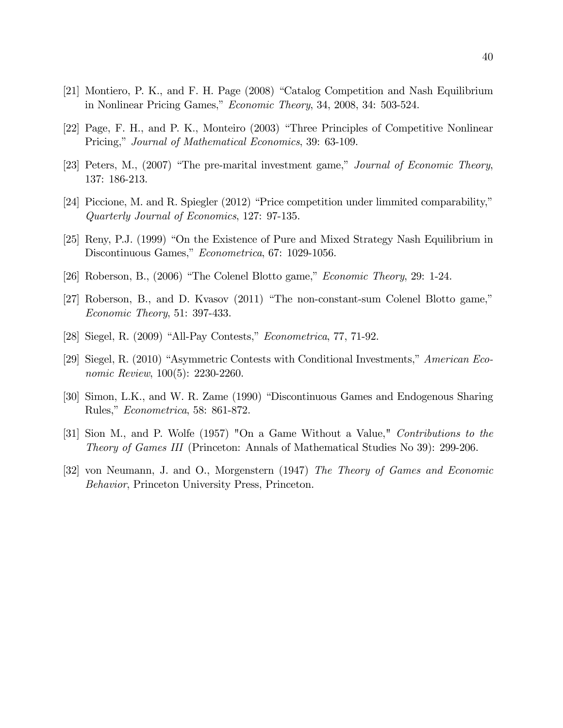[21] Montiero, P. K., and F. H. Page (2008) “Catalog Competition and Nash Equilibrium in Nonlinear Pricing Games,” *Economic Theory*, 34, 2008, 34: 503-524.

[22] Page, F. H., and P. K., Monteiro (2003) “Three Principles of Competitive Nonlinear Pricing,” *Journal of Mathematical Economics*, 39: 63-109.

[23] Peters, M., (2007) “The pre-marital investment game,” *Journal of Economic Theory*, 137: 186-213.

[24] Piccione, M. and R. Spiegler (2012) “Price competition under limmited comparability,” *Quarterly Journal of Economics*, 127: 97-135.

[25] Reny, P.J. (1999) “On the Existence of Pure and Mixed Strategy Nash Equilibrium in Discontinuous Games,” *Econometrica*, 67: 1029-1056.

[26] Roberson, B., (2006) “The Colenel Blotto game,” *Economic Theory*, 29: 1-24.

[27] Roberson, B., and D. Kvasov (2011) “The non-constant-sum Colenel Blotto game,” *Economic Theory*, 51: 397-433.

[28] Siegel, R. (2009) “All-Pay Contests,” *Econometrica*, 77, 71-92.

[29] Siegel, R. (2010) “Asymmetric Contests with Conditional Investments,” *American Economic Review*, 100(5): 2230-2260.

[30] Simon, L.K., and W. R. Zame (1990) “Discontinuous Games and Endogenous Sharing Rules,” *Econometrica*, 58: 861-872.

[31] Sion M., and P. Wolfe (1957) "On a Game Without a Value," *Contributions to the Theory of Games III* (Princeton: Annals of Mathematical Studies No 39): 299-206.

[32] von Neumann, J. and O., Morgenstern (1947) *The Theory of Games and Economic Behavior*, Princeton University Press, Princeton.